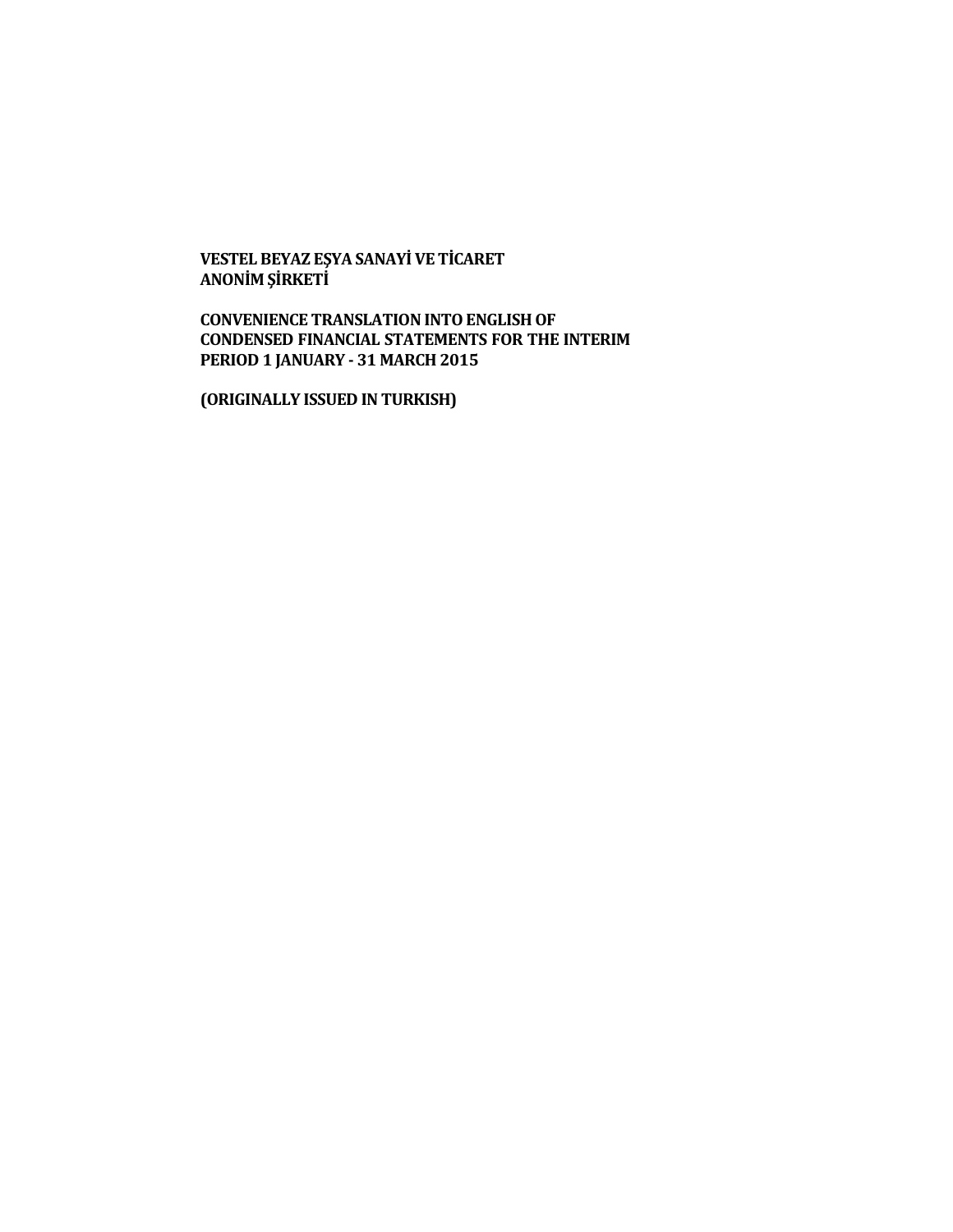**VESTEL BEYAZ EŞYA SANAYİ VE TİCARET ANONİM ŞİRKETİ**

**CONVENIENCE TRANSLATION INTO ENGLISH OF CONDENSED FINANCIAL STATEMENTS FOR THE INTERIM PERIOD 1 JANUARY - 31 MARCH 2015**

**(ORIGINALLY ISSUED IN TURKISH)**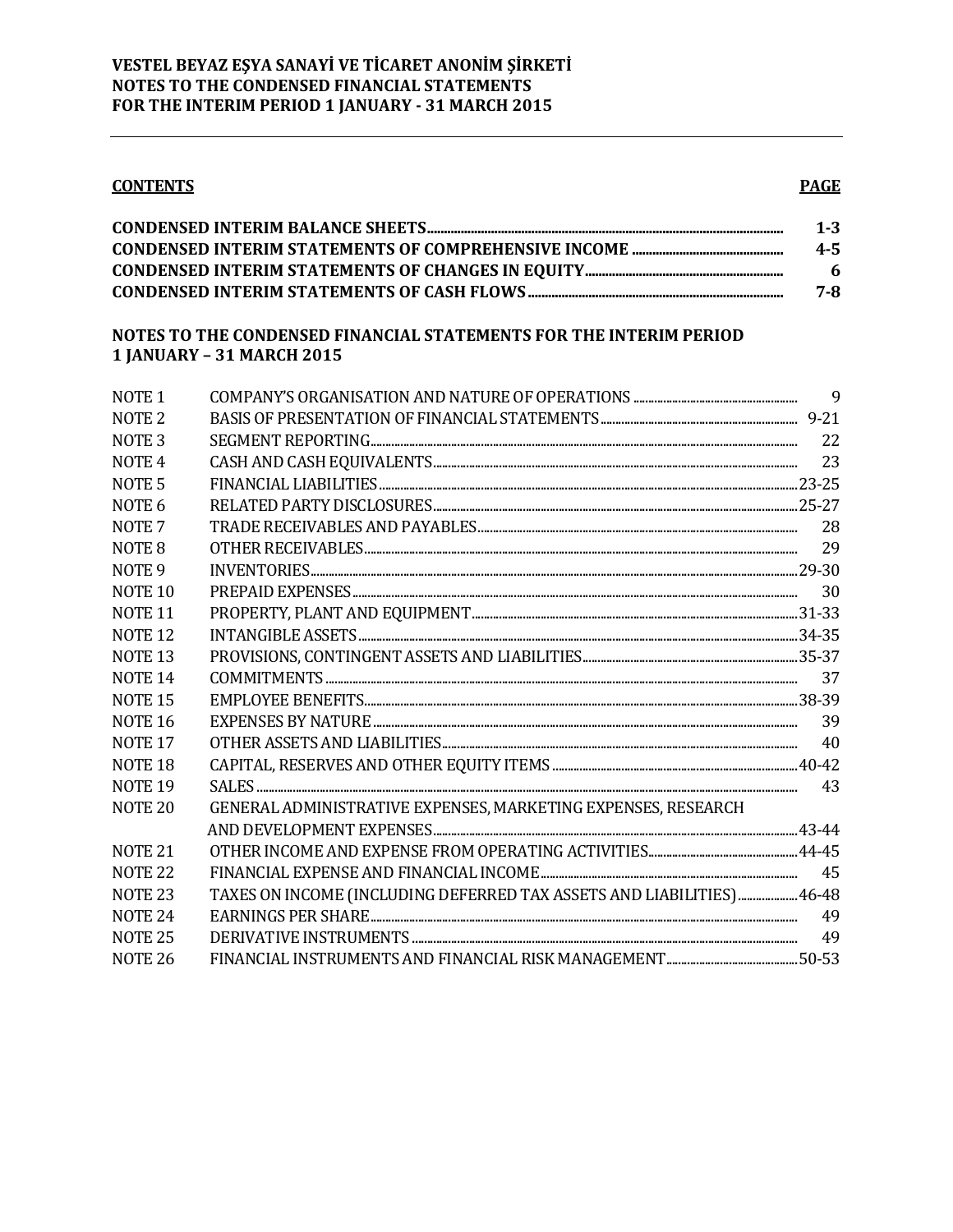**VESTEL BEYAZ EŞYA SANAYİ VE TİCARET ANONİM ŞİRKETİ**
**NOTES TO THE CONDENSED FINANCIAL STATEMENTS**
**FOR THE INTERIM PERIOD 1 JANUARY - 31 MARCH 2015**

| **CONTENTS** | **PAGE** |
|---|---|
| **CONDENSED INTERIM BALANCE SHEETS** | **1-3** |
| **CONDENSED INTERIM STATEMENTS OF COMPREHENSIVE INCOME** | **4-5** |
| **CONDENSED INTERIM STATEMENTS OF CHANGES IN EQUITY** | **6** |
| **CONDENSED INTERIM STATEMENTS OF CASH FLOWS** | **7-8** |

**NOTES TO THE CONDENSED FINANCIAL STATEMENTS FOR THE INTERIM PERIOD 1 JANUARY – 31 MARCH 2015**

| | | |
|---|---|---|
| NOTE 1 | COMPANY'S ORGANISATION AND NATURE OF OPERATIONS | 9 |
| NOTE 2 | BASIS OF PRESENTATION OF FINANCIAL STATEMENTS | 9-21 |
| NOTE 3 | SEGMENT REPORTING | 22 |
| NOTE 4 | CASH AND CASH EQUIVALENTS | 23 |
| NOTE 5 | FINANCIAL LIABILITIES | 23-25 |
| NOTE 6 | RELATED PARTY DISCLOSURES | 25-27 |
| NOTE 7 | TRADE RECEIVABLES AND PAYABLES | 28 |
| NOTE 8 | OTHER RECEIVABLES | 29 |
| NOTE 9 | INVENTORIES | 29-30 |
| NOTE 10 | PREPAID EXPENSES | 30 |
| NOTE 11 | PROPERTY, PLANT AND EQUIPMENT | 31-33 |
| NOTE 12 | INTANGIBLE ASSETS | 34-35 |
| NOTE 13 | PROVISIONS, CONTINGENT ASSETS AND LIABILITIES | 35-37 |
| NOTE 14 | COMMITMENTS | 37 |
| NOTE 15 | EMPLOYEE BENEFITS | 38-39 |
| NOTE 16 | EXPENSES BY NATURE | 39 |
| NOTE 17 | OTHER ASSETS AND LIABILITIES | 40 |
| NOTE 18 | CAPITAL, RESERVES AND OTHER EQUITY ITEMS | 40-42 |
| NOTE 19 | SALES | 43 |
| NOTE 20 | GENERAL ADMINISTRATIVE EXPENSES, MARKETING EXPENSES, RESEARCH AND DEVELOPMENT EXPENSES | 43-44 |
| NOTE 21 | OTHER INCOME AND EXPENSE FROM OPERATING ACTIVITIES | 44-45 |
| NOTE 22 | FINANCIAL EXPENSE AND FINANCIAL INCOME | 45 |
| NOTE 23 | TAXES ON INCOME (INCLUDING DEFERRED TAX ASSETS AND LIABILITIES) | 46-48 |
| NOTE 24 | EARNINGS PER SHARE | 49 |
| NOTE 25 | DERIVATIVE INSTRUMENTS | 49 |
| NOTE 26 | FINANCIAL INSTRUMENTS AND FINANCIAL RISK MANAGEMENT | 50-53 |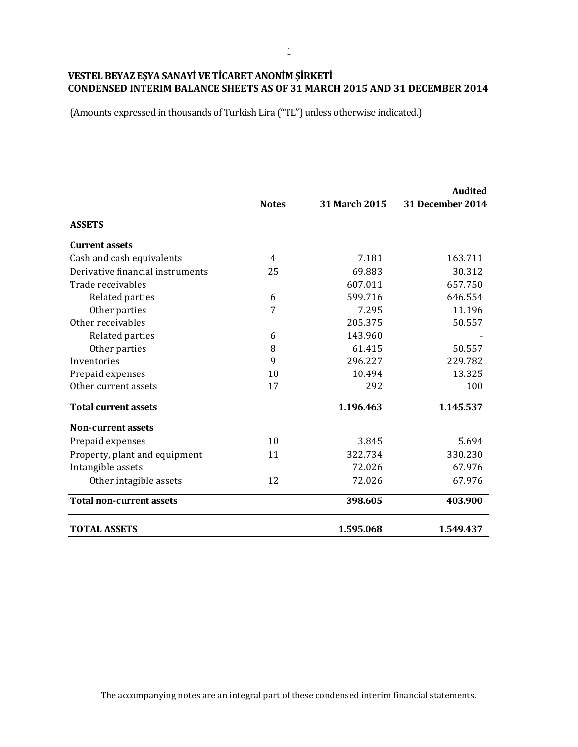# VESTEL BEYAZ EŞYA SANAYİ VE TİCARET ANONİM ŞİRKETİ
## CONDENSED INTERIM BALANCE SHEETS AS OF 31 MARCH 2015 AND 31 DECEMBER 2014

(Amounts expressed in thousands of Turkish Lira ("TL") unless otherwise indicated.)

| | Notes | 31 March 2015 | Audited 31 December 2014 |
|---|---|---|---|
| **ASSETS** | | | |
| **Current assets** | | | |
| Cash and cash equivalents | 4 | 7.181 | 163.711 |
| Derivative financial instruments | 25 | 69.883 | 30.312 |
| Trade receivables | | 607.011 | 657.750 |
| Related parties | 6 | 599.716 | 646.554 |
| Other parties | 7 | 7.295 | 11.196 |
| Other receivables | | 205.375 | 50.557 |
| Related parties | 6 | 143.960 | - |
| Other parties | 8 | 61.415 | 50.557 |
| Inventories | 9 | 296.227 | 229.782 |
| Prepaid expenses | 10 | 10.494 | 13.325 |
| Other current assets | 17 | 292 | 100 |
| **Total current assets** | | **1.196.463** | **1.145.537** |
| **Non-current assets** | | | |
| Prepaid expenses | 10 | 3.845 | 5.694 |
| Property, plant and equipment | 11 | 322.734 | 330.230 |
| Intangible assets | | 72.026 | 67.976 |
| Other intagible assets | 12 | 72.026 | 67.976 |
| **Total non-current assets** | | **398.605** | **403.900** |
| **TOTAL ASSETS** | | **1.595.068** | **1.549.437** |

The accompanying notes are an integral part of these condensed interim financial statements.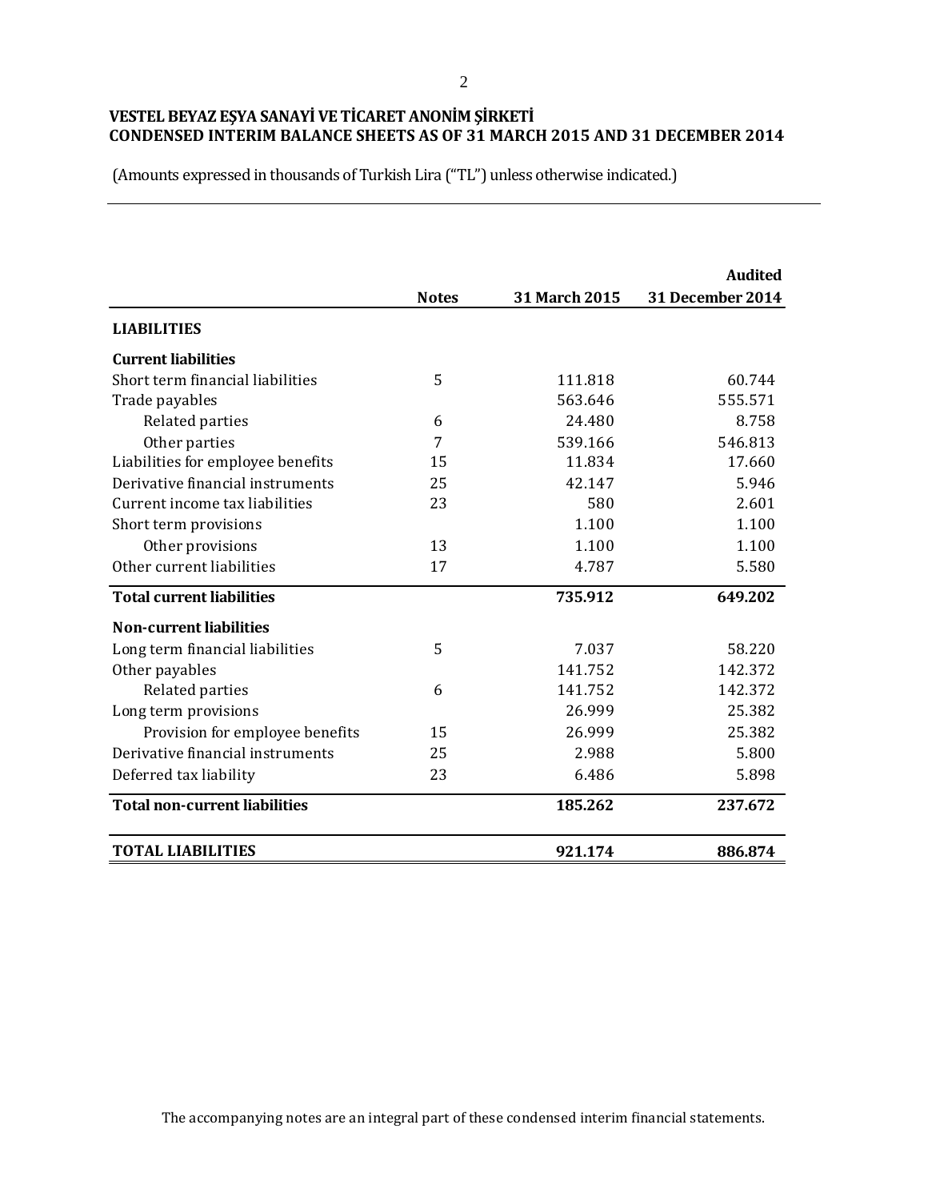# VESTEL BEYAZ EŞYA SANAYİ VE TİCARET ANONİM ŞİRKETİ
## CONDENSED INTERIM BALANCE SHEETS AS OF 31 MARCH 2015 AND 31 DECEMBER 2014

(Amounts expressed in thousands of Turkish Lira ("TL") unless otherwise indicated.)

| | Notes | 31 March 2015 | Audited 31 December 2014 |
|---|---|---|---|
| **LIABILITIES** | | | |
| **Current liabilities** | | | |
| Short term financial liabilities | 5 | 111.818 | 60.744 |
| Trade payables | | 563.646 | 555.571 |
| Related parties | 6 | 24.480 | 8.758 |
| Other parties | 7 | 539.166 | 546.813 |
| Liabilities for employee benefits | 15 | 11.834 | 17.660 |
| Derivative financial instruments | 25 | 42.147 | 5.946 |
| Current income tax liabilities | 23 | 580 | 2.601 |
| Short term provisions | | 1.100 | 1.100 |
| Other provisions | 13 | 1.100 | 1.100 |
| Other current liabilities | 17 | 4.787 | 5.580 |
| **Total current liabilities** | | **735.912** | **649.202** |
| **Non-current liabilities** | | | |
| Long term financial liabilities | 5 | 7.037 | 58.220 |
| Other payables | | 141.752 | 142.372 |
| Related parties | 6 | 141.752 | 142.372 |
| Long term provisions | | 26.999 | 25.382 |
| Provision for employee benefits | 15 | 26.999 | 25.382 |
| Derivative financial instruments | 25 | 2.988 | 5.800 |
| Deferred tax liability | 23 | 6.486 | 5.898 |
| **Total non-current liabilities** | | **185.262** | **237.672** |
| **TOTAL LIABILITIES** | | **921.174** | **886.874** |

The accompanying notes are an integral part of these condensed interim financial statements.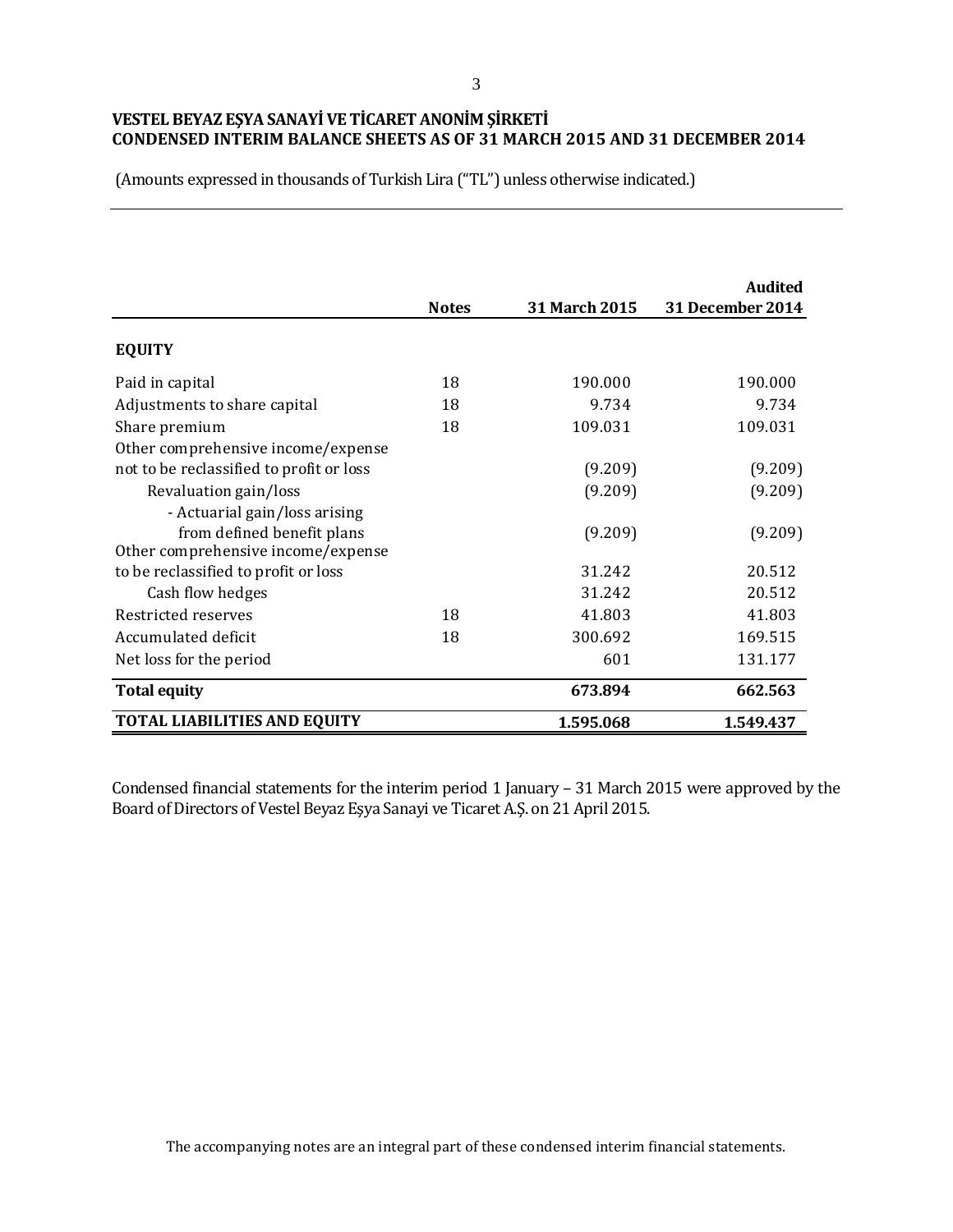**VESTEL BEYAZ EŞYA SANAYİ VE TİCARET ANONİM ŞİRKETİ**
**CONDENSED INTERIM BALANCE SHEETS AS OF 31 MARCH 2015 AND 31 DECEMBER 2014**

(Amounts expressed in thousands of Turkish Lira ("TL") unless otherwise indicated.)

| | Notes | 31 March 2015 | Audited 31 December 2014 |
|---|---|---|---|
| **EQUITY** | | | |
| Paid in capital | 18 | 190.000 | 190.000 |
| Adjustments to share capital | 18 | 9.734 | 9.734 |
| Share premium | 18 | 109.031 | 109.031 |
| Other comprehensive income/expense not to be reclassified to profit or loss | | (9.209) | (9.209) |
| Revaluation gain/loss | | (9.209) | (9.209) |
| - Actuarial gain/loss arising from defined benefit plans | | (9.209) | (9.209) |
| Other comprehensive income/expense to be reclassified to profit or loss | | 31.242 | 20.512 |
| Cash flow hedges | | 31.242 | 20.512 |
| Restricted reserves | 18 | 41.803 | 41.803 |
| Accumulated deficit | 18 | 300.692 | 169.515 |
| Net loss for the period | | 601 | 131.177 |
| **Total equity** | | **673.894** | **662.563** |
| **TOTAL LIABILITIES AND EQUITY** | | **1.595.068** | **1.549.437** |

Condensed financial statements for the interim period 1 January – 31 March 2015 were approved by the Board of Directors of Vestel Beyaz Eşya Sanayi ve Ticaret A.Ş. on 21 April 2015.

The accompanying notes are an integral part of these condensed interim financial statements.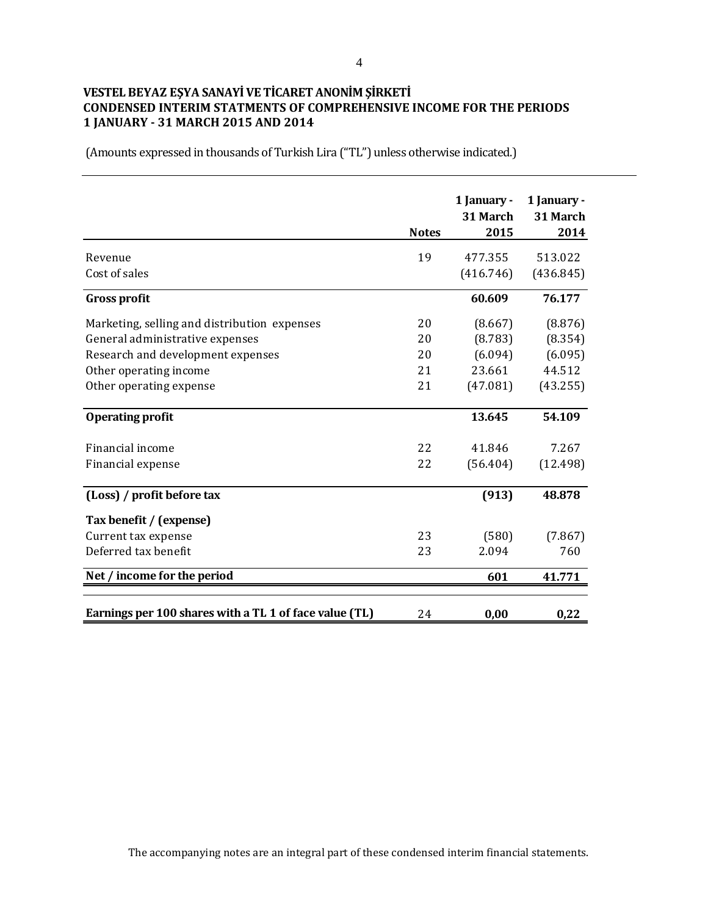**VESTEL BEYAZ EŞYA SANAYİ VE TİCARET ANONİM ŞİRKETİ**
**CONDENSED INTERIM STATMENTS OF COMPREHENSIVE INCOME FOR THE PERIODS**
**1 JANUARY - 31 MARCH 2015 AND 2014**

(Amounts expressed in thousands of Turkish Lira ("TL") unless otherwise indicated.)

| | Notes | 1 January - 31 March 2015 | 1 January - 31 March 2014 |
|---|---|---|---|
| Revenue | 19 | 477.355 | 513.022 |
| Cost of sales | | (416.746) | (436.845) |
| **Gross profit** | | **60.609** | **76.177** |
| Marketing, selling and distribution expenses | 20 | (8.667) | (8.876) |
| General administrative expenses | 20 | (8.783) | (8.354) |
| Research and development expenses | 20 | (6.094) | (6.095) |
| Other operating income | 21 | 23.661 | 44.512 |
| Other operating expense | 21 | (47.081) | (43.255) |
| **Operating profit** | | **13.645** | **54.109** |
| Financial income | 22 | 41.846 | 7.267 |
| Financial expense | 22 | (56.404) | (12.498) |
| **(Loss) / profit before tax** | | **(913)** | **48.878** |
| **Tax benefit / (expense)** | | | |
| Current tax expense | 23 | (580) | (7.867) |
| Deferred tax benefit | 23 | 2.094 | 760 |
| **Net / income for the period** | | **601** | **41.771** |
| **Earnings per 100 shares with a TL 1 of face value (TL)** | 24 | **0,00** | **0,22** |

The accompanying notes are an integral part of these condensed interim financial statements.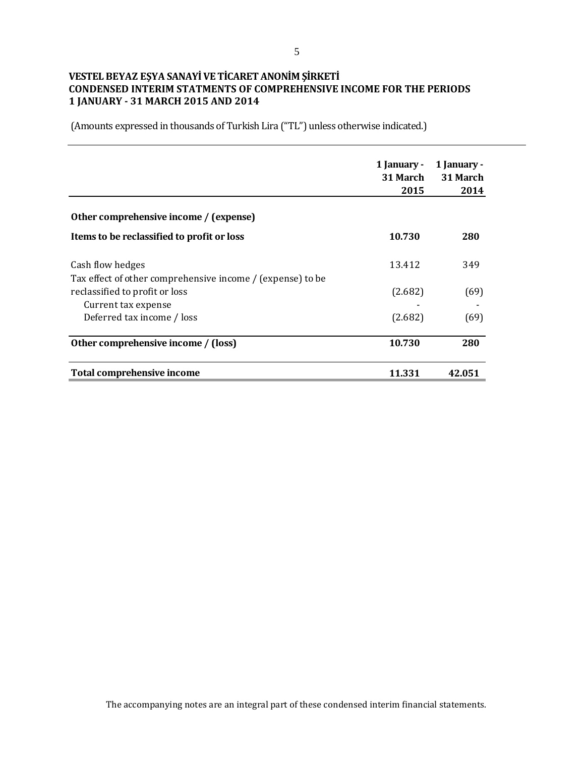**VESTEL BEYAZ EŞYA SANAYİ VE TİCARET ANONİM ŞİRKETİ**
**CONDENSED INTERIM STATMENTS OF COMPREHENSIVE INCOME FOR THE PERIODS**
**1 JANUARY - 31 MARCH 2015 AND 2014**

(Amounts expressed in thousands of Turkish Lira ("TL") unless otherwise indicated.)

| | 1 January - 31 March 2015 | 1 January - 31 March 2014 |
|---|---|---|
| **Other comprehensive income / (expense)** | | |
| **Items to be reclassified to profit or loss** | **10.730** | **280** |
| Cash flow hedges | 13.412 | 349 |
| Tax effect of other comprehensive income / (expense) to be reclassified to profit or loss | (2.682) | (69) |
| Current tax expense | - | - |
| Deferred tax income / loss | (2.682) | (69) |
| **Other comprehensive income / (loss)** | **10.730** | **280** |
| **Total comprehensive income** | **11.331** | **42.051** |

The accompanying notes are an integral part of these condensed interim financial statements.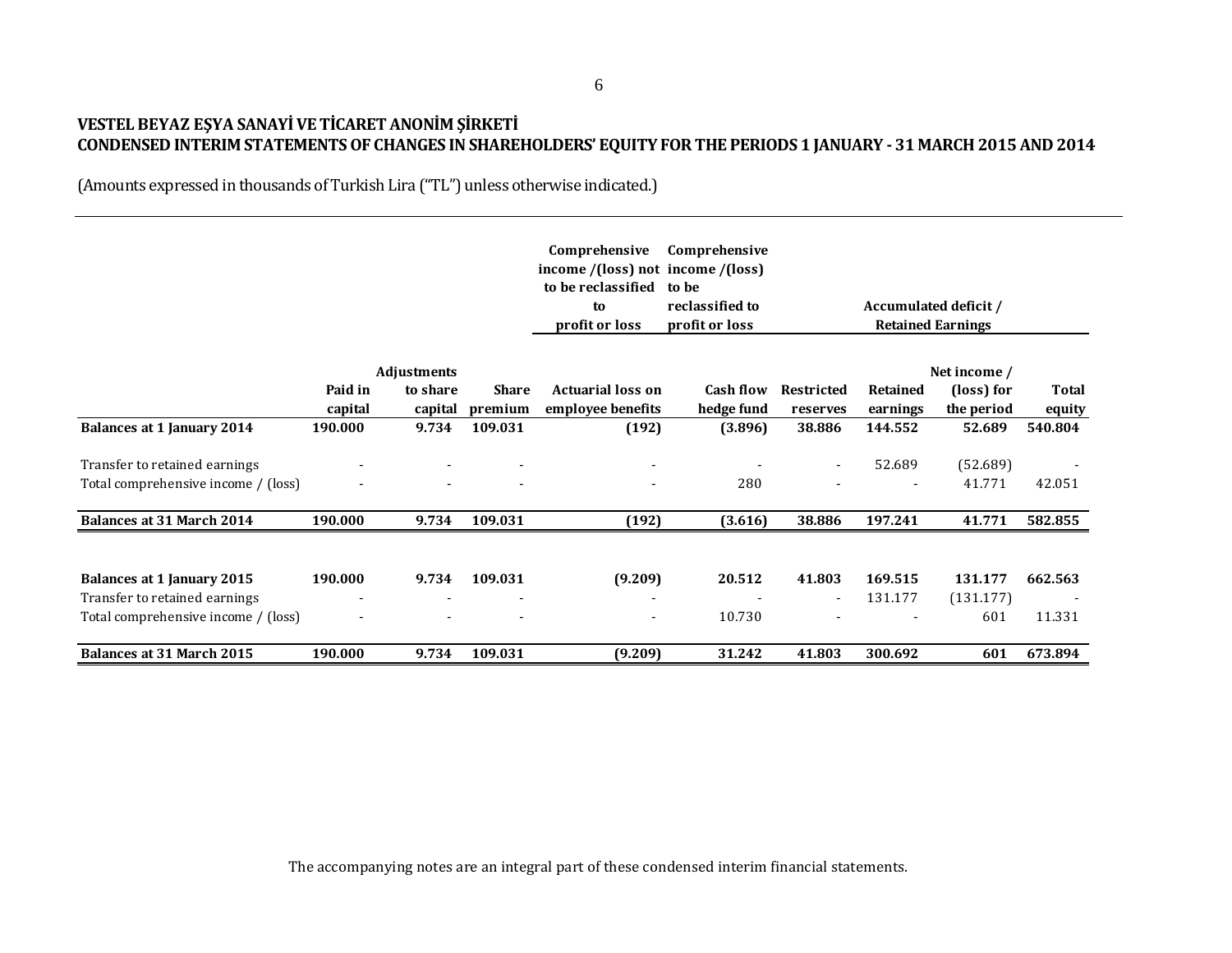**VESTEL BEYAZ EŞYA SANAYİ VE TİCARET ANONİM ŞİRKETİ**
**CONDENSED INTERIM STATEMENTS OF CHANGES IN SHAREHOLDERS' EQUITY FOR THE PERIODS 1 JANUARY - 31 MARCH 2015 AND 2014**

(Amounts expressed in thousands of Turkish Lira ("TL") unless otherwise indicated.)

| | | | | Comprehensive income /(loss) not to be reclassified to profit or loss | Comprehensive income /(loss) to be reclassified to profit or loss | | Accumulated deficit / Retained Earnings | | |
|---|---|---|---|---|---|---|---|---|---|
| | Paid in capital | Adjustments to share capital | Share premium | Actuarial loss on employee benefits | Cash flow hedge fund | Restricted reserves | Retained earnings | Net income / (loss) for the period | Total equity |
| **Balances at 1 January 2014** | **190.000** | **9.734** | **109.031** | **(192)** | **(3.896)** | **38.886** | **144.552** | **52.689** | **540.804** |
| Transfer to retained earnings | - | - | - | - | - | - | 52.689 | (52.689) | - |
| Total comprehensive income / (loss) | - | - | - | - | 280 | - | - | 41.771 | 42.051 |
| **Balances at 31 March 2014** | **190.000** | **9.734** | **109.031** | **(192)** | **(3.616)** | **38.886** | **197.241** | **41.771** | **582.855** |
| | | | | | | | | | |
| **Balances at 1 January 2015** | **190.000** | **9.734** | **109.031** | **(9.209)** | **20.512** | **41.803** | **169.515** | **131.177** | **662.563** |
| Transfer to retained earnings | - | - | - | - | - | - | 131.177 | (131.177) | - |
| Total comprehensive income / (loss) | - | - | - | - | 10.730 | - | - | 601 | 11.331 |
| **Balances at 31 March 2015** | **190.000** | **9.734** | **109.031** | **(9.209)** | **31.242** | **41.803** | **300.692** | **601** | **673.894** |

The accompanying notes are an integral part of these condensed interim financial statements.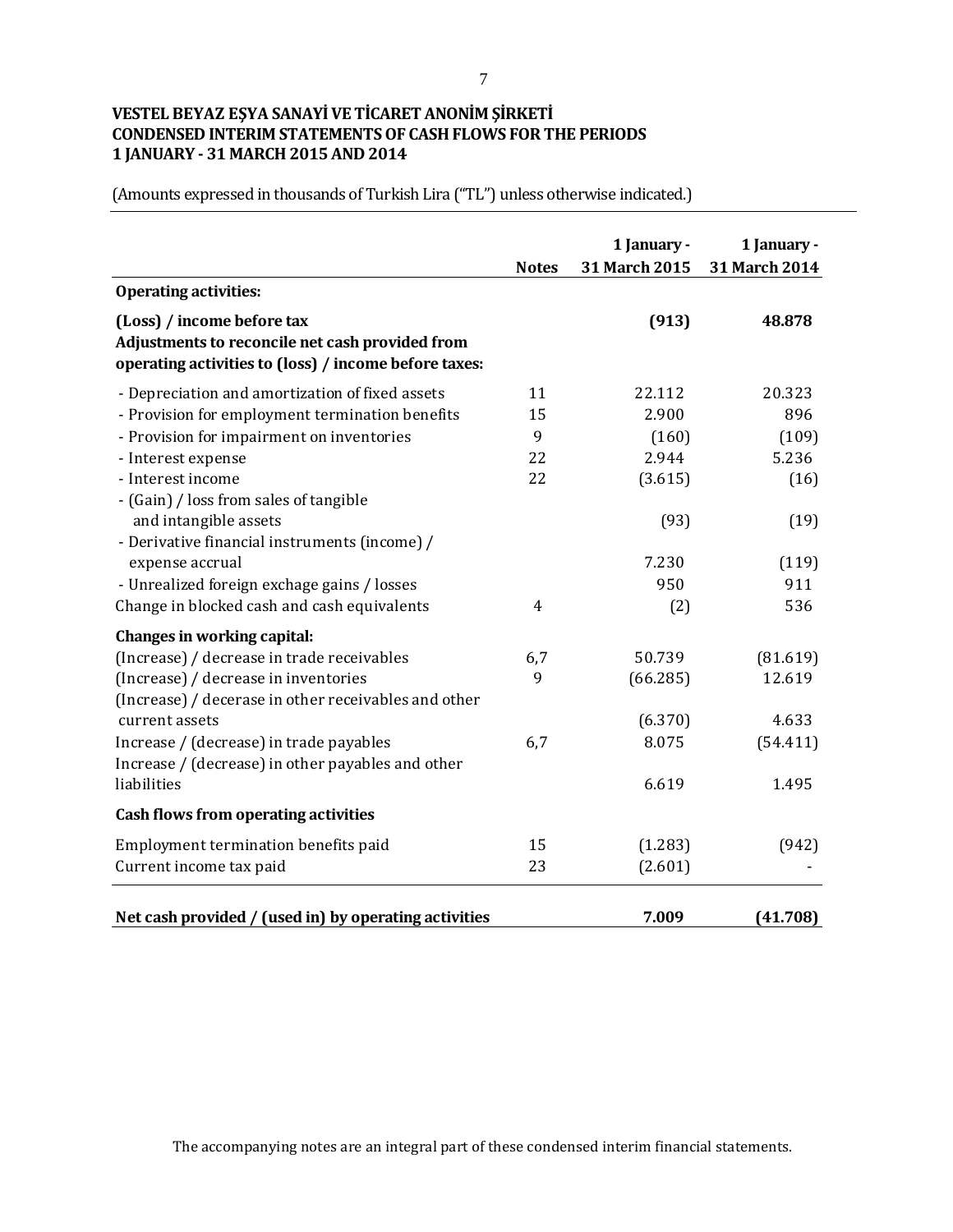**VESTEL BEYAZ EŞYA SANAYİ VE TİCARET ANONİM ŞİRKETİ**
**CONDENSED INTERIM STATEMENTS OF CASH FLOWS FOR THE PERIODS**
**1 JANUARY - 31 MARCH 2015 AND 2014**

(Amounts expressed in thousands of Turkish Lira ("TL") unless otherwise indicated.)

| | Notes | 1 January - 31 March 2015 | 1 January - 31 March 2014 |
|---|---|---|---|
| **Operating activities:** | | | |
| **(Loss) / income before tax** | | **(913)** | **48.878** |
| **Adjustments to reconcile net cash provided from operating activities to (loss) / income before taxes:** | | | |
| - Depreciation and amortization of fixed assets | 11 | 22.112 | 20.323 |
| - Provision for employment termination benefits | 15 | 2.900 | 896 |
| - Provision for impairment on inventories | 9 | (160) | (109) |
| - Interest expense | 22 | 2.944 | 5.236 |
| - Interest income | 22 | (3.615) | (16) |
| - (Gain) / loss from sales of tangible and intangible assets | | (93) | (19) |
| - Derivative financial instruments (income) / expense accrual | | 7.230 | (119) |
| - Unrealized foreign exchage gains / losses | | 950 | 911 |
| Change in blocked cash and cash equivalents | 4 | (2) | 536 |
| **Changes in working capital:** | | | |
| (Increase) / decrease in trade receivables | 6,7 | 50.739 | (81.619) |
| (Increase) / decrease in inventories | 9 | (66.285) | 12.619 |
| (Increase) / decerase in other receivables and other current assets | | (6.370) | 4.633 |
| Increase / (decrease) in trade payables | 6,7 | 8.075 | (54.411) |
| Increase / (decrease) in other payables and other liabilities | | 6.619 | 1.495 |
| **Cash flows from operating activities** | | | |
| Employment termination benefits paid | 15 | (1.283) | (942) |
| Current income tax paid | 23 | (2.601) | - |
| **Net cash provided / (used in) by operating activities** | | **7.009** | **(41.708)** |

The accompanying notes are an integral part of these condensed interim financial statements.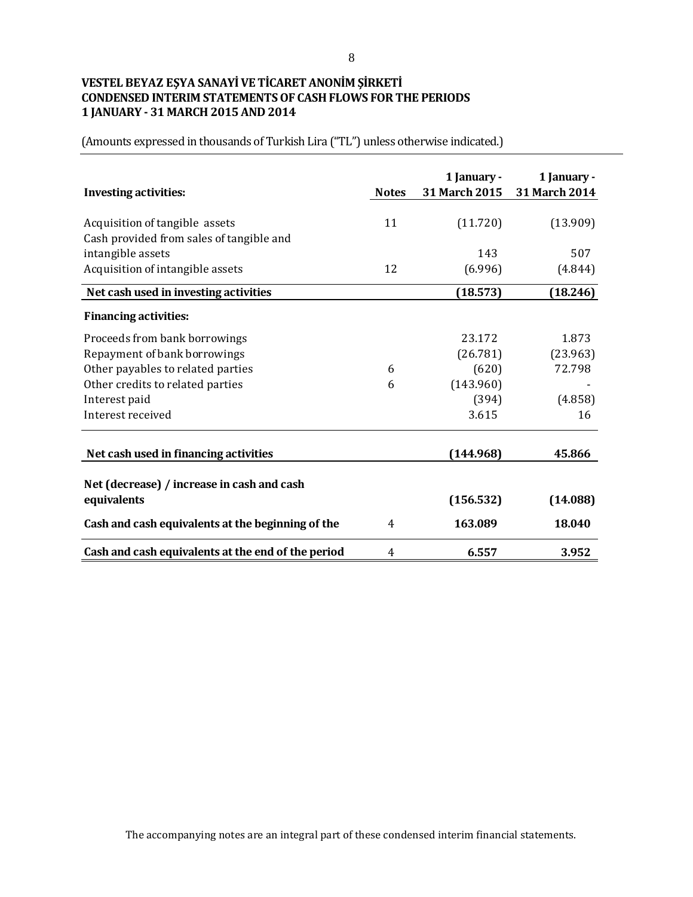**VESTEL BEYAZ EŞYA SANAYİ VE TİCARET ANONİM ŞİRKETİ**
**CONDENSED INTERIM STATEMENTS OF CASH FLOWS FOR THE PERIODS**
**1 JANUARY - 31 MARCH 2015 AND 2014**

(Amounts expressed in thousands of Turkish Lira ("TL") unless otherwise indicated.)

| **Investing activities:** | **Notes** | **1 January - 31 March 2015** | **1 January - 31 March 2014** |
|---|---|---|---|
| Acquisition of tangible assets | 11 | (11.720) | (13.909) |
| Cash provided from sales of tangible and intangible assets | | 143 | 507 |
| Acquisition of intangible assets | 12 | (6.996) | (4.844) |
| **Net cash used in investing activities** | | **(18.573)** | **(18.246)** |
| **Financing activities:** | | | |
| Proceeds from bank borrowings | | 23.172 | 1.873 |
| Repayment of bank borrowings | | (26.781) | (23.963) |
| Other payables to related parties | 6 | (620) | 72.798 |
| Other credits to related parties | 6 | (143.960) | - |
| Interest paid | | (394) | (4.858) |
| Interest received | | 3.615 | 16 |
| **Net cash used in financing activities** | | **(144.968)** | **45.866** |
| **Net (decrease) / increase in cash and cash equivalents** | | **(156.532)** | **(14.088)** |
| **Cash and cash equivalents at the beginning of the** | 4 | **163.089** | **18.040** |
| **Cash and cash equivalents at the end of the period** | 4 | **6.557** | **3.952** |

The accompanying notes are an integral part of these condensed interim financial statements.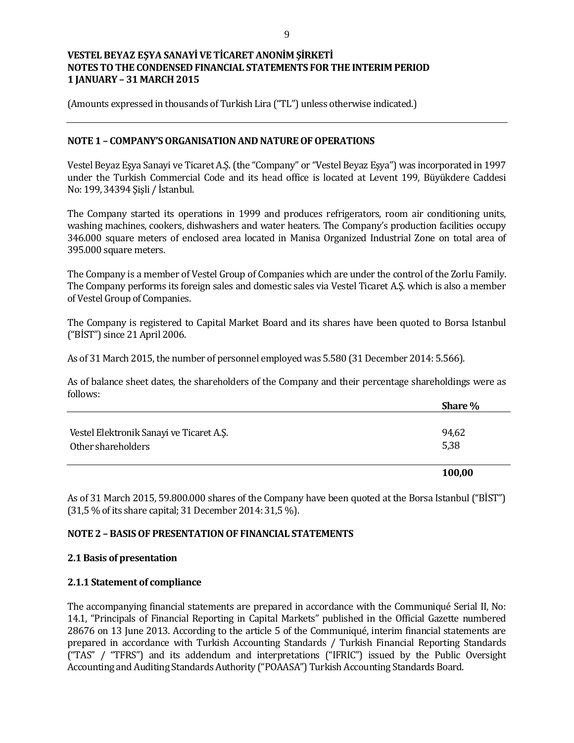**VESTEL BEYAZ EŞYA SANAYİ VE TİCARET ANONİM ŞİRKETİ**
**NOTES TO THE CONDENSED FINANCIAL STATEMENTS FOR THE INTERIM PERIOD**
**1 JANUARY – 31 MARCH 2015**

(Amounts expressed in thousands of Turkish Lira ("TL") unless otherwise indicated.)

## NOTE 1 – COMPANY'S ORGANISATION AND NATURE OF OPERATIONS

Vestel Beyaz Eşya Sanayi ve Ticaret A.Ş. (the "Company" or "Vestel Beyaz Eşya") was incorporated in 1997 under the Turkish Commercial Code and its head office is located at Levent 199, Büyükdere Caddesi No: 199, 34394 Şişli / İstanbul.

The Company started its operations in 1999 and produces refrigerators, room air conditioning units, washing machines, cookers, dishwashers and water heaters. The Company's production facilities occupy 346.000 square meters of enclosed area located in Manisa Organized Industrial Zone on total area of 395.000 square meters.

The Company is a member of Vestel Group of Companies which are under the control of the Zorlu Family. The Company performs its foreign sales and domestic sales via Vestel Ticaret A.Ş. which is also a member of Vestel Group of Companies.

The Company is registered to Capital Market Board and its shares have been quoted to Borsa Istanbul ("BİST") since 21 April 2006.

As of 31 March 2015, the number of personnel employed was 5.580 (31 December 2014: 5.566).

As of balance sheet dates, the shareholders of the Company and their percentage shareholdings were as follows:

| | **Share %** |
|---|---|
| Vestel Elektronik Sanayi ve Ticaret A.Ş. | 94,62 |
| Other shareholders | 5,38 |
| | **100,00** |

As of 31 March 2015, 59.800.000 shares of the Company have been quoted at the Borsa Istanbul ("BİST") (31,5 % of its share capital; 31 December 2014: 31,5 %).

## NOTE 2 – BASIS OF PRESENTATION OF FINANCIAL STATEMENTS

### 2.1 Basis of presentation

#### 2.1.1 Statement of compliance

The accompanying financial statements are prepared in accordance with the Communiqué Serial II, No: 14.1, "Principals of Financial Reporting in Capital Markets" published in the Official Gazette numbered 28676 on 13 June 2013. According to the article 5 of the Communiqué, interim financial statements are prepared in accordance with Turkish Accounting Standards / Turkish Financial Reporting Standards ("TAS" / "TFRS") and its addendum and interpretations ("IFRIC") issued by the Public Oversight Accounting and Auditing Standards Authority ("POAASA") Turkish Accounting Standards Board.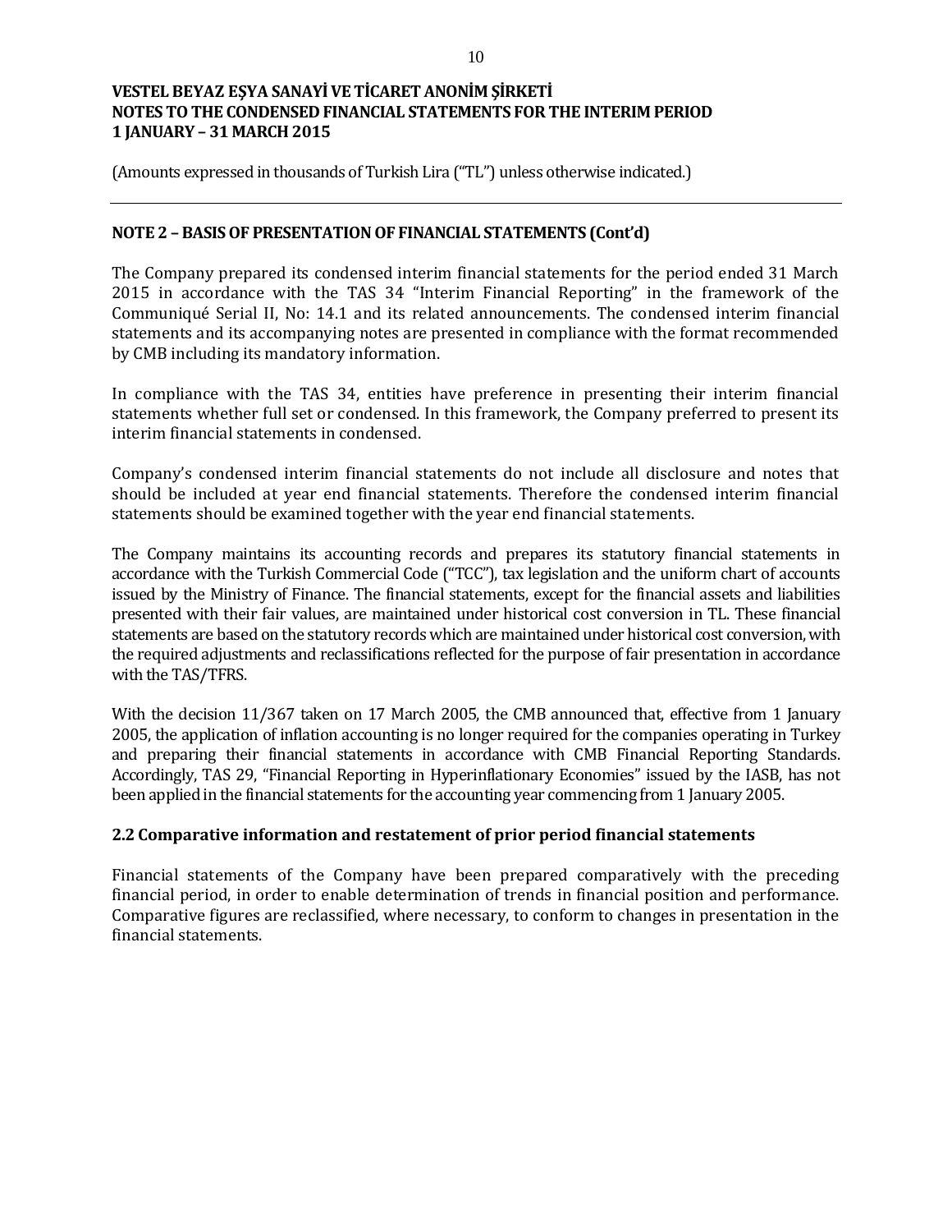(Amounts expressed in thousands of Turkish Lira ("TL") unless otherwise indicated.)

## NOTE 2 – BASIS OF PRESENTATION OF FINANCIAL STATEMENTS (Cont'd)

The Company prepared its condensed interim financial statements for the period ended 31 March 2015 in accordance with the TAS 34 "Interim Financial Reporting" in the framework of the Communiqué Serial II, No: 14.1 and its related announcements. The condensed interim financial statements and its accompanying notes are presented in compliance with the format recommended by CMB including its mandatory information.

In compliance with the TAS 34, entities have preference in presenting their interim financial statements whether full set or condensed. In this framework, the Company preferred to present its interim financial statements in condensed.

Company's condensed interim financial statements do not include all disclosure and notes that should be included at year end financial statements. Therefore the condensed interim financial statements should be examined together with the year end financial statements.

The Company maintains its accounting records and prepares its statutory financial statements in accordance with the Turkish Commercial Code ("TCC"), tax legislation and the uniform chart of accounts issued by the Ministry of Finance. The financial statements, except for the financial assets and liabilities presented with their fair values, are maintained under historical cost conversion in TL. These financial statements are based on the statutory records which are maintained under historical cost conversion, with the required adjustments and reclassifications reflected for the purpose of fair presentation in accordance with the TAS/TFRS.

With the decision 11/367 taken on 17 March 2005, the CMB announced that, effective from 1 January 2005, the application of inflation accounting is no longer required for the companies operating in Turkey and preparing their financial statements in accordance with CMB Financial Reporting Standards. Accordingly, TAS 29, "Financial Reporting in Hyperinflationary Economies" issued by the IASB, has not been applied in the financial statements for the accounting year commencing from 1 January 2005.

### 2.2 Comparative information and restatement of prior period financial statements

Financial statements of the Company have been prepared comparatively with the preceding financial period, in order to enable determination of trends in financial position and performance. Comparative figures are reclassified, where necessary, to conform to changes in presentation in the financial statements.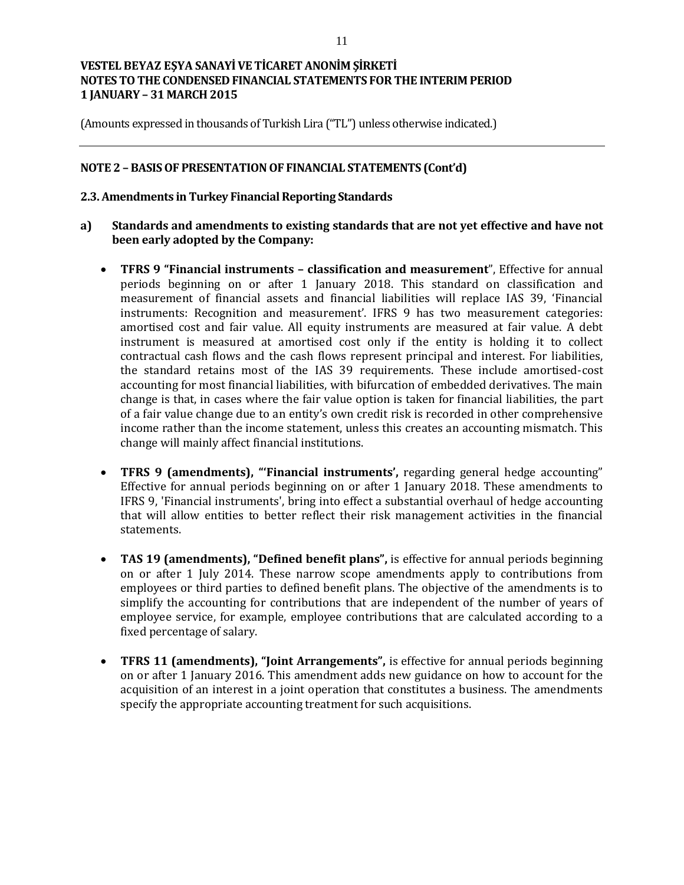(Amounts expressed in thousands of Turkish Lira ("TL") unless otherwise indicated.)

## NOTE 2 – BASIS OF PRESENTATION OF FINANCIAL STATEMENTS (Cont'd)

### 2.3. Amendments in Turkey Financial Reporting Standards

**a) Standards and amendments to existing standards that are not yet effective and have not been early adopted by the Company:**

- **TFRS 9 "Financial instruments – classification and measurement**", Effective for annual periods beginning on or after 1 January 2018. This standard on classification and measurement of financial assets and financial liabilities will replace IAS 39, 'Financial instruments: Recognition and measurement'. IFRS 9 has two measurement categories: amortised cost and fair value. All equity instruments are measured at fair value. A debt instrument is measured at amortised cost only if the entity is holding it to collect contractual cash flows and the cash flows represent principal and interest. For liabilities, the standard retains most of the IAS 39 requirements. These include amortised-cost accounting for most financial liabilities, with bifurcation of embedded derivatives. The main change is that, in cases where the fair value option is taken for financial liabilities, the part of a fair value change due to an entity's own credit risk is recorded in other comprehensive income rather than the income statement, unless this creates an accounting mismatch. This change will mainly affect financial institutions.

- **TFRS 9 (amendments), "'Financial instruments',** regarding general hedge accounting" Effective for annual periods beginning on or after 1 January 2018. These amendments to IFRS 9, 'Financial instruments', bring into effect a substantial overhaul of hedge accounting that will allow entities to better reflect their risk management activities in the financial statements.

- **TAS 19 (amendments), "Defined benefit plans",** is effective for annual periods beginning on or after 1 July 2014. These narrow scope amendments apply to contributions from employees or third parties to defined benefit plans. The objective of the amendments is to simplify the accounting for contributions that are independent of the number of years of employee service, for example, employee contributions that are calculated according to a fixed percentage of salary.

- **TFRS 11 (amendments), "Joint Arrangements",** is effective for annual periods beginning on or after 1 January 2016. This amendment adds new guidance on how to account for the acquisition of an interest in a joint operation that constitutes a business. The amendments specify the appropriate accounting treatment for such acquisitions.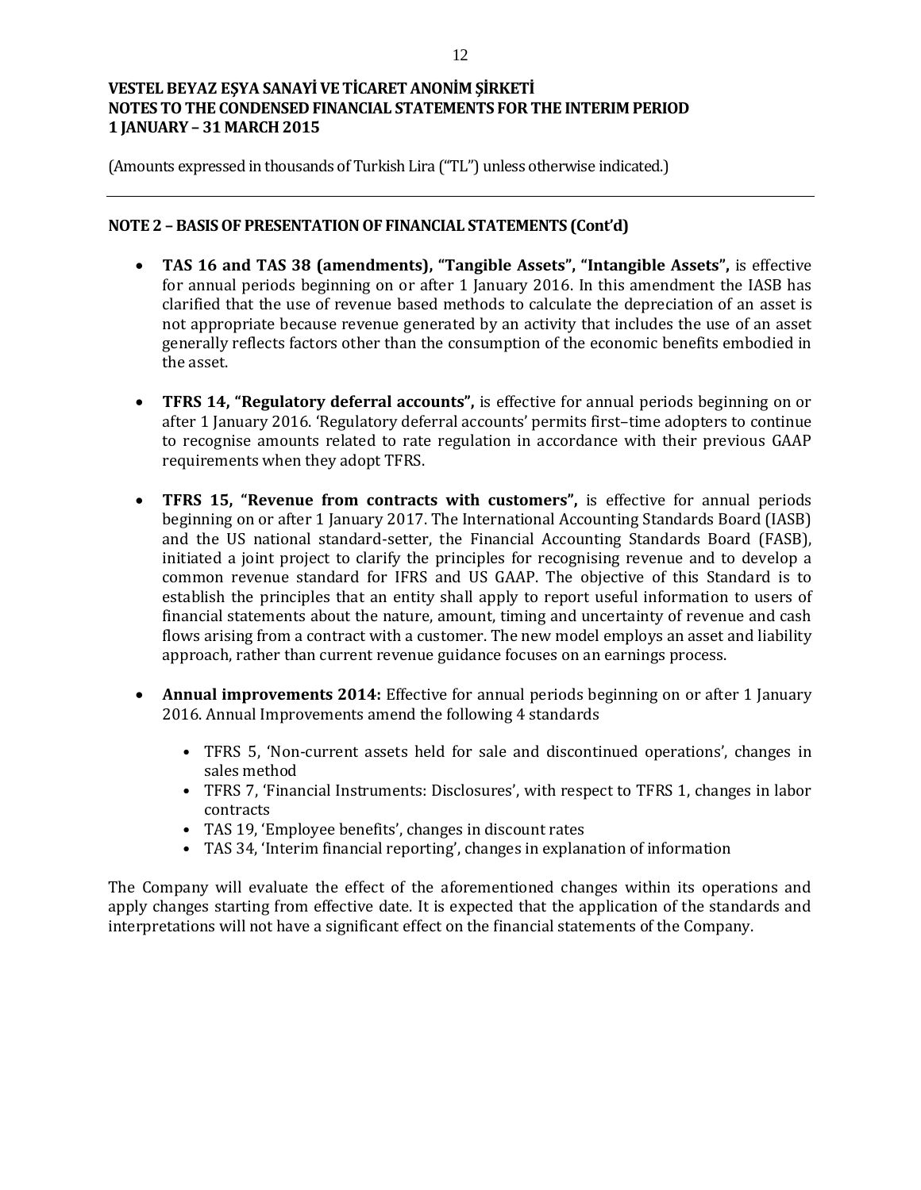## NOTE 2 – BASIS OF PRESENTATION OF FINANCIAL STATEMENTS (Cont'd)

- **TAS 16 and TAS 38 (amendments), "Tangible Assets", "Intangible Assets",** is effective for annual periods beginning on or after 1 January 2016. In this amendment the IASB has clarified that the use of revenue based methods to calculate the depreciation of an asset is not appropriate because revenue generated by an activity that includes the use of an asset generally reflects factors other than the consumption of the economic benefits embodied in the asset.

- **TFRS 14, "Regulatory deferral accounts",** is effective for annual periods beginning on or after 1 January 2016. 'Regulatory deferral accounts' permits first–time adopters to continue to recognise amounts related to rate regulation in accordance with their previous GAAP requirements when they adopt TFRS.

- **TFRS 15, "Revenue from contracts with customers",** is effective for annual periods beginning on or after 1 January 2017. The International Accounting Standards Board (IASB) and the US national standard-setter, the Financial Accounting Standards Board (FASB), initiated a joint project to clarify the principles for recognising revenue and to develop a common revenue standard for IFRS and US GAAP. The objective of this Standard is to establish the principles that an entity shall apply to report useful information to users of financial statements about the nature, amount, timing and uncertainty of revenue and cash flows arising from a contract with a customer. The new model employs an asset and liability approach, rather than current revenue guidance focuses on an earnings process.

- **Annual improvements 2014:** Effective for annual periods beginning on or after 1 January 2016. Annual Improvements amend the following 4 standards

  - TFRS 5, 'Non-current assets held for sale and discontinued operations', changes in sales method
  - TFRS 7, 'Financial Instruments: Disclosures', with respect to TFRS 1, changes in labor contracts
  - TAS 19, 'Employee benefits', changes in discount rates
  - TAS 34, 'Interim financial reporting', changes in explanation of information

The Company will evaluate the effect of the aforementioned changes within its operations and apply changes starting from effective date. It is expected that the application of the standards and interpretations will not have a significant effect on the financial statements of the Company.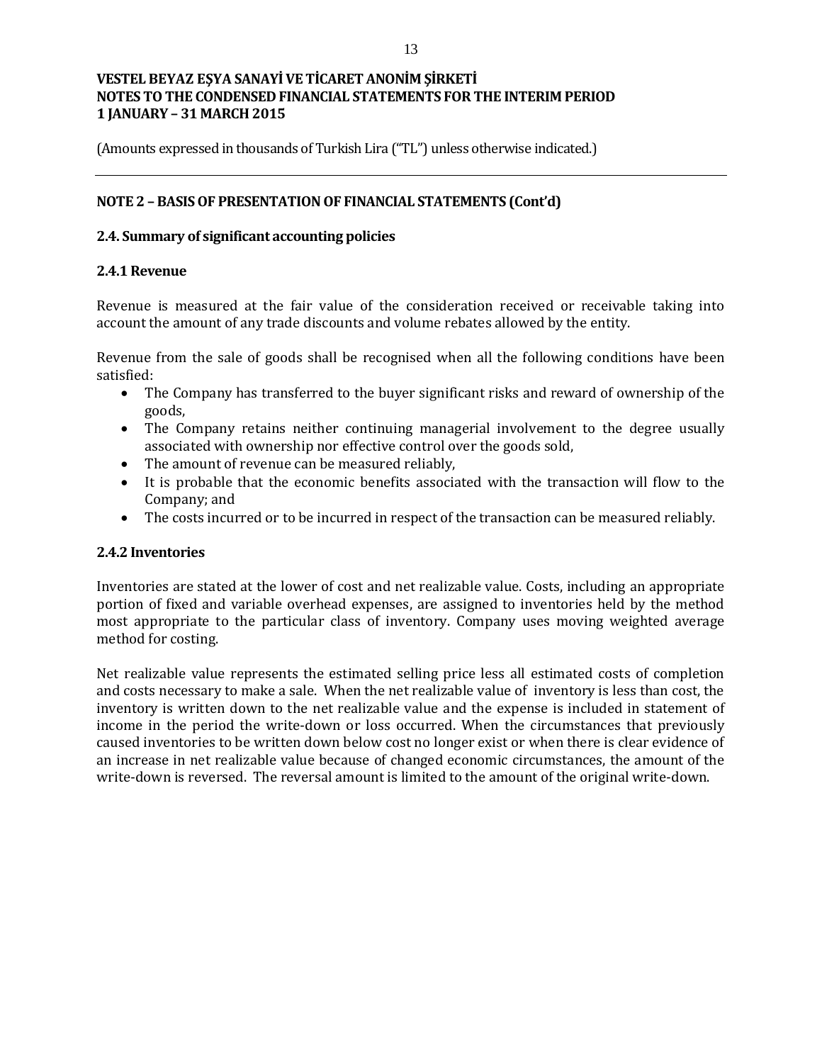(Amounts expressed in thousands of Turkish Lira ("TL") unless otherwise indicated.)

## NOTE 2 – BASIS OF PRESENTATION OF FINANCIAL STATEMENTS (Cont'd)

### 2.4. Summary of significant accounting policies

#### 2.4.1 Revenue

Revenue is measured at the fair value of the consideration received or receivable taking into account the amount of any trade discounts and volume rebates allowed by the entity.

Revenue from the sale of goods shall be recognised when all the following conditions have been satisfied:

- The Company has transferred to the buyer significant risks and reward of ownership of the goods,
- The Company retains neither continuing managerial involvement to the degree usually associated with ownership nor effective control over the goods sold,
- The amount of revenue can be measured reliably,
- It is probable that the economic benefits associated with the transaction will flow to the Company; and
- The costs incurred or to be incurred in respect of the transaction can be measured reliably.

#### 2.4.2 Inventories

Inventories are stated at the lower of cost and net realizable value. Costs, including an appropriate portion of fixed and variable overhead expenses, are assigned to inventories held by the method most appropriate to the particular class of inventory. Company uses moving weighted average method for costing.

Net realizable value represents the estimated selling price less all estimated costs of completion and costs necessary to make a sale. When the net realizable value of inventory is less than cost, the inventory is written down to the net realizable value and the expense is included in statement of income in the period the write-down or loss occurred. When the circumstances that previously caused inventories to be written down below cost no longer exist or when there is clear evidence of an increase in net realizable value because of changed economic circumstances, the amount of the write-down is reversed. The reversal amount is limited to the amount of the original write-down.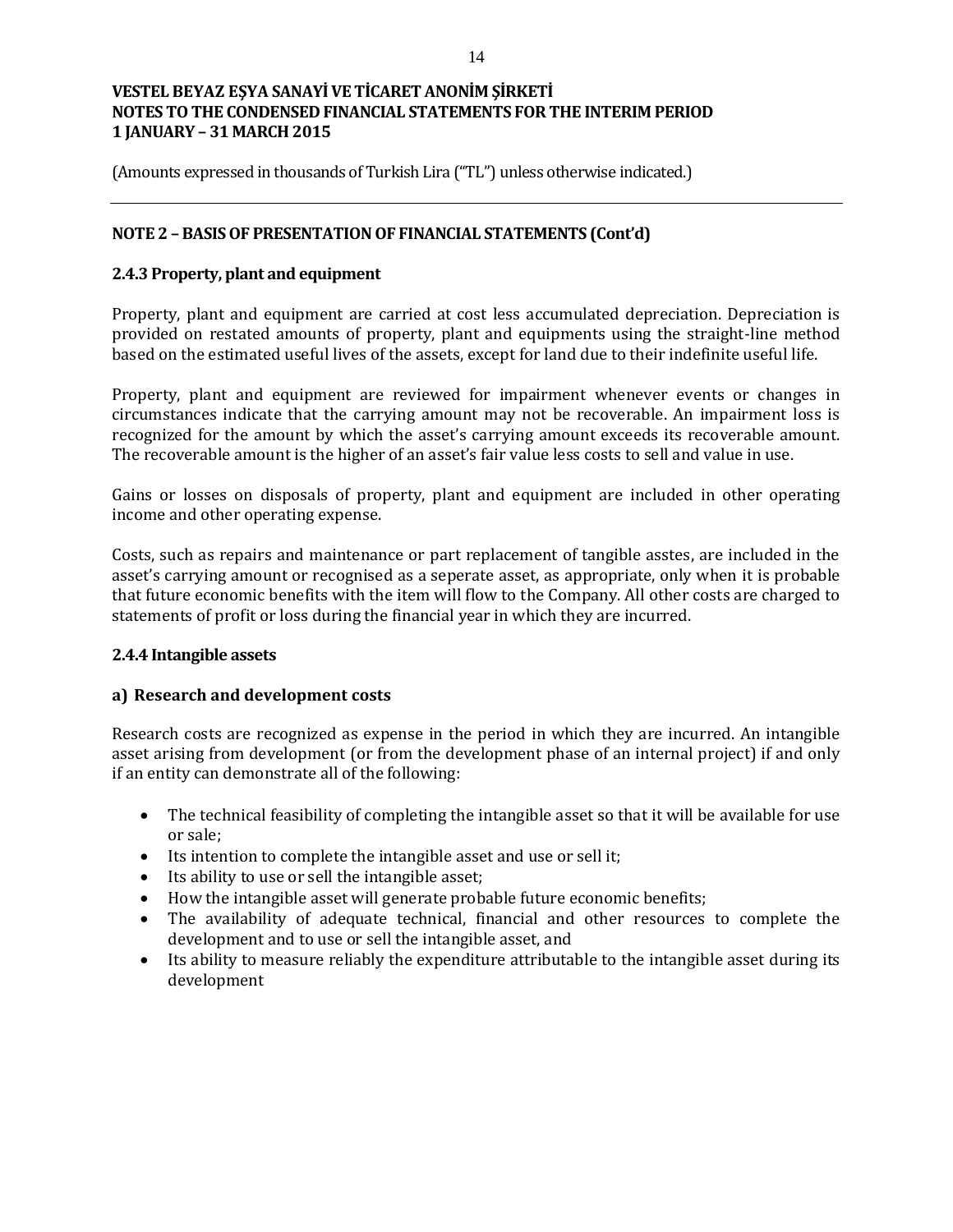(Amounts expressed in thousands of Turkish Lira ("TL") unless otherwise indicated.)

## NOTE 2 – BASIS OF PRESENTATION OF FINANCIAL STATEMENTS (Cont'd)

### 2.4.3 Property, plant and equipment

Property, plant and equipment are carried at cost less accumulated depreciation. Depreciation is provided on restated amounts of property, plant and equipments using the straight-line method based on the estimated useful lives of the assets, except for land due to their indefinite useful life.

Property, plant and equipment are reviewed for impairment whenever events or changes in circumstances indicate that the carrying amount may not be recoverable. An impairment loss is recognized for the amount by which the asset's carrying amount exceeds its recoverable amount. The recoverable amount is the higher of an asset's fair value less costs to sell and value in use.

Gains or losses on disposals of property, plant and equipment are included in other operating income and other operating expense.

Costs, such as repairs and maintenance or part replacement of tangible asstes, are included in the asset's carrying amount or recognised as a seperate asset, as appropriate, only when it is probable that future economic benefits with the item will flow to the Company. All other costs are charged to statements of profit or loss during the financial year in which they are incurred.

### 2.4.4 Intangible assets

#### a) Research and development costs

Research costs are recognized as expense in the period in which they are incurred. An intangible asset arising from development (or from the development phase of an internal project) if and only if an entity can demonstrate all of the following:

- The technical feasibility of completing the intangible asset so that it will be available for use or sale;
- Its intention to complete the intangible asset and use or sell it;
- Its ability to use or sell the intangible asset;
- How the intangible asset will generate probable future economic benefits;
- The availability of adequate technical, financial and other resources to complete the development and to use or sell the intangible asset, and
- Its ability to measure reliably the expenditure attributable to the intangible asset during its development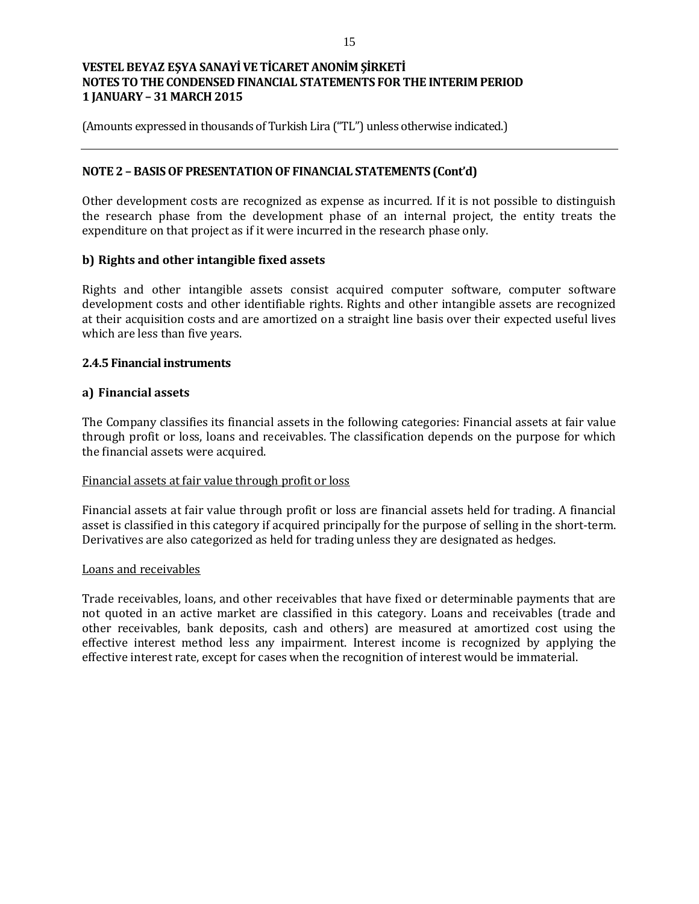## NOTE 2 – BASIS OF PRESENTATION OF FINANCIAL STATEMENTS (Cont'd)

Other development costs are recognized as expense as incurred. If it is not possible to distinguish the research phase from the development phase of an internal project, the entity treats the expenditure on that project as if it were incurred in the research phase only.

### b) Rights and other intangible fixed assets

Rights and other intangible assets consist acquired computer software, computer software development costs and other identifiable rights. Rights and other intangible assets are recognized at their acquisition costs and are amortized on a straight line basis over their expected useful lives which are less than five years.

### 2.4.5 Financial instruments

### a) Financial assets

The Company classifies its financial assets in the following categories: Financial assets at fair value through profit or loss, loans and receivables. The classification depends on the purpose for which the financial assets were acquired.

Financial assets at fair value through profit or loss

Financial assets at fair value through profit or loss are financial assets held for trading. A financial asset is classified in this category if acquired principally for the purpose of selling in the short-term. Derivatives are also categorized as held for trading unless they are designated as hedges.

Loans and receivables

Trade receivables, loans, and other receivables that have fixed or determinable payments that are not quoted in an active market are classified in this category. Loans and receivables (trade and other receivables, bank deposits, cash and others) are measured at amortized cost using the effective interest method less any impairment. Interest income is recognized by applying the effective interest rate, except for cases when the recognition of interest would be immaterial.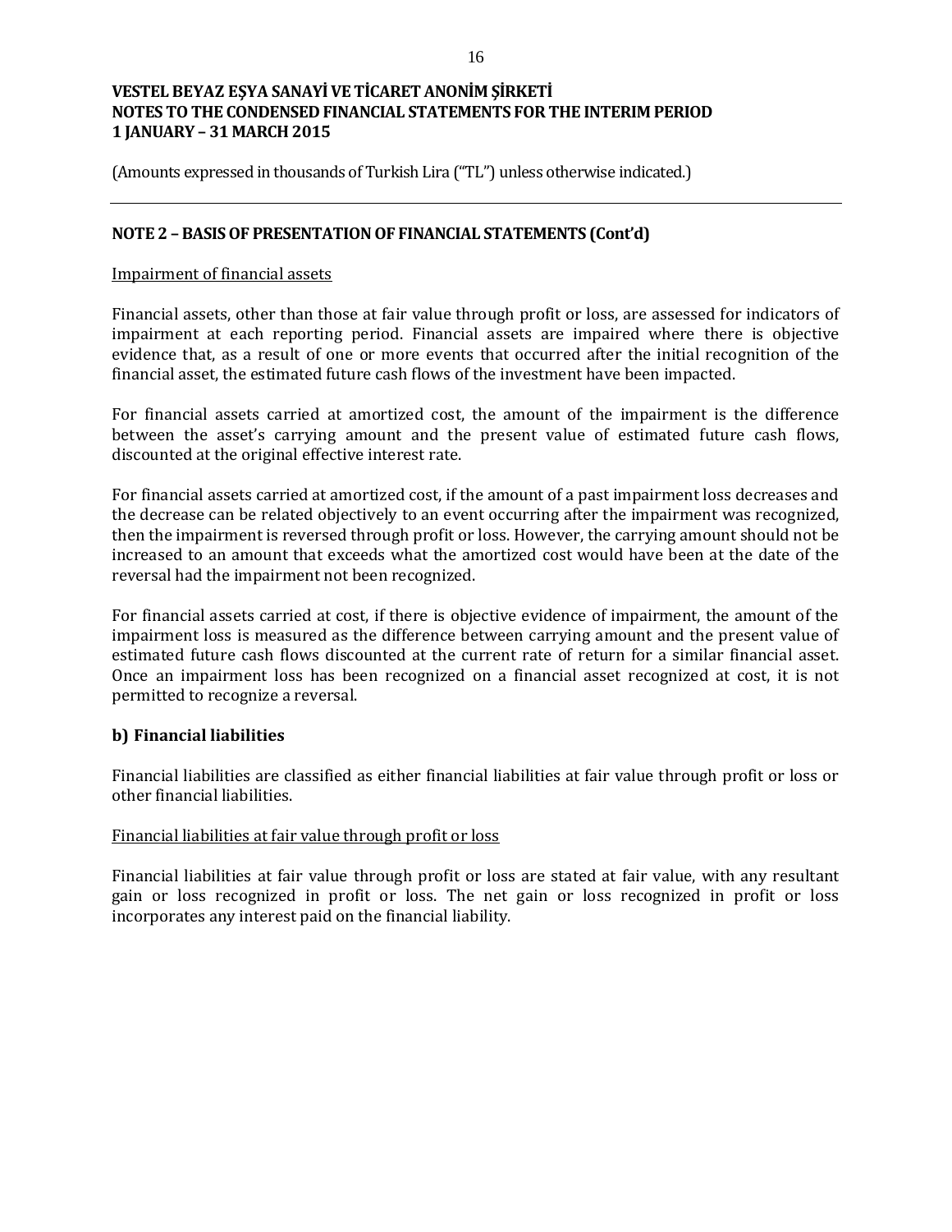## NOTE 2 – BASIS OF PRESENTATION OF FINANCIAL STATEMENTS (Cont'd)

Impairment of financial assets

Financial assets, other than those at fair value through profit or loss, are assessed for indicators of impairment at each reporting period. Financial assets are impaired where there is objective evidence that, as a result of one or more events that occurred after the initial recognition of the financial asset, the estimated future cash flows of the investment have been impacted.

For financial assets carried at amortized cost, the amount of the impairment is the difference between the asset's carrying amount and the present value of estimated future cash flows, discounted at the original effective interest rate.

For financial assets carried at amortized cost, if the amount of a past impairment loss decreases and the decrease can be related objectively to an event occurring after the impairment was recognized, then the impairment is reversed through profit or loss. However, the carrying amount should not be increased to an amount that exceeds what the amortized cost would have been at the date of the reversal had the impairment not been recognized.

For financial assets carried at cost, if there is objective evidence of impairment, the amount of the impairment loss is measured as the difference between carrying amount and the present value of estimated future cash flows discounted at the current rate of return for a similar financial asset. Once an impairment loss has been recognized on a financial asset recognized at cost, it is not permitted to recognize a reversal.

### b) Financial liabilities

Financial liabilities are classified as either financial liabilities at fair value through profit or loss or other financial liabilities.

Financial liabilities at fair value through profit or loss

Financial liabilities at fair value through profit or loss are stated at fair value, with any resultant gain or loss recognized in profit or loss. The net gain or loss recognized in profit or loss incorporates any interest paid on the financial liability.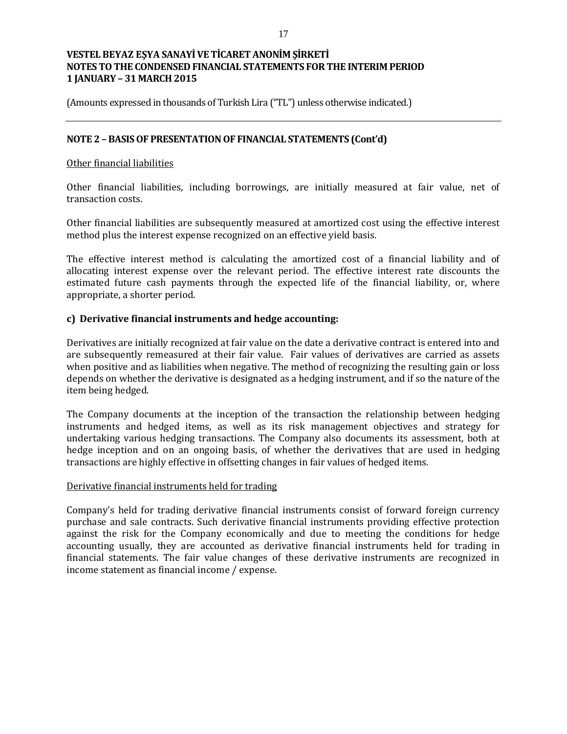VESTEL BEYAZ EŞYA SANAYİ VE TİCARET ANONİM ŞİRKETİ
NOTES TO THE CONDENSED FINANCIAL STATEMENTS FOR THE INTERIM PERIOD
1 JANUARY – 31 MARCH 2015

(Amounts expressed in thousands of Turkish Lira ("TL") unless otherwise indicated.)

## NOTE 2 – BASIS OF PRESENTATION OF FINANCIAL STATEMENTS (Cont'd)

Other financial liabilities

Other financial liabilities, including borrowings, are initially measured at fair value, net of transaction costs.

Other financial liabilities are subsequently measured at amortized cost using the effective interest method plus the interest expense recognized on an effective yield basis.

The effective interest method is calculating the amortized cost of a financial liability and of allocating interest expense over the relevant period. The effective interest rate discounts the estimated future cash payments through the expected life of the financial liability, or, where appropriate, a shorter period.

### c) Derivative financial instruments and hedge accounting:

Derivatives are initially recognized at fair value on the date a derivative contract is entered into and are subsequently remeasured at their fair value. Fair values of derivatives are carried as assets when positive and as liabilities when negative. The method of recognizing the resulting gain or loss depends on whether the derivative is designated as a hedging instrument, and if so the nature of the item being hedged.

The Company documents at the inception of the transaction the relationship between hedging instruments and hedged items, as well as its risk management objectives and strategy for undertaking various hedging transactions. The Company also documents its assessment, both at hedge inception and on an ongoing basis, of whether the derivatives that are used in hedging transactions are highly effective in offsetting changes in fair values of hedged items.

Derivative financial instruments held for trading

Company's held for trading derivative financial instruments consist of forward foreign currency purchase and sale contracts. Such derivative financial instruments providing effective protection against the risk for the Company economically and due to meeting the conditions for hedge accounting usually, they are accounted as derivative financial instruments held for trading in financial statements. The fair value changes of these derivative instruments are recognized in income statement as financial income / expense.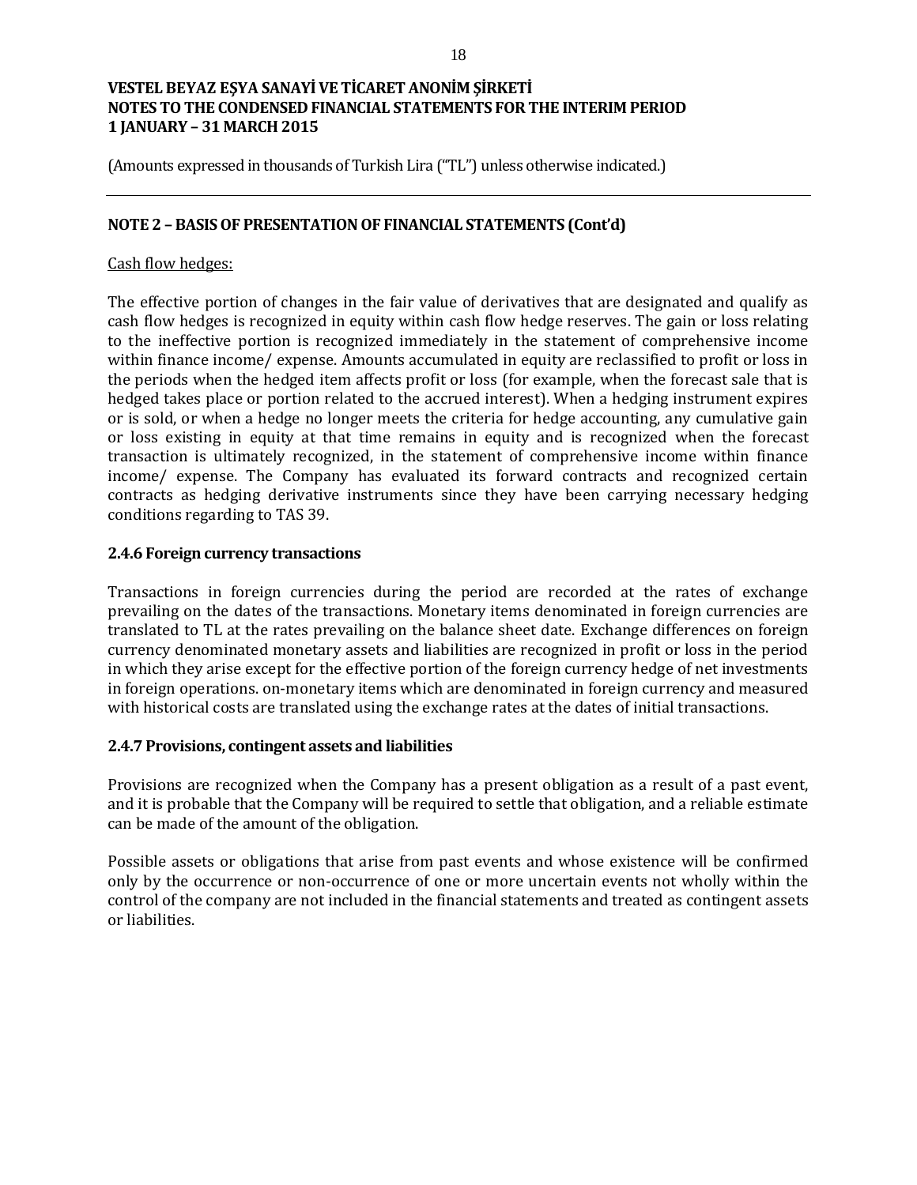(Amounts expressed in thousands of Turkish Lira ("TL") unless otherwise indicated.)

**NOTE 2 – BASIS OF PRESENTATION OF FINANCIAL STATEMENTS (Cont'd)**

Cash flow hedges:

The effective portion of changes in the fair value of derivatives that are designated and qualify as cash flow hedges is recognized in equity within cash flow hedge reserves. The gain or loss relating to the ineffective portion is recognized immediately in the statement of comprehensive income within finance income/ expense. Amounts accumulated in equity are reclassified to profit or loss in the periods when the hedged item affects profit or loss (for example, when the forecast sale that is hedged takes place or portion related to the accrued interest). When a hedging instrument expires or is sold, or when a hedge no longer meets the criteria for hedge accounting, any cumulative gain or loss existing in equity at that time remains in equity and is recognized when the forecast transaction is ultimately recognized, in the statement of comprehensive income within finance income/ expense. The Company has evaluated its forward contracts and recognized certain contracts as hedging derivative instruments since they have been carrying necessary hedging conditions regarding to TAS 39.

### 2.4.6 Foreign currency transactions

Transactions in foreign currencies during the period are recorded at the rates of exchange prevailing on the dates of the transactions. Monetary items denominated in foreign currencies are translated to TL at the rates prevailing on the balance sheet date. Exchange differences on foreign currency denominated monetary assets and liabilities are recognized in profit or loss in the period in which they arise except for the effective portion of the foreign currency hedge of net investments in foreign operations. on-monetary items which are denominated in foreign currency and measured with historical costs are translated using the exchange rates at the dates of initial transactions.

### 2.4.7 Provisions, contingent assets and liabilities

Provisions are recognized when the Company has a present obligation as a result of a past event, and it is probable that the Company will be required to settle that obligation, and a reliable estimate can be made of the amount of the obligation.

Possible assets or obligations that arise from past events and whose existence will be confirmed only by the occurrence or non-occurrence of one or more uncertain events not wholly within the control of the company are not included in the financial statements and treated as contingent assets or liabilities.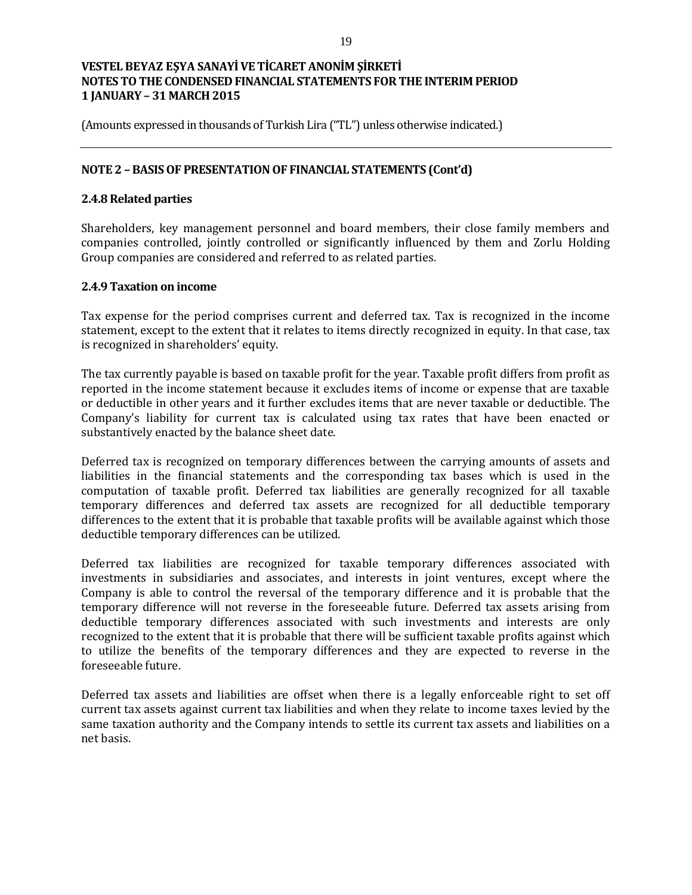(Amounts expressed in thousands of Turkish Lira ("TL") unless otherwise indicated.)

## NOTE 2 – BASIS OF PRESENTATION OF FINANCIAL STATEMENTS (Cont'd)

### 2.4.8 Related parties

Shareholders, key management personnel and board members, their close family members and companies controlled, jointly controlled or significantly influenced by them and Zorlu Holding Group companies are considered and referred to as related parties.

### 2.4.9 Taxation on income

Tax expense for the period comprises current and deferred tax. Tax is recognized in the income statement, except to the extent that it relates to items directly recognized in equity. In that case, tax is recognized in shareholders' equity.

The tax currently payable is based on taxable profit for the year. Taxable profit differs from profit as reported in the income statement because it excludes items of income or expense that are taxable or deductible in other years and it further excludes items that are never taxable or deductible. The Company's liability for current tax is calculated using tax rates that have been enacted or substantively enacted by the balance sheet date.

Deferred tax is recognized on temporary differences between the carrying amounts of assets and liabilities in the financial statements and the corresponding tax bases which is used in the computation of taxable profit. Deferred tax liabilities are generally recognized for all taxable temporary differences and deferred tax assets are recognized for all deductible temporary differences to the extent that it is probable that taxable profits will be available against which those deductible temporary differences can be utilized.

Deferred tax liabilities are recognized for taxable temporary differences associated with investments in subsidiaries and associates, and interests in joint ventures, except where the Company is able to control the reversal of the temporary difference and it is probable that the temporary difference will not reverse in the foreseeable future. Deferred tax assets arising from deductible temporary differences associated with such investments and interests are only recognized to the extent that it is probable that there will be sufficient taxable profits against which to utilize the benefits of the temporary differences and they are expected to reverse in the foreseeable future.

Deferred tax assets and liabilities are offset when there is a legally enforceable right to set off current tax assets against current tax liabilities and when they relate to income taxes levied by the same taxation authority and the Company intends to settle its current tax assets and liabilities on a net basis.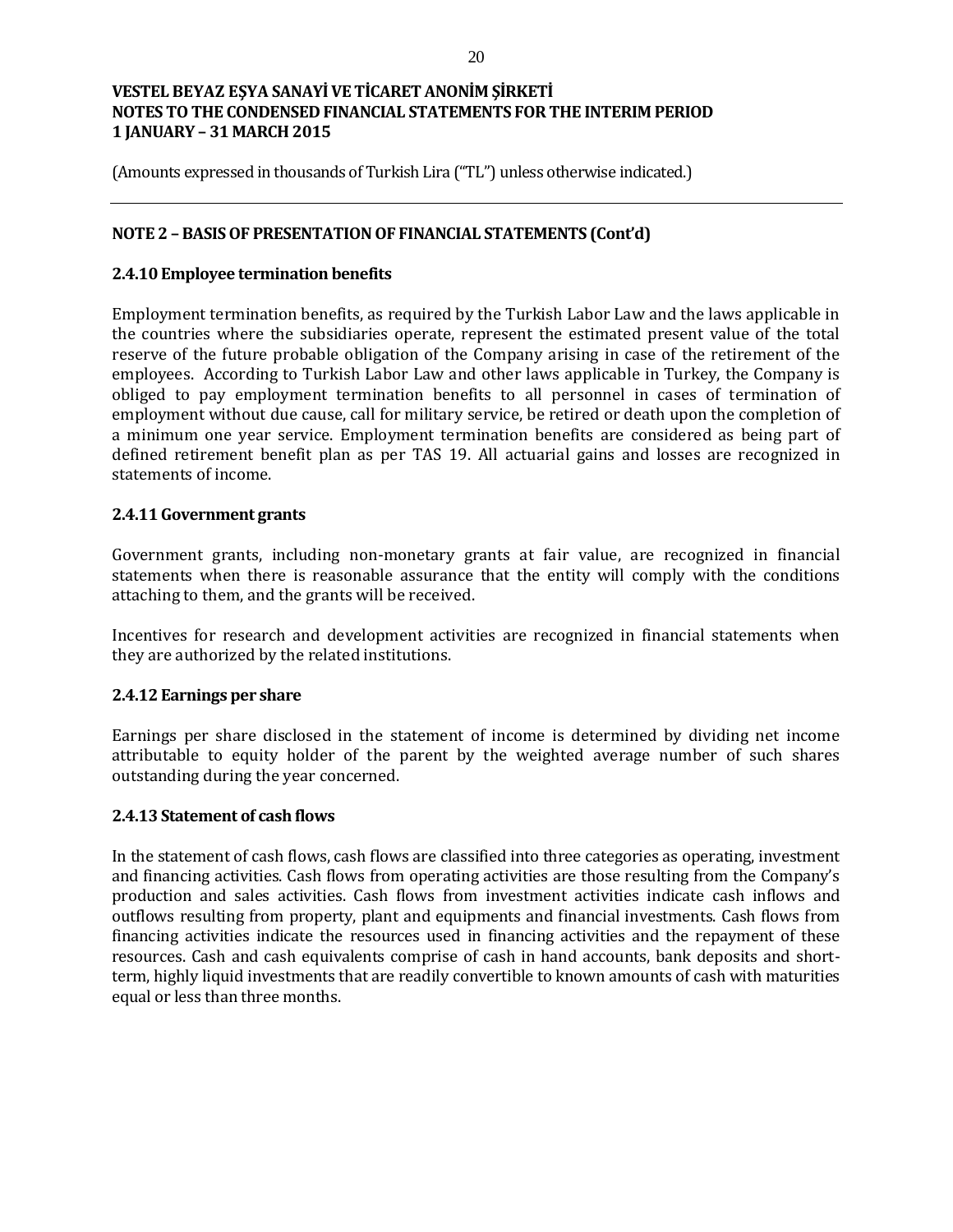(Amounts expressed in thousands of Turkish Lira ("TL") unless otherwise indicated.)

## NOTE 2 – BASIS OF PRESENTATION OF FINANCIAL STATEMENTS (Cont'd)

### 2.4.10 Employee termination benefits

Employment termination benefits, as required by the Turkish Labor Law and the laws applicable in the countries where the subsidiaries operate, represent the estimated present value of the total reserve of the future probable obligation of the Company arising in case of the retirement of the employees. According to Turkish Labor Law and other laws applicable in Turkey, the Company is obliged to pay employment termination benefits to all personnel in cases of termination of employment without due cause, call for military service, be retired or death upon the completion of a minimum one year service. Employment termination benefits are considered as being part of defined retirement benefit plan as per TAS 19. All actuarial gains and losses are recognized in statements of income.

### 2.4.11 Government grants

Government grants, including non-monetary grants at fair value, are recognized in financial statements when there is reasonable assurance that the entity will comply with the conditions attaching to them, and the grants will be received.

Incentives for research and development activities are recognized in financial statements when they are authorized by the related institutions.

### 2.4.12 Earnings per share

Earnings per share disclosed in the statement of income is determined by dividing net income attributable to equity holder of the parent by the weighted average number of such shares outstanding during the year concerned.

### 2.4.13 Statement of cash flows

In the statement of cash flows, cash flows are classified into three categories as operating, investment and financing activities. Cash flows from operating activities are those resulting from the Company's production and sales activities. Cash flows from investment activities indicate cash inflows and outflows resulting from property, plant and equipments and financial investments. Cash flows from financing activities indicate the resources used in financing activities and the repayment of these resources. Cash and cash equivalents comprise of cash in hand accounts, bank deposits and short-term, highly liquid investments that are readily convertible to known amounts of cash with maturities equal or less than three months.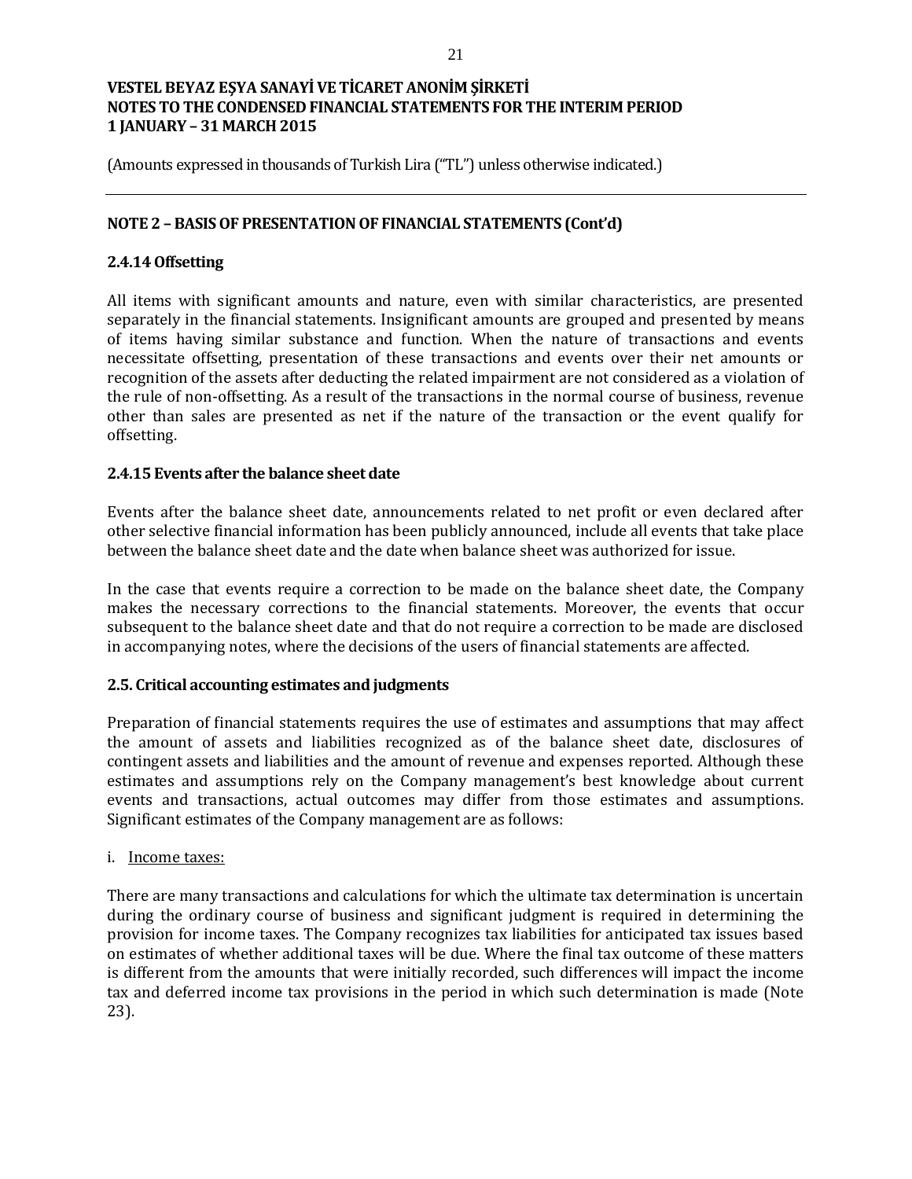(Amounts expressed in thousands of Turkish Lira ("TL") unless otherwise indicated.)

## NOTE 2 – BASIS OF PRESENTATION OF FINANCIAL STATEMENTS (Cont'd)

### 2.4.14 Offsetting

All items with significant amounts and nature, even with similar characteristics, are presented separately in the financial statements. Insignificant amounts are grouped and presented by means of items having similar substance and function. When the nature of transactions and events necessitate offsetting, presentation of these transactions and events over their net amounts or recognition of the assets after deducting the related impairment are not considered as a violation of the rule of non-offsetting. As a result of the transactions in the normal course of business, revenue other than sales are presented as net if the nature of the transaction or the event qualify for offsetting.

### 2.4.15 Events after the balance sheet date

Events after the balance sheet date, announcements related to net profit or even declared after other selective financial information has been publicly announced, include all events that take place between the balance sheet date and the date when balance sheet was authorized for issue.

In the case that events require a correction to be made on the balance sheet date, the Company makes the necessary corrections to the financial statements. Moreover, the events that occur subsequent to the balance sheet date and that do not require a correction to be made are disclosed in accompanying notes, where the decisions of the users of financial statements are affected.

### 2.5. Critical accounting estimates and judgments

Preparation of financial statements requires the use of estimates and assumptions that may affect the amount of assets and liabilities recognized as of the balance sheet date, disclosures of contingent assets and liabilities and the amount of revenue and expenses reported. Although these estimates and assumptions rely on the Company management's best knowledge about current events and transactions, actual outcomes may differ from those estimates and assumptions. Significant estimates of the Company management are as follows:

i. Income taxes:

There are many transactions and calculations for which the ultimate tax determination is uncertain during the ordinary course of business and significant judgment is required in determining the provision for income taxes. The Company recognizes tax liabilities for anticipated tax issues based on estimates of whether additional taxes will be due. Where the final tax outcome of these matters is different from the amounts that were initially recorded, such differences will impact the income tax and deferred income tax provisions in the period in which such determination is made (Note 23).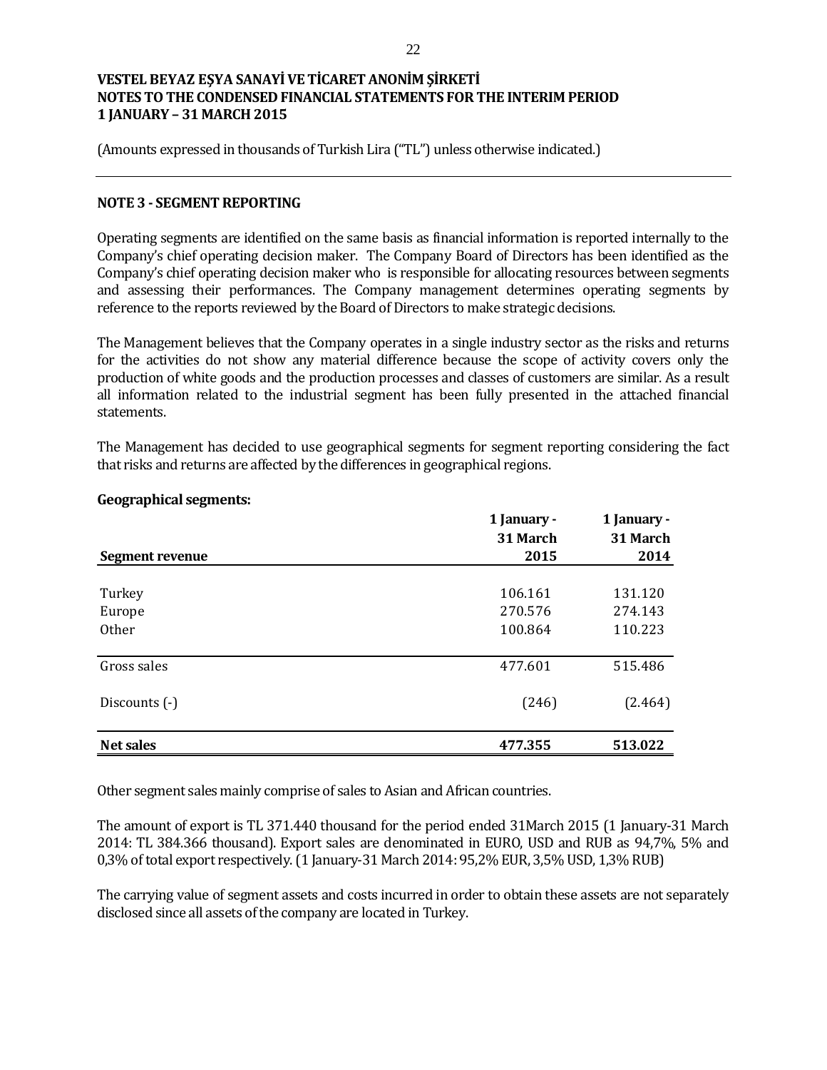# VESTEL BEYAZ EŞYA SANAYİ VE TİCARET ANONİM ŞİRKETİ
## NOTES TO THE CONDENSED FINANCIAL STATEMENTS FOR THE INTERIM PERIOD
## 1 JANUARY – 31 MARCH 2015

(Amounts expressed in thousands of Turkish Lira ("TL") unless otherwise indicated.)

### NOTE 3 - SEGMENT REPORTING

Operating segments are identified on the same basis as financial information is reported internally to the Company's chief operating decision maker. The Company Board of Directors has been identified as the Company's chief operating decision maker who is responsible for allocating resources between segments and assessing their performances. The Company management determines operating segments by reference to the reports reviewed by the Board of Directors to make strategic decisions.

The Management believes that the Company operates in a single industry sector as the risks and returns for the activities do not show any material difference because the scope of activity covers only the production of white goods and the production processes and classes of customers are similar. As a result all information related to the industrial segment has been fully presented in the attached financial statements.

The Management has decided to use geographical segments for segment reporting considering the fact that risks and returns are affected by the differences in geographical regions.

**Geographical segments:**

| Segment revenue | 1 January - 31 March 2015 | 1 January - 31 March 2014 |
|---|---|---|
| Turkey | 106.161 | 131.120 |
| Europe | 270.576 | 274.143 |
| Other | 100.864 | 110.223 |
| Gross sales | 477.601 | 515.486 |
| Discounts (-) | (246) | (2.464) |
| **Net sales** | **477.355** | **513.022** |

Other segment sales mainly comprise of sales to Asian and African countries.

The amount of export is TL 371.440 thousand for the period ended 31March 2015 (1 January-31 March 2014: TL 384.366 thousand). Export sales are denominated in EURO, USD and RUB as 94,7%, 5% and 0,3% of total export respectively. (1 January-31 March 2014: 95,2% EUR, 3,5% USD, 1,3% RUB)

The carrying value of segment assets and costs incurred in order to obtain these assets are not separately disclosed since all assets of the company are located in Turkey.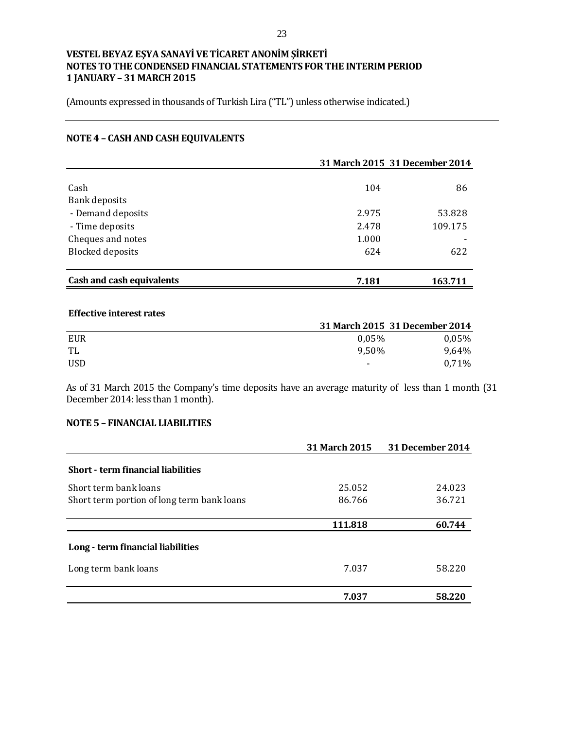**VESTEL BEYAZ EŞYA SANAYİ VE TİCARET ANONİM ŞİRKETİ**
**NOTES TO THE CONDENSED FINANCIAL STATEMENTS FOR THE INTERIM PERIOD**
**1 JANUARY – 31 MARCH 2015**

(Amounts expressed in thousands of Turkish Lira ("TL") unless otherwise indicated.)

## NOTE 4 – CASH AND CASH EQUIVALENTS

| | 31 March 2015 | 31 December 2014 |
|---|---|---|
| Cash | 104 | 86 |
| Bank deposits | | |
| - Demand deposits | 2.975 | 53.828 |
| - Time deposits | 2.478 | 109.175 |
| Cheques and notes | 1.000 | - |
| Blocked deposits | 624 | 622 |
| **Cash and cash equivalents** | **7.181** | **163.711** |

**Effective interest rates**

| | 31 March 2015 | 31 December 2014 |
|---|---|---|
| EUR | 0,05% | 0,05% |
| TL | 9,50% | 9,64% |
| USD | - | 0,71% |

As of 31 March 2015 the Company's time deposits have an average maturity of less than 1 month (31 December 2014: less than 1 month).

## NOTE 5 – FINANCIAL LIABILITIES

| | 31 March 2015 | 31 December 2014 |
|---|---|---|
| **Short - term financial liabilities** | | |
| Short term bank loans | 25.052 | 24.023 |
| Short term portion of long term bank loans | 86.766 | 36.721 |
| | **111.818** | **60.744** |
| **Long - term financial liabilities** | | |
| Long term bank loans | 7.037 | 58.220 |
| | **7.037** | **58.220** |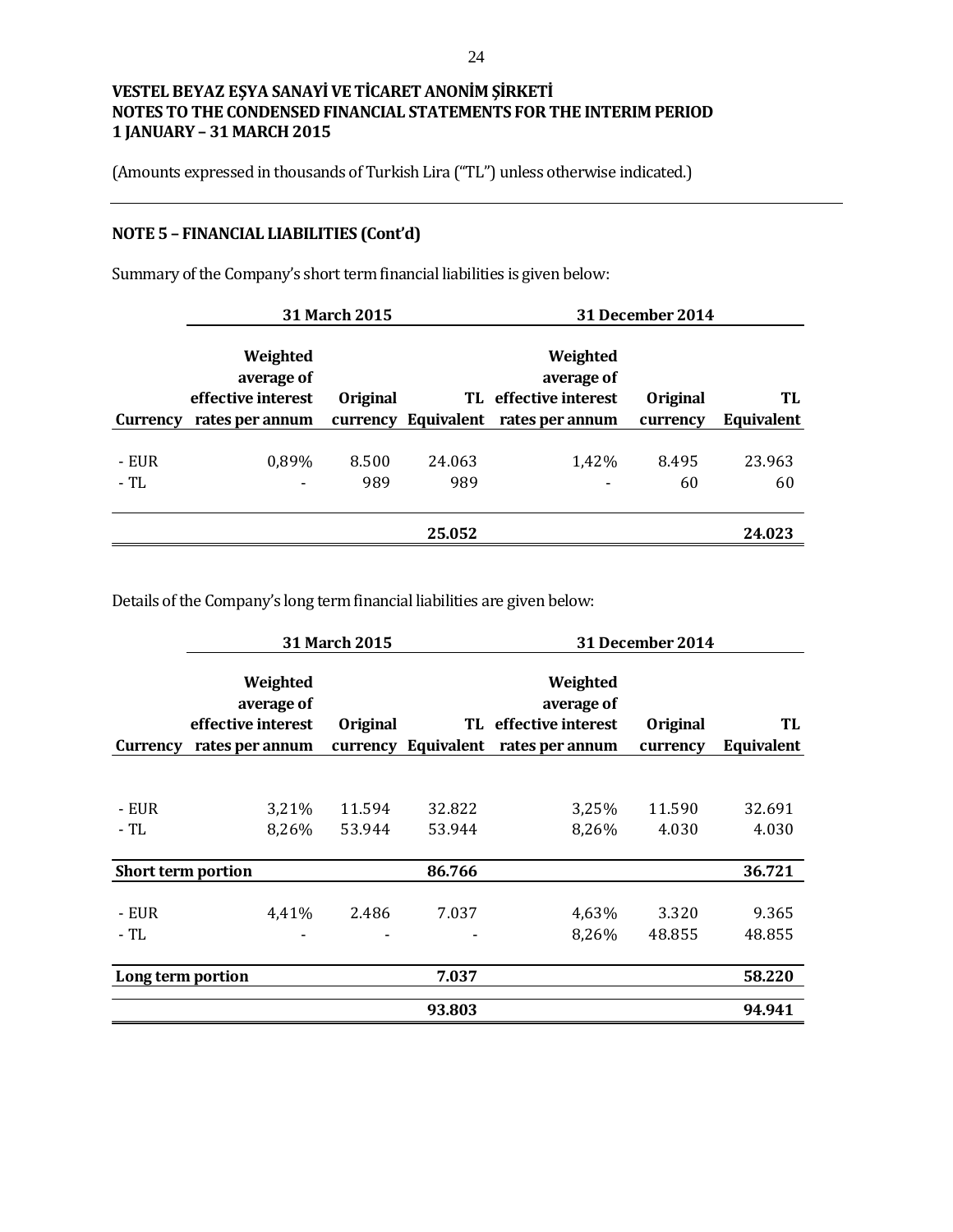**VESTEL BEYAZ EŞYA SANAYİ VE TİCARET ANONİM ŞİRKETİ**
**NOTES TO THE CONDENSED FINANCIAL STATEMENTS FOR THE INTERIM PERIOD**
**1 JANUARY – 31 MARCH 2015**

(Amounts expressed in thousands of Turkish Lira ("TL") unless otherwise indicated.)

## NOTE 5 – FINANCIAL LIABILITIES (Cont'd)

Summary of the Company's short term financial liabilities is given below:

| | 31 March 2015 | | | 31 December 2014 | | |
|---|---|---|---|---|---|---|
| **Currency** | **Weighted average of effective interest rates per annum** | **Original currency** | **TL Equivalent** | **Weighted average of effective interest rates per annum** | **Original currency** | **TL Equivalent** |
| - EUR | 0,89% | 8.500 | 24.063 | 1,42% | 8.495 | 23.963 |
| - TL | - | 989 | 989 | - | 60 | 60 |
| | | | **25.052** | | | **24.023** |

Details of the Company's long term financial liabilities are given below:

| | 31 March 2015 | | | 31 December 2014 | | |
|---|---|---|---|---|---|---|
| **Currency** | **Weighted average of effective interest rates per annum** | **Original currency** | **TL Equivalent** | **Weighted average of effective interest rates per annum** | **Original currency** | **TL Equivalent** |
| - EUR | 3,21% | 11.594 | 32.822 | 3,25% | 11.590 | 32.691 |
| - TL | 8,26% | 53.944 | 53.944 | 8,26% | 4.030 | 4.030 |
| **Short term portion** | | | **86.766** | | | **36.721** |
| - EUR | 4,41% | 2.486 | 7.037 | 4,63% | 3.320 | 9.365 |
| - TL | - | - | - | 8,26% | 48.855 | 48.855 |
| **Long term portion** | | | **7.037** | | | **58.220** |
| | | | **93.803** | | | **94.941** |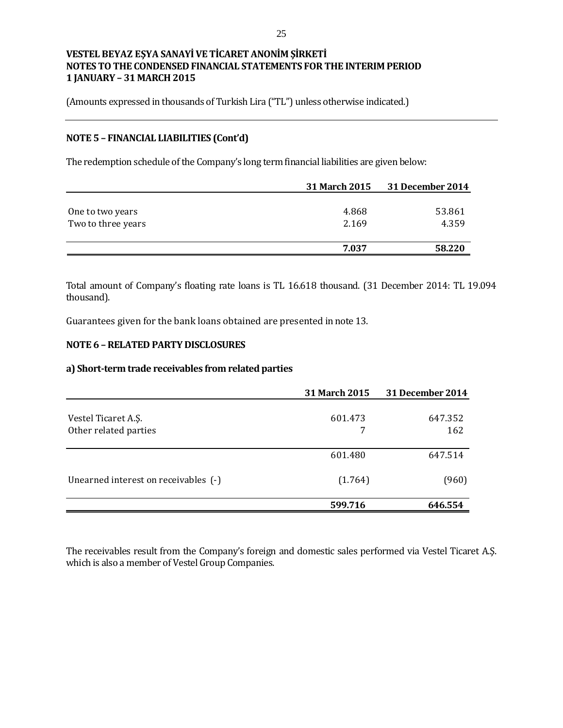## NOTE 5 – FINANCIAL LIABILITIES (Cont'd)

The redemption schedule of the Company's long term financial liabilities are given below:

| | 31 March 2015 | 31 December 2014 |
|---|---|---|
| One to two years | 4.868 | 53.861 |
| Two to three years | 2.169 | 4.359 |
| | **7.037** | **58.220** |

Total amount of Company's floating rate loans is TL 16.618 thousand. (31 December 2014: TL 19.094 thousand).

Guarantees given for the bank loans obtained are presented in note 13.

## NOTE 6 – RELATED PARTY DISCLOSURES

### a) Short-term trade receivables from related parties

| | 31 March 2015 | 31 December 2014 |
|---|---|---|
| Vestel Ticaret A.Ş. | 601.473 | 647.352 |
| Other related parties | 7 | 162 |
| | 601.480 | 647.514 |
| Unearned interest on receivables (-) | (1.764) | (960) |
| | **599.716** | **646.554** |

The receivables result from the Company's foreign and domestic sales performed via Vestel Ticaret A.Ş. which is also a member of Vestel Group Companies.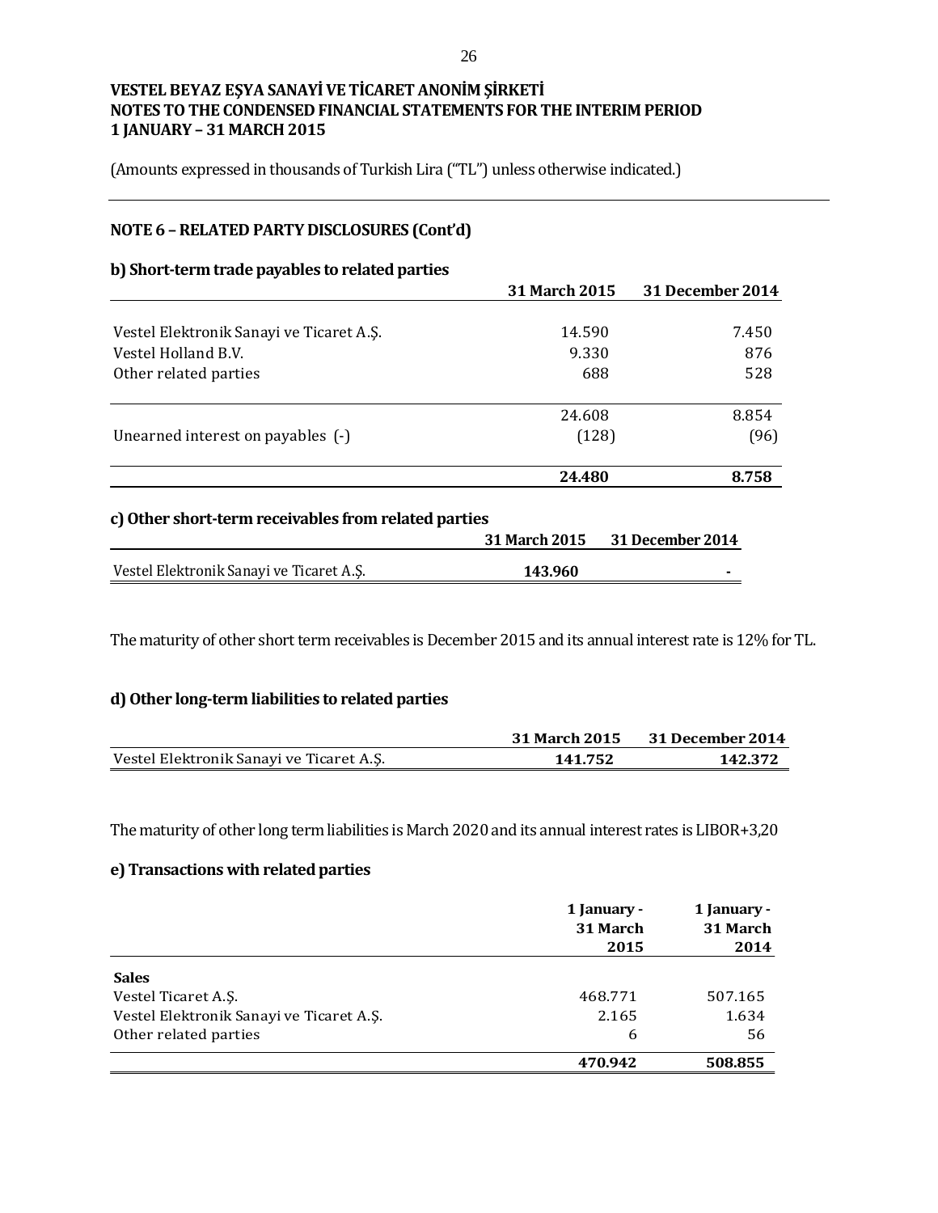VESTEL BEYAZ EŞYA SANAYİ VE TİCARET ANONİM ŞİRKETİ
NOTES TO THE CONDENSED FINANCIAL STATEMENTS FOR THE INTERIM PERIOD
1 JANUARY – 31 MARCH 2015

(Amounts expressed in thousands of Turkish Lira ("TL") unless otherwise indicated.)

## NOTE 6 – RELATED PARTY DISCLOSURES (Cont'd)

### b) Short-term trade payables to related parties

| | 31 March 2015 | 31 December 2014 |
|---|---|---|
| Vestel Elektronik Sanayi ve Ticaret A.Ş. | 14.590 | 7.450 |
| Vestel Holland B.V. | 9.330 | 876 |
| Other related parties | 688 | 528 |
| | 24.608 | 8.854 |
| Unearned interest on payables (-) | (128) | (96) |
| | **24.480** | **8.758** |

### c) Other short-term receivables from related parties

| | 31 March 2015 | 31 December 2014 |
|---|---|---|
| Vestel Elektronik Sanayi ve Ticaret A.Ş. | **143.960** | - |

The maturity of other short term receivables is December 2015 and its annual interest rate is 12% for TL.

### d) Other long-term liabilities to related parties

| | 31 March 2015 | 31 December 2014 |
|---|---|---|
| Vestel Elektronik Sanayi ve Ticaret A.Ş. | **141.752** | **142.372** |

The maturity of other long term liabilities is March 2020 and its annual interest rates is LIBOR+3,20

### e) Transactions with related parties

| | 1 January - 31 March 2015 | 1 January - 31 March 2014 |
|---|---|---|
| **Sales** | | |
| Vestel Ticaret A.Ş. | 468.771 | 507.165 |
| Vestel Elektronik Sanayi ve Ticaret A.Ş. | 2.165 | 1.634 |
| Other related parties | 6 | 56 |
| | **470.942** | **508.855** |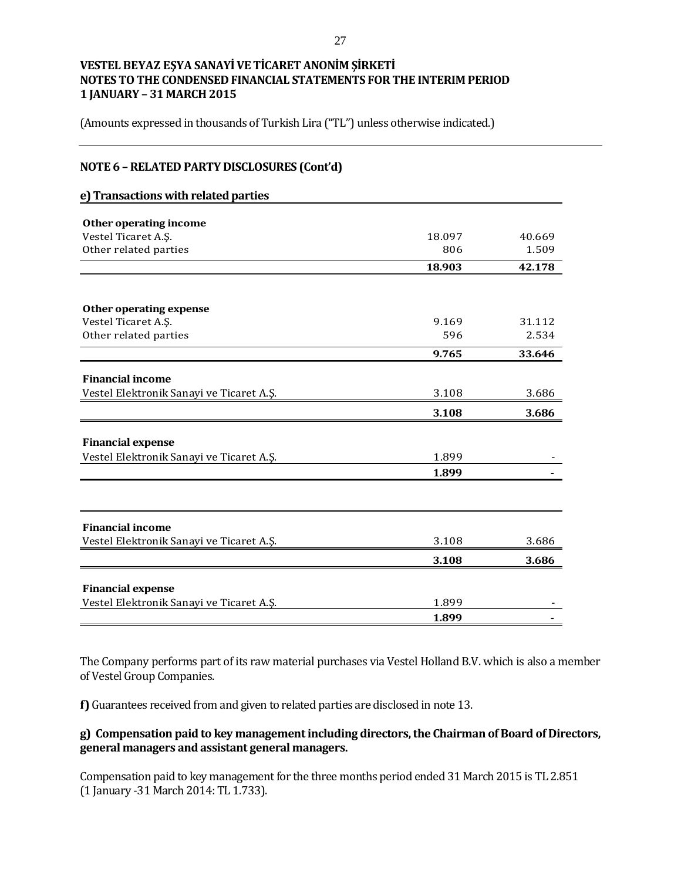(Amounts expressed in thousands of Turkish Lira ("TL") unless otherwise indicated.)

## NOTE 6 – RELATED PARTY DISCLOSURES (Cont'd)

### e) Transactions with related parties

| | | |
|---|---|---|
| **Other operating income** | | |
| Vestel Ticaret A.Ş. | 18.097 | 40.669 |
| Other related parties | 806 | 1.509 |
| | **18.903** | **42.178** |

| | | |
|---|---|---|
| **Other operating expense** | | |
| Vestel Ticaret A.Ş. | 9.169 | 31.112 |
| Other related parties | 596 | 2.534 |
| | **9.765** | **33.646** |
| **Financial income** | | |
| Vestel Elektronik Sanayi ve Ticaret A.Ş. | 3.108 | 3.686 |
| | **3.108** | **3.686** |
| **Financial expense** | | |
| Vestel Elektronik Sanayi ve Ticaret A.Ş. | 1.899 | - |
| | **1.899** | **-** |

| | | |
|---|---|---|
| **Financial income** | | |
| Vestel Elektronik Sanayi ve Ticaret A.Ş. | 3.108 | 3.686 |
| | **3.108** | **3.686** |
| **Financial expense** | | |
| Vestel Elektronik Sanayi ve Ticaret A.Ş. | 1.899 | - |
| | **1.899** | **-** |

The Company performs part of its raw material purchases via Vestel Holland B.V. which is also a member of Vestel Group Companies.

**f)** Guarantees received from and given to related parties are disclosed in note 13.

### g) Compensation paid to key management including directors, the Chairman of Board of Directors, general managers and assistant general managers.

Compensation paid to key management for the three months period ended 31 March 2015 is TL 2.851 (1 January -31 March 2014: TL 1.733).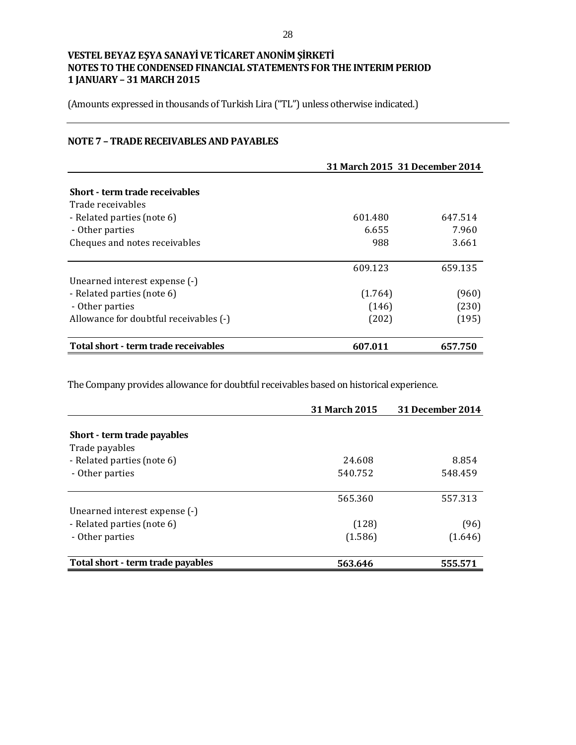**VESTEL BEYAZ EŞYA SANAYİ VE TİCARET ANONİM ŞİRKETİ**
**NOTES TO THE CONDENSED FINANCIAL STATEMENTS FOR THE INTERIM PERIOD**
**1 JANUARY – 31 MARCH 2015**

(Amounts expressed in thousands of Turkish Lira ("TL") unless otherwise indicated.)

## NOTE 7 – TRADE RECEIVABLES AND PAYABLES

| | 31 March 2015 | 31 December 2014 |
|---|---|---|
| **Short - term trade receivables** | | |
| Trade receivables | | |
| - Related parties (note 6) | 601.480 | 647.514 |
| - Other parties | 6.655 | 7.960 |
| Cheques and notes receivables | 988 | 3.661 |
| | 609.123 | 659.135 |
| Unearned interest expense (-) | | |
| - Related parties (note 6) | (1.764) | (960) |
| - Other parties | (146) | (230) |
| Allowance for doubtful receivables (-) | (202) | (195) |
| **Total short - term trade receivables** | **607.011** | **657.750** |

The Company provides allowance for doubtful receivables based on historical experience.

| | 31 March 2015 | 31 December 2014 |
|---|---|---|
| **Short - term trade payables** | | |
| Trade payables | | |
| - Related parties (note 6) | 24.608 | 8.854 |
| - Other parties | 540.752 | 548.459 |
| | 565.360 | 557.313 |
| Unearned interest expense (-) | | |
| - Related parties (note 6) | (128) | (96) |
| - Other parties | (1.586) | (1.646) |
| **Total short - term trade payables** | **563.646** | **555.571** |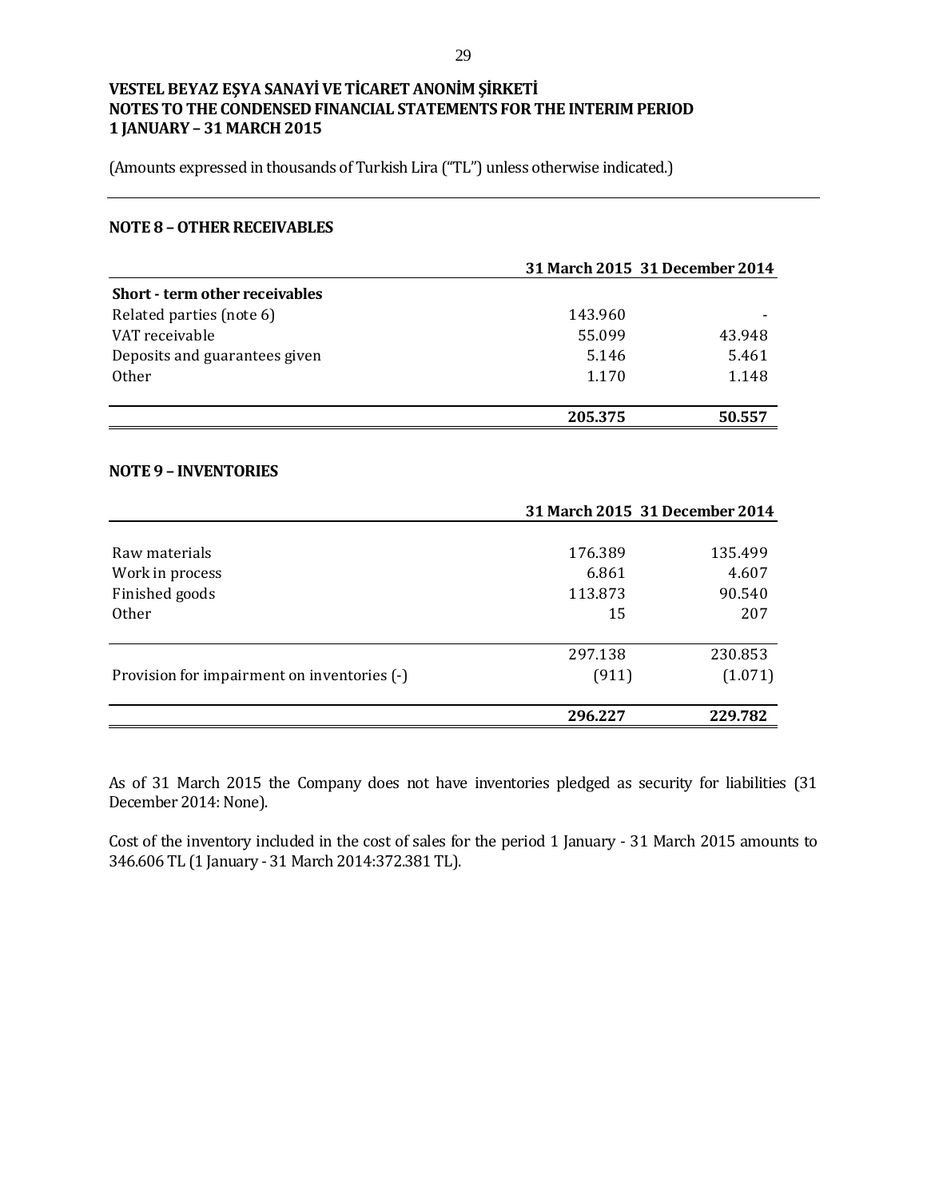**VESTEL BEYAZ EŞYA SANAYİ VE TİCARET ANONİM ŞİRKETİ**
**NOTES TO THE CONDENSED FINANCIAL STATEMENTS FOR THE INTERIM PERIOD**
**1 JANUARY – 31 MARCH 2015**

(Amounts expressed in thousands of Turkish Lira ("TL") unless otherwise indicated.)

## NOTE 8 – OTHER RECEIVABLES

| | 31 March 2015 | 31 December 2014 |
|---|---|---|
| **Short - term other receivables** | | |
| Related parties (note 6) | 143.960 | - |
| VAT receivable | 55.099 | 43.948 |
| Deposits and guarantees given | 5.146 | 5.461 |
| Other | 1.170 | 1.148 |
| | **205.375** | **50.557** |

## NOTE 9 – INVENTORIES

| | 31 March 2015 | 31 December 2014 |
|---|---|---|
| Raw materials | 176.389 | 135.499 |
| Work in process | 6.861 | 4.607 |
| Finished goods | 113.873 | 90.540 |
| Other | 15 | 207 |
| | 297.138 | 230.853 |
| Provision for impairment on inventories (-) | (911) | (1.071) |
| | **296.227** | **229.782** |

As of 31 March 2015 the Company does not have inventories pledged as security for liabilities (31 December 2014: None).

Cost of the inventory included in the cost of sales for the period 1 January - 31 March 2015 amounts to 346.606 TL (1 January - 31 March 2014:372.381 TL).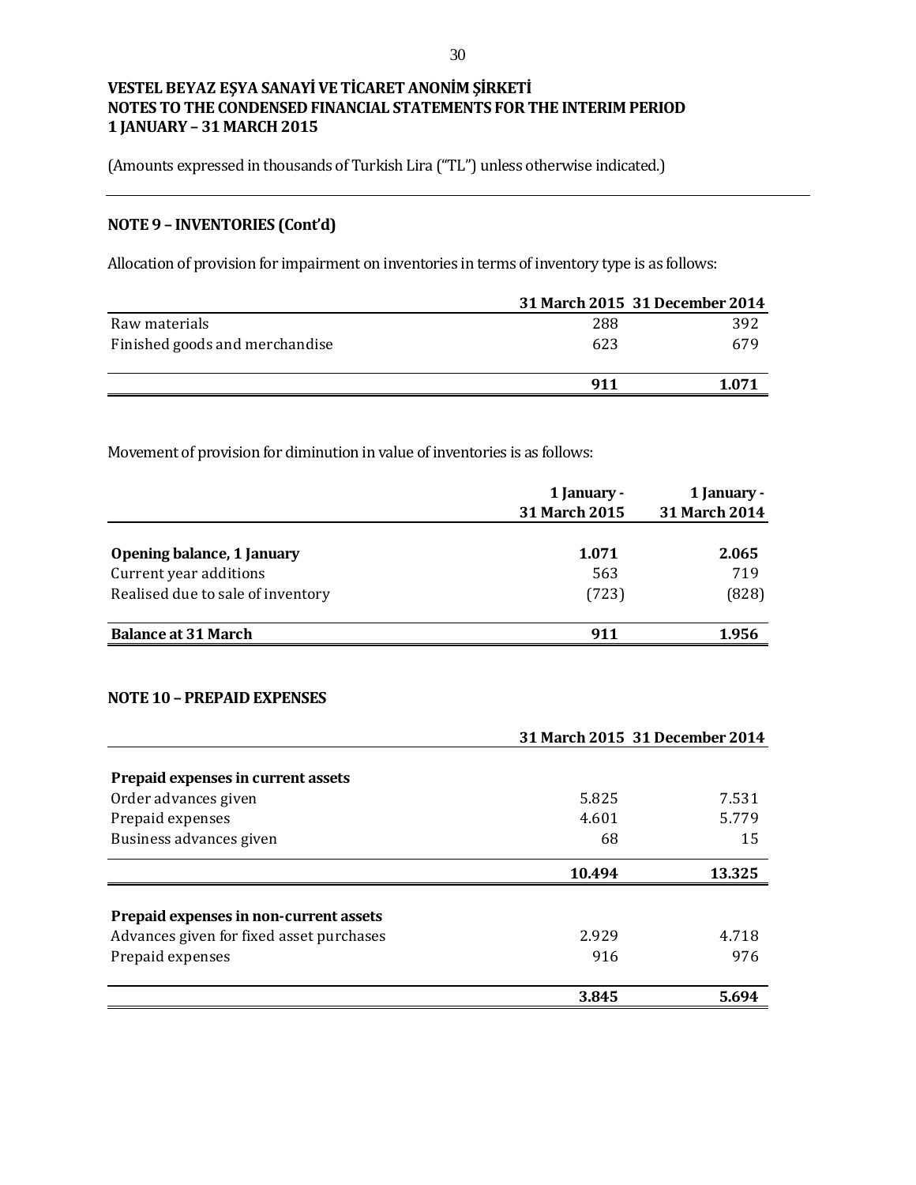**VESTEL BEYAZ EŞYA SANAYİ VE TİCARET ANONİM ŞİRKETİ**
**NOTES TO THE CONDENSED FINANCIAL STATEMENTS FOR THE INTERIM PERIOD**
**1 JANUARY – 31 MARCH 2015**

(Amounts expressed in thousands of Turkish Lira ("TL") unless otherwise indicated.)

## NOTE 9 – INVENTORIES (Cont'd)

Allocation of provision for impairment on inventories in terms of inventory type is as follows:

| | 31 March 2015 | 31 December 2014 |
|---|---|---|
| Raw materials | 288 | 392 |
| Finished goods and merchandise | 623 | 679 |
| | **911** | **1.071** |

Movement of provision for diminution in value of inventories is as follows:

| | 1 January - 31 March 2015 | 1 January - 31 March 2014 |
|---|---|---|
| **Opening balance, 1 January** | **1.071** | **2.065** |
| Current year additions | 563 | 719 |
| Realised due to sale of inventory | (723) | (828) |
| **Balance at 31 March** | **911** | **1.956** |

## NOTE 10 – PREPAID EXPENSES

| | 31 March 2015 | 31 December 2014 |
|---|---|---|
| **Prepaid expenses in current assets** | | |
| Order advances given | 5.825 | 7.531 |
| Prepaid expenses | 4.601 | 5.779 |
| Business advances given | 68 | 15 |
| | **10.494** | **13.325** |
| **Prepaid expenses in non-current assets** | | |
| Advances given for fixed asset purchases | 2.929 | 4.718 |
| Prepaid expenses | 916 | 976 |
| | **3.845** | **5.694** |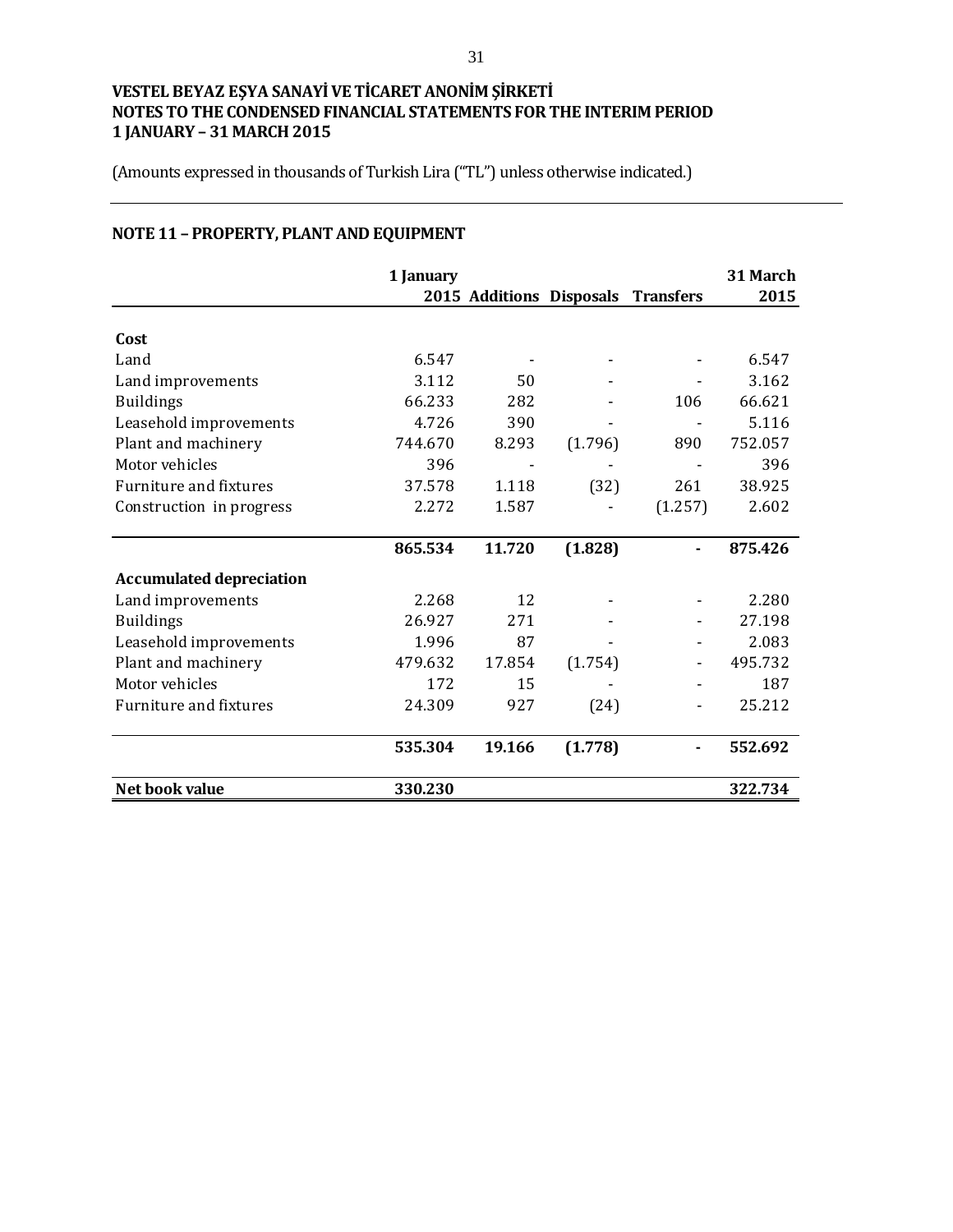**VESTEL BEYAZ EŞYA SANAYİ VE TİCARET ANONİM ŞİRKETİ**
**NOTES TO THE CONDENSED FINANCIAL STATEMENTS FOR THE INTERIM PERIOD**
**1 JANUARY – 31 MARCH 2015**

(Amounts expressed in thousands of Turkish Lira ("TL") unless otherwise indicated.)

## NOTE 11 – PROPERTY, PLANT AND EQUIPMENT

| | 1 January 2015 | Additions | Disposals | Transfers | 31 March 2015 |
|---|---|---|---|---|---|
| **Cost** | | | | | |
| Land | 6.547 | - | - | - | 6.547 |
| Land improvements | 3.112 | 50 | - | - | 3.162 |
| Buildings | 66.233 | 282 | - | 106 | 66.621 |
| Leasehold improvements | 4.726 | 390 | - | - | 5.116 |
| Plant and machinery | 744.670 | 8.293 | (1.796) | 890 | 752.057 |
| Motor vehicles | 396 | - | - | - | 396 |
| Furniture and fixtures | 37.578 | 1.118 | (32) | 261 | 38.925 |
| Construction in progress | 2.272 | 1.587 | - | (1.257) | 2.602 |
| | **865.534** | **11.720** | **(1.828)** | **-** | **875.426** |
| **Accumulated depreciation** | | | | | |
| Land improvements | 2.268 | 12 | - | - | 2.280 |
| Buildings | 26.927 | 271 | - | - | 27.198 |
| Leasehold improvements | 1.996 | 87 | - | - | 2.083 |
| Plant and machinery | 479.632 | 17.854 | (1.754) | - | 495.732 |
| Motor vehicles | 172 | 15 | - | - | 187 |
| Furniture and fixtures | 24.309 | 927 | (24) | - | 25.212 |
| | **535.304** | **19.166** | **(1.778)** | **-** | **552.692** |
| **Net book value** | **330.230** | | | | **322.734** |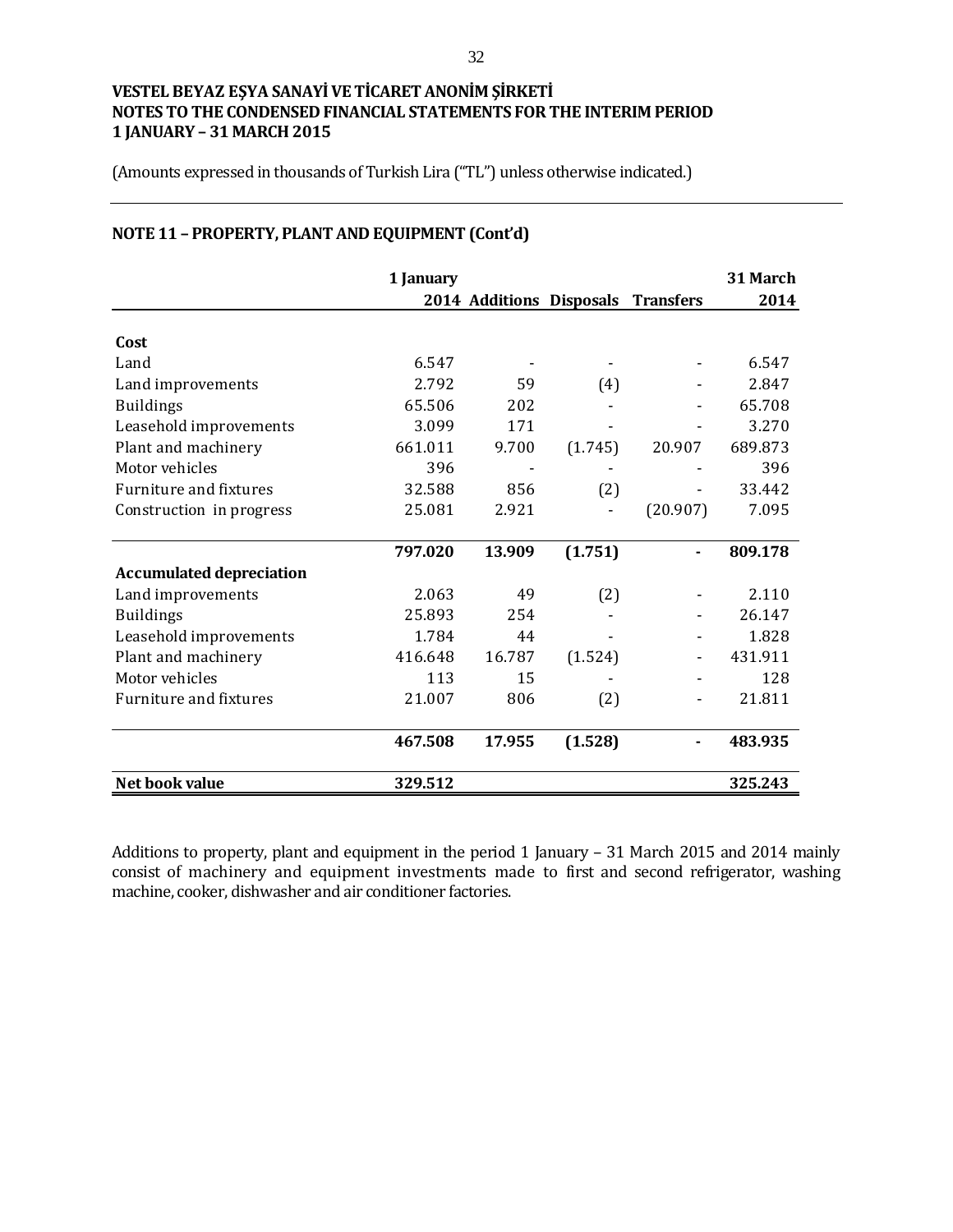VESTEL BEYAZ EŞYA SANAYİ VE TİCARET ANONİM ŞİRKETİ
NOTES TO THE CONDENSED FINANCIAL STATEMENTS FOR THE INTERIM PERIOD
1 JANUARY – 31 MARCH 2015

(Amounts expressed in thousands of Turkish Lira ("TL") unless otherwise indicated.)

## NOTE 11 – PROPERTY, PLANT AND EQUIPMENT (Cont'd)

| | 1 January 2014 | Additions | Disposals | Transfers | 31 March 2014 |
|---|---|---|---|---|---|
| **Cost** | | | | | |
| Land | 6.547 | - | - | - | 6.547 |
| Land improvements | 2.792 | 59 | (4) | - | 2.847 |
| Buildings | 65.506 | 202 | - | - | 65.708 |
| Leasehold improvements | 3.099 | 171 | - | - | 3.270 |
| Plant and machinery | 661.011 | 9.700 | (1.745) | 20.907 | 689.873 |
| Motor vehicles | 396 | - | - | - | 396 |
| Furniture and fixtures | 32.588 | 856 | (2) | - | 33.442 |
| Construction in progress | 25.081 | 2.921 | - | (20.907) | 7.095 |
| | **797.020** | **13.909** | **(1.751)** | **-** | **809.178** |
| **Accumulated depreciation** | | | | | |
| Land improvements | 2.063 | 49 | (2) | - | 2.110 |
| Buildings | 25.893 | 254 | - | - | 26.147 |
| Leasehold improvements | 1.784 | 44 | - | - | 1.828 |
| Plant and machinery | 416.648 | 16.787 | (1.524) | - | 431.911 |
| Motor vehicles | 113 | 15 | - | - | 128 |
| Furniture and fixtures | 21.007 | 806 | (2) | - | 21.811 |
| | **467.508** | **17.955** | **(1.528)** | **-** | **483.935** |
| **Net book value** | **329.512** | | | | **325.243** |

Additions to property, plant and equipment in the period 1 January – 31 March 2015 and 2014 mainly consist of machinery and equipment investments made to first and second refrigerator, washing machine, cooker, dishwasher and air conditioner factories.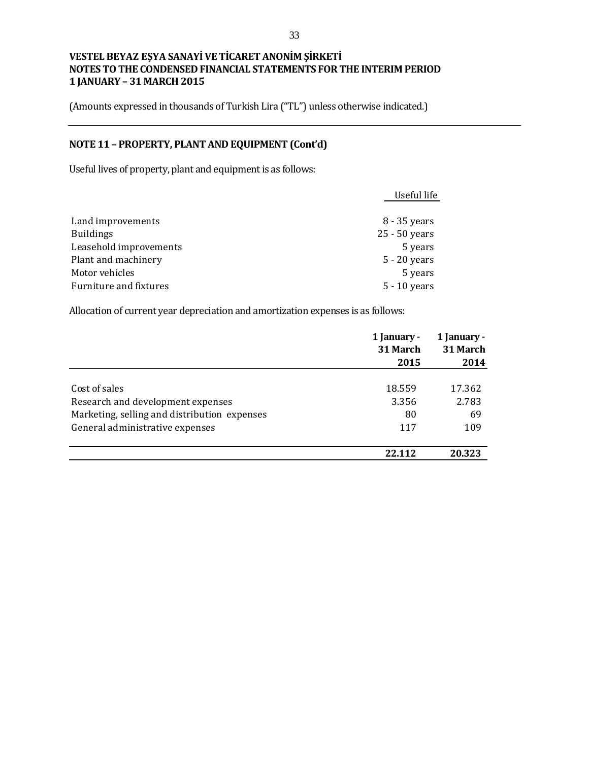**VESTEL BEYAZ EŞYA SANAYİ VE TİCARET ANONİM ŞİRKETİ**
**NOTES TO THE CONDENSED FINANCIAL STATEMENTS FOR THE INTERIM PERIOD**
**1 JANUARY – 31 MARCH 2015**

(Amounts expressed in thousands of Turkish Lira ("TL") unless otherwise indicated.)

## NOTE 11 – PROPERTY, PLANT AND EQUIPMENT (Cont'd)

Useful lives of property, plant and equipment is as follows:

| | Useful life |
|---|---|
| Land improvements | 8 - 35 years |
| Buildings | 25 - 50 years |
| Leasehold improvements | 5 years |
| Plant and machinery | 5 - 20 years |
| Motor vehicles | 5 years |
| Furniture and fixtures | 5 - 10 years |

Allocation of current year depreciation and amortization expenses is as follows:

| | 1 January - 31 March 2015 | 1 January - 31 March 2014 |
|---|---|---|
| Cost of sales | 18.559 | 17.362 |
| Research and development expenses | 3.356 | 2.783 |
| Marketing, selling and distribution expenses | 80 | 69 |
| General administrative expenses | 117 | 109 |
| | **22.112** | **20.323** |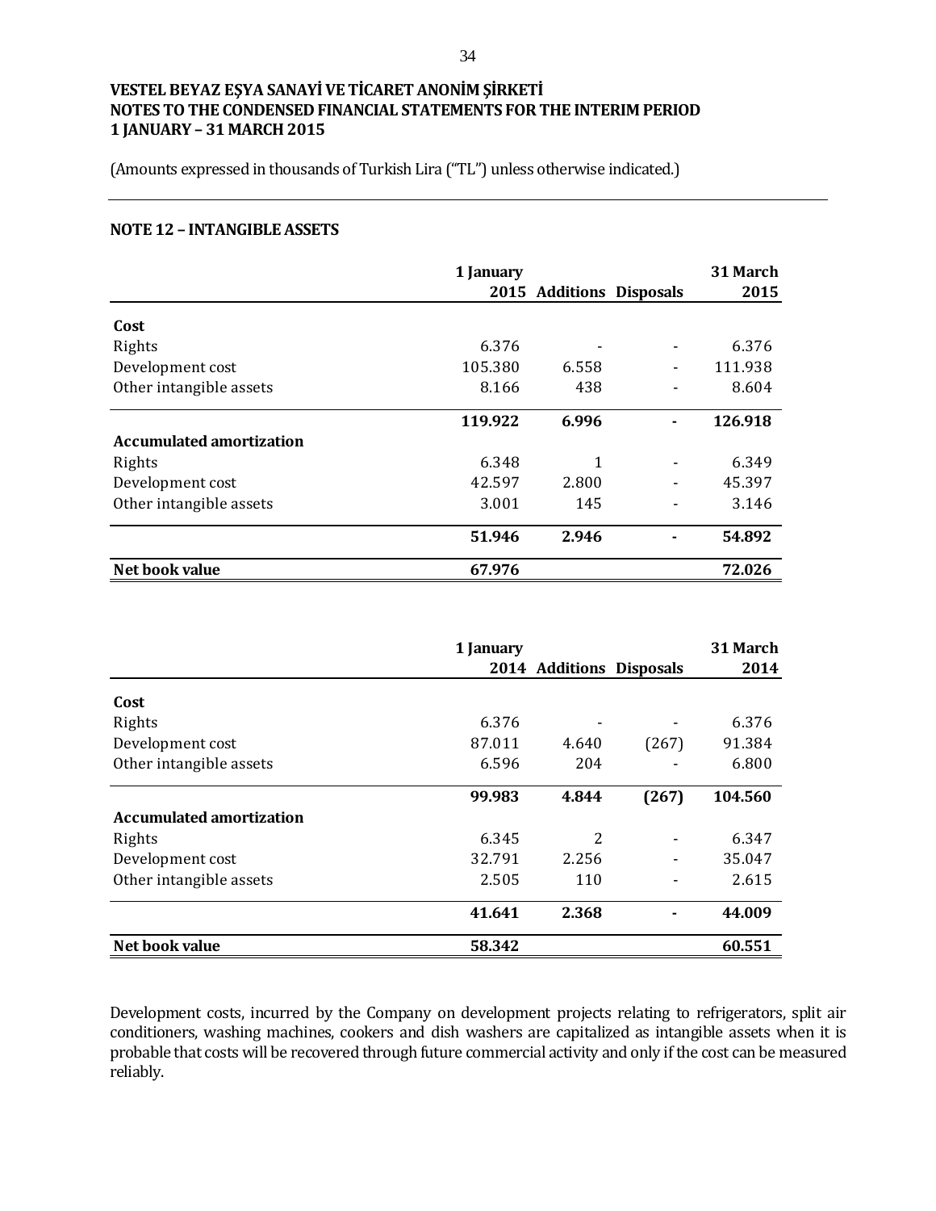**VESTEL BEYAZ EŞYA SANAYİ VE TİCARET ANONİM ŞİRKETİ**
**NOTES TO THE CONDENSED FINANCIAL STATEMENTS FOR THE INTERIM PERIOD**
**1 JANUARY – 31 MARCH 2015**

(Amounts expressed in thousands of Turkish Lira ("TL") unless otherwise indicated.)

## NOTE 12 – INTANGIBLE ASSETS

| | 1 January 2015 | Additions | Disposals | 31 March 2015 |
|---|---|---|---|---|
| **Cost** | | | | |
| Rights | 6.376 | - | - | 6.376 |
| Development cost | 105.380 | 6.558 | - | 111.938 |
| Other intangible assets | 8.166 | 438 | - | 8.604 |
| | **119.922** | **6.996** | **-** | **126.918** |
| **Accumulated amortization** | | | | |
| Rights | 6.348 | 1 | - | 6.349 |
| Development cost | 42.597 | 2.800 | - | 45.397 |
| Other intangible assets | 3.001 | 145 | - | 3.146 |
| | **51.946** | **2.946** | **-** | **54.892** |
| **Net book value** | **67.976** | | | **72.026** |

| | 1 January 2014 | Additions | Disposals | 31 March 2014 |
|---|---|---|---|---|
| **Cost** | | | | |
| Rights | 6.376 | - | - | 6.376 |
| Development cost | 87.011 | 4.640 | (267) | 91.384 |
| Other intangible assets | 6.596 | 204 | - | 6.800 |
| | **99.983** | **4.844** | **(267)** | **104.560** |
| **Accumulated amortization** | | | | |
| Rights | 6.345 | 2 | - | 6.347 |
| Development cost | 32.791 | 2.256 | - | 35.047 |
| Other intangible assets | 2.505 | 110 | - | 2.615 |
| | **41.641** | **2.368** | **-** | **44.009** |
| **Net book value** | **58.342** | | | **60.551** |

Development costs, incurred by the Company on development projects relating to refrigerators, split air conditioners, washing machines, cookers and dish washers are capitalized as intangible assets when it is probable that costs will be recovered through future commercial activity and only if the cost can be measured reliably.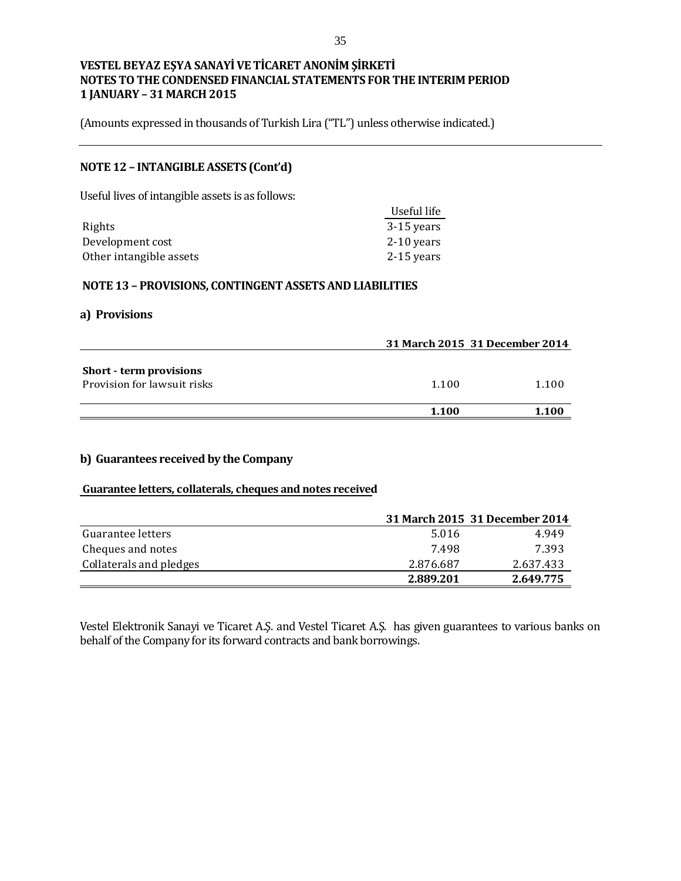**VESTEL BEYAZ EŞYA SANAYİ VE TİCARET ANONİM ŞİRKETİ**
**NOTES TO THE CONDENSED FINANCIAL STATEMENTS FOR THE INTERIM PERIOD**
**1 JANUARY – 31 MARCH 2015**

(Amounts expressed in thousands of Turkish Lira ("TL") unless otherwise indicated.)

## NOTE 12 – INTANGIBLE ASSETS (Cont'd)

Useful lives of intangible assets is as follows:

| | Useful life |
|---|---|
| Rights | 3-15 years |
| Development cost | 2-10 years |
| Other intangible assets | 2-15 years |

## NOTE 13 – PROVISIONS, CONTINGENT ASSETS AND LIABILITIES

### a) Provisions

| | 31 March 2015 | 31 December 2014 |
|---|---|---|
| **Short - term provisions** | | |
| Provision for lawsuit risks | 1.100 | 1.100 |
| | **1.100** | **1.100** |

### b) Guarantees received by the Company

**Guarantee letters, collaterals, cheques and notes received**

| | 31 March 2015 | 31 December 2014 |
|---|---|---|
| Guarantee letters | 5.016 | 4.949 |
| Cheques and notes | 7.498 | 7.393 |
| Collaterals and pledges | 2.876.687 | 2.637.433 |
| | **2.889.201** | **2.649.775** |

Vestel Elektronik Sanayi ve Ticaret A.Ş. and Vestel Ticaret A.Ş. has given guarantees to various banks on behalf of the Company for its forward contracts and bank borrowings.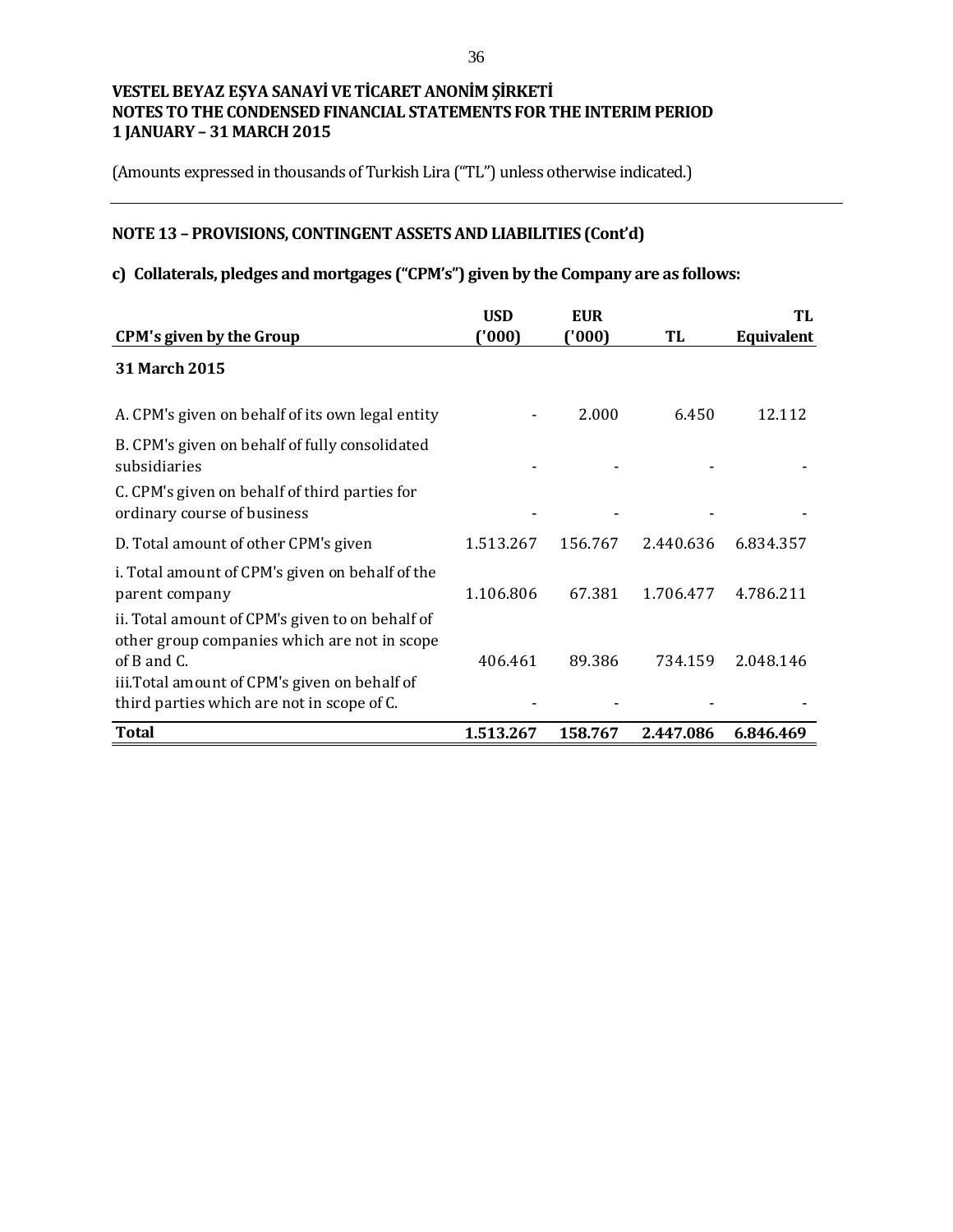**VESTEL BEYAZ EŞYA SANAYİ VE TİCARET ANONİM ŞİRKETİ**
**NOTES TO THE CONDENSED FINANCIAL STATEMENTS FOR THE INTERIM PERIOD**
**1 JANUARY – 31 MARCH 2015**

(Amounts expressed in thousands of Turkish Lira ("TL") unless otherwise indicated.)

## NOTE 13 – PROVISIONS, CONTINGENT ASSETS AND LIABILITIES (Cont'd)

### c) Collaterals, pledges and mortgages ("CPM's") given by the Company are as follows:

| CPM's given by the Group | USD ('000) | EUR ('000) | TL | TL Equivalent |
|---|---|---|---|---|
| **31 March 2015** | | | | |
| A. CPM's given on behalf of its own legal entity | - | 2.000 | 6.450 | 12.112 |
| B. CPM's given on behalf of fully consolidated subsidiaries | - | - | - | - |
| C. CPM's given on behalf of third parties for ordinary course of business | - | - | - | - |
| D. Total amount of other CPM's given | 1.513.267 | 156.767 | 2.440.636 | 6.834.357 |
| i. Total amount of CPM's given on behalf of the parent company | 1.106.806 | 67.381 | 1.706.477 | 4.786.211 |
| ii. Total amount of CPM's given to on behalf of other group companies which are not in scope of B and C. | 406.461 | 89.386 | 734.159 | 2.048.146 |
| iii.Total amount of CPM's given on behalf of third parties which are not in scope of C. | - | - | - | - |
| **Total** | **1.513.267** | **158.767** | **2.447.086** | **6.846.469** |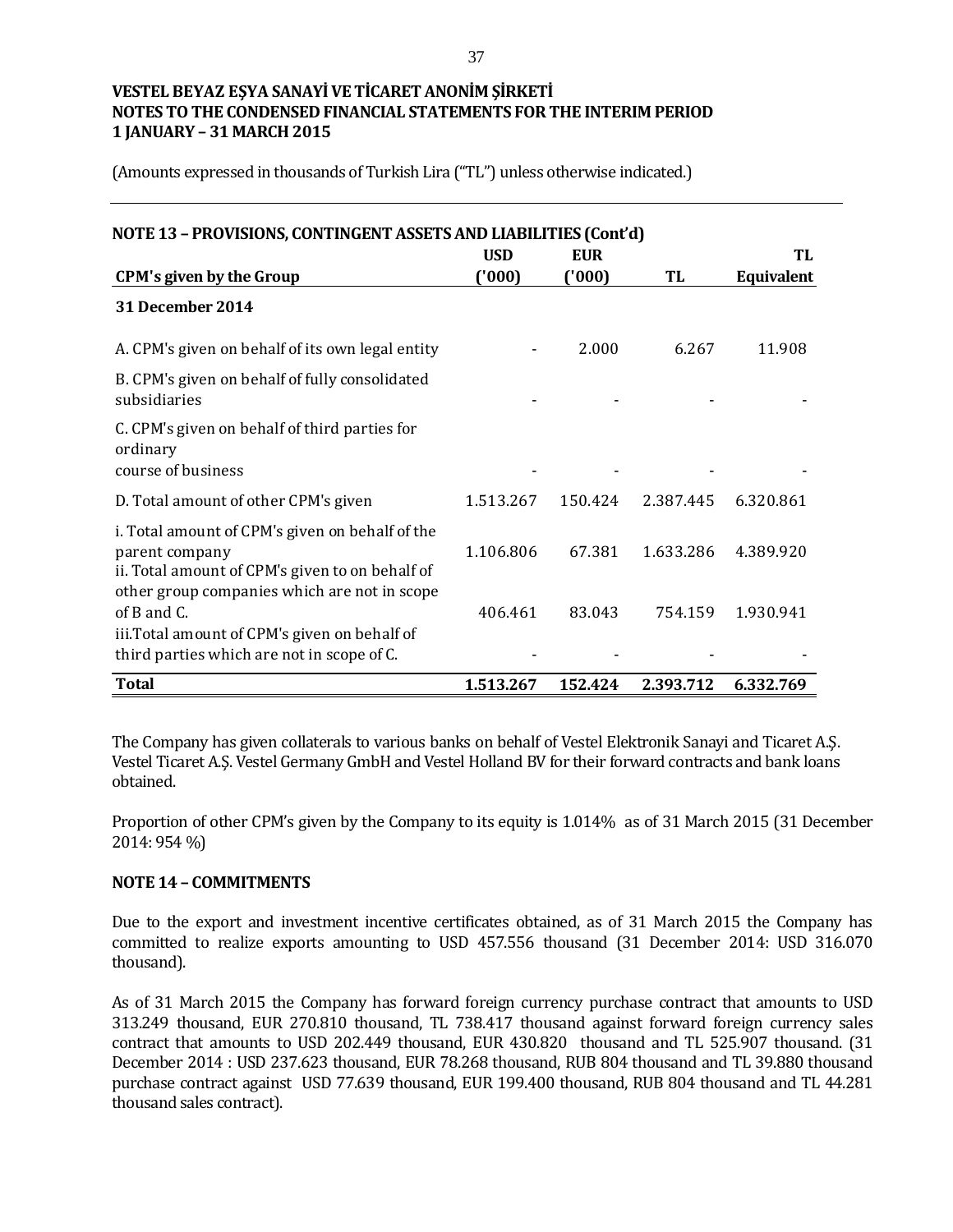VESTEL BEYAZ EŞYA SANAYİ VE TİCARET ANONİM ŞİRKETİ
NOTES TO THE CONDENSED FINANCIAL STATEMENTS FOR THE INTERIM PERIOD
1 JANUARY – 31 MARCH 2015

(Amounts expressed in thousands of Turkish Lira ("TL") unless otherwise indicated.)

## NOTE 13 – PROVISIONS, CONTINGENT ASSETS AND LIABILITIES (Cont'd)

| CPM's given by the Group | USD ('000) | EUR ('000) | TL | TL Equivalent |
|---|---|---|---|---|
| **31 December 2014** | | | | |
| A. CPM's given on behalf of its own legal entity | - | 2.000 | 6.267 | 11.908 |
| B. CPM's given on behalf of fully consolidated subsidiaries | - | - | - | - |
| C. CPM's given on behalf of third parties for ordinary course of business | - | - | - | - |
| D. Total amount of other CPM's given | 1.513.267 | 150.424 | 2.387.445 | 6.320.861 |
| i. Total amount of CPM's given on behalf of the parent company | 1.106.806 | 67.381 | 1.633.286 | 4.389.920 |
| ii. Total amount of CPM's given to on behalf of other group companies which are not in scope of B and C. | 406.461 | 83.043 | 754.159 | 1.930.941 |
| iii.Total amount of CPM's given on behalf of third parties which are not in scope of C. | - | - | - | - |
| **Total** | **1.513.267** | **152.424** | **2.393.712** | **6.332.769** |

The Company has given collaterals to various banks on behalf of Vestel Elektronik Sanayi and Ticaret A.Ş. Vestel Ticaret A.Ş. Vestel Germany GmbH and Vestel Holland BV for their forward contracts and bank loans obtained.

Proportion of other CPM's given by the Company to its equity is 1.014% as of 31 March 2015 (31 December 2014: 954 %)

## NOTE 14 – COMMITMENTS

Due to the export and investment incentive certificates obtained, as of 31 March 2015 the Company has committed to realize exports amounting to USD 457.556 thousand (31 December 2014: USD 316.070 thousand).

As of 31 March 2015 the Company has forward foreign currency purchase contract that amounts to USD 313.249 thousand, EUR 270.810 thousand, TL 738.417 thousand against forward foreign currency sales contract that amounts to USD 202.449 thousand, EUR 430.820 thousand and TL 525.907 thousand. (31 December 2014 : USD 237.623 thousand, EUR 78.268 thousand, RUB 804 thousand and TL 39.880 thousand purchase contract against USD 77.639 thousand, EUR 199.400 thousand, RUB 804 thousand and TL 44.281 thousand sales contract).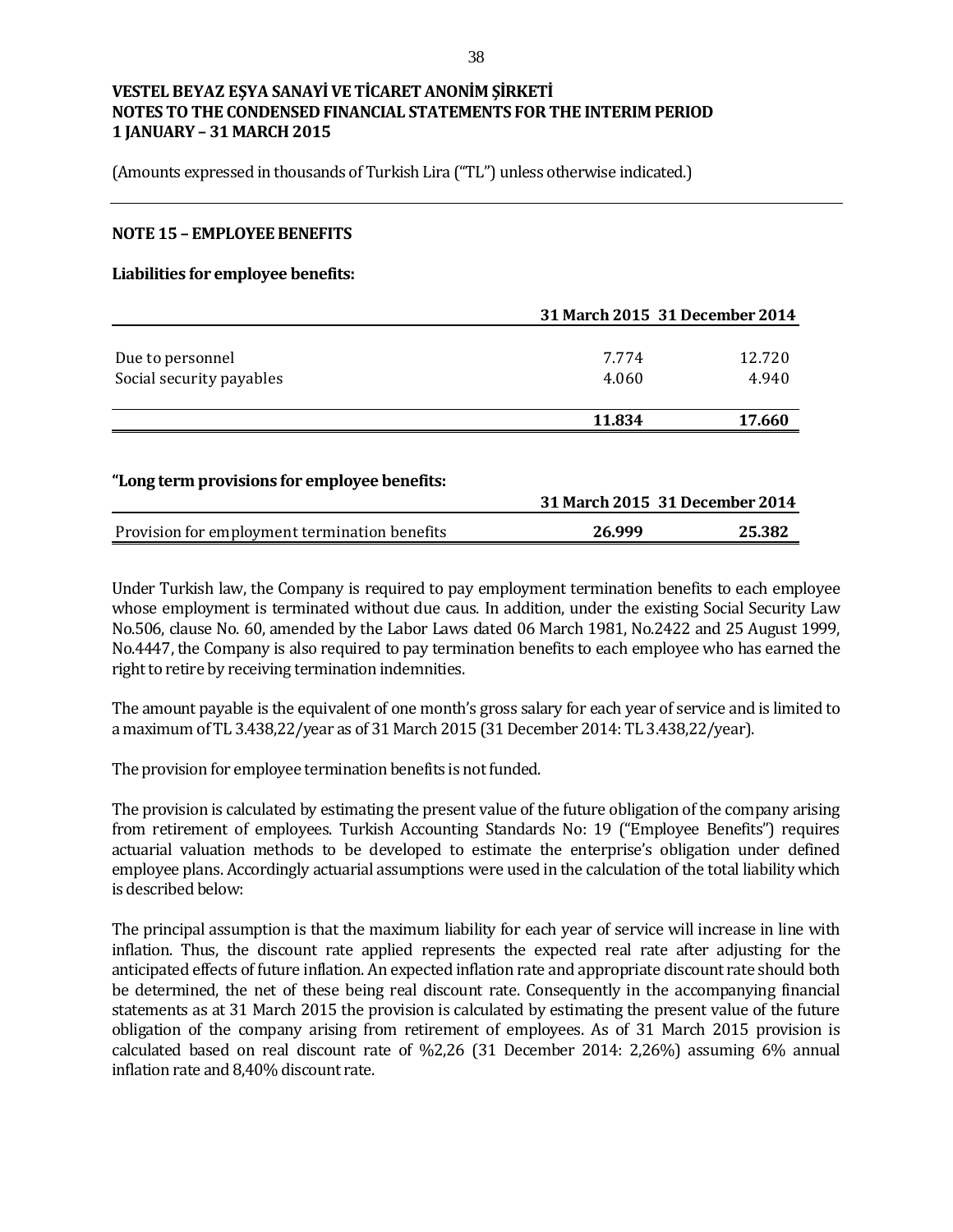**VESTEL BEYAZ EŞYA SANAYİ VE TİCARET ANONİM ŞİRKETİ**
**NOTES TO THE CONDENSED FINANCIAL STATEMENTS FOR THE INTERIM PERIOD**
**1 JANUARY – 31 MARCH 2015**

(Amounts expressed in thousands of Turkish Lira ("TL") unless otherwise indicated.)

## NOTE 15 – EMPLOYEE BENEFITS

**Liabilities for employee benefits:**

| | 31 March 2015 | 31 December 2014 |
|---|---|---|
| Due to personnel | 7.774 | 12.720 |
| Social security payables | 4.060 | 4.940 |
| | **11.834** | **17.660** |

**"Long term provisions for employee benefits:**

| | 31 March 2015 | 31 December 2014 |
|---|---|---|
| Provision for employment termination benefits | **26.999** | **25.382** |

Under Turkish law, the Company is required to pay employment termination benefits to each employee whose employment is terminated without due caus. In addition, under the existing Social Security Law No.506, clause No. 60, amended by the Labor Laws dated 06 March 1981, No.2422 and 25 August 1999, No.4447, the Company is also required to pay termination benefits to each employee who has earned the right to retire by receiving termination indemnities.

The amount payable is the equivalent of one month's gross salary for each year of service and is limited to a maximum of TL 3.438,22/year as of 31 March 2015 (31 December 2014: TL 3.438,22/year).

The provision for employee termination benefits is not funded.

The provision is calculated by estimating the present value of the future obligation of the company arising from retirement of employees. Turkish Accounting Standards No: 19 ("Employee Benefits") requires actuarial valuation methods to be developed to estimate the enterprise's obligation under defined employee plans. Accordingly actuarial assumptions were used in the calculation of the total liability which is described below:

The principal assumption is that the maximum liability for each year of service will increase in line with inflation. Thus, the discount rate applied represents the expected real rate after adjusting for the anticipated effects of future inflation. An expected inflation rate and appropriate discount rate should both be determined, the net of these being real discount rate. Consequently in the accompanying financial statements as at 31 March 2015 the provision is calculated by estimating the present value of the future obligation of the company arising from retirement of employees. As of 31 March 2015 provision is calculated based on real discount rate of %2,26 (31 December 2014: 2,26%) assuming 6% annual inflation rate and 8,40% discount rate.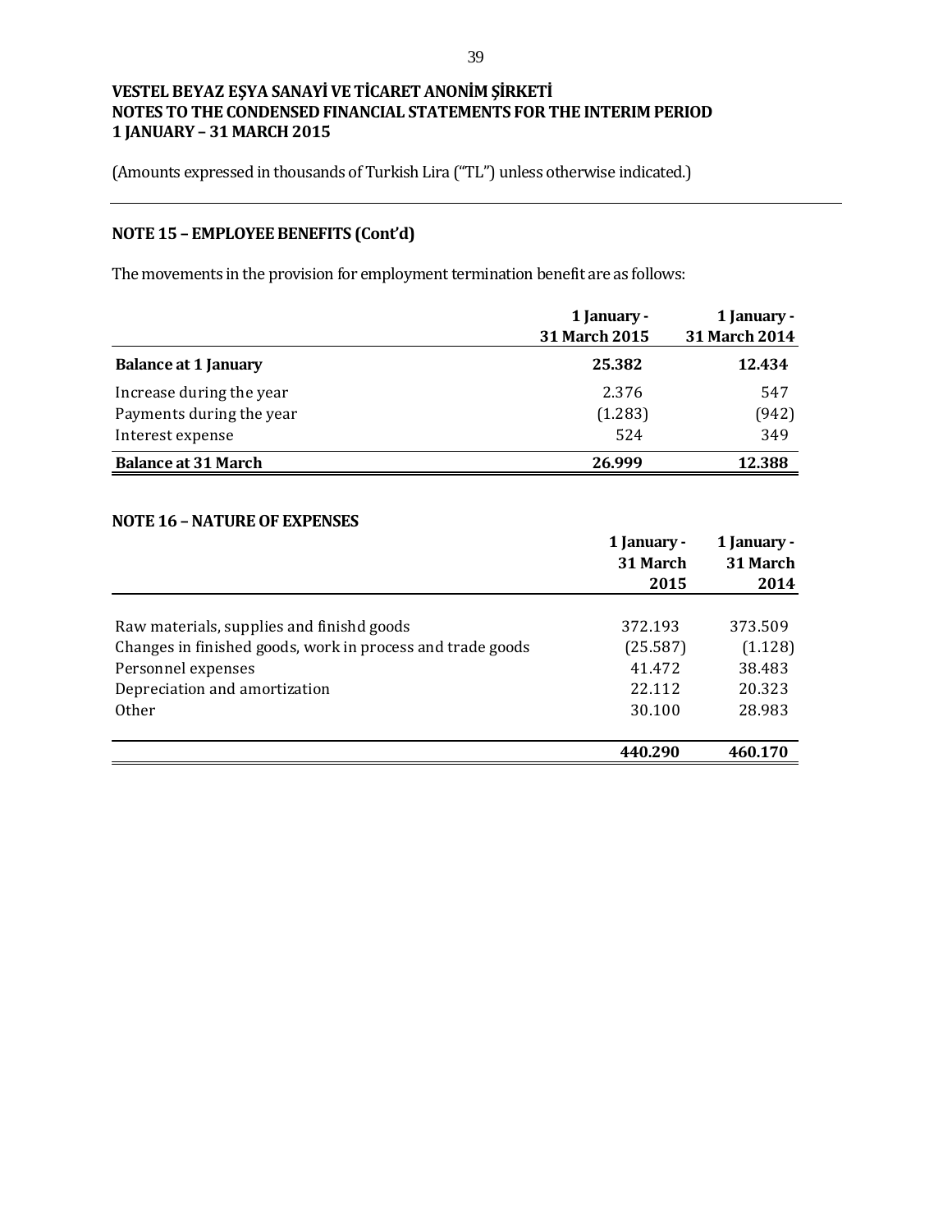**VESTEL BEYAZ EŞYA SANAYİ VE TİCARET ANONİM ŞİRKETİ**
**NOTES TO THE CONDENSED FINANCIAL STATEMENTS FOR THE INTERIM PERIOD**
**1 JANUARY – 31 MARCH 2015**

(Amounts expressed in thousands of Turkish Lira ("TL") unless otherwise indicated.)

## NOTE 15 – EMPLOYEE BENEFITS (Cont'd)

The movements in the provision for employment termination benefit are as follows:

| | 1 January - 31 March 2015 | 1 January - 31 March 2014 |
|---|---|---|
| **Balance at 1 January** | **25.382** | **12.434** |
| Increase during the year | 2.376 | 547 |
| Payments during the year | (1.283) | (942) |
| Interest expense | 524 | 349 |
| **Balance at 31 March** | **26.999** | **12.388** |

## NOTE 16 – NATURE OF EXPENSES

| | 1 January - 31 March 2015 | 1 January - 31 March 2014 |
|---|---|---|
| Raw materials, supplies and finishd goods | 372.193 | 373.509 |
| Changes in finished goods, work in process and trade goods | (25.587) | (1.128) |
| Personnel expenses | 41.472 | 38.483 |
| Depreciation and amortization | 22.112 | 20.323 |
| Other | 30.100 | 28.983 |
| | **440.290** | **460.170** |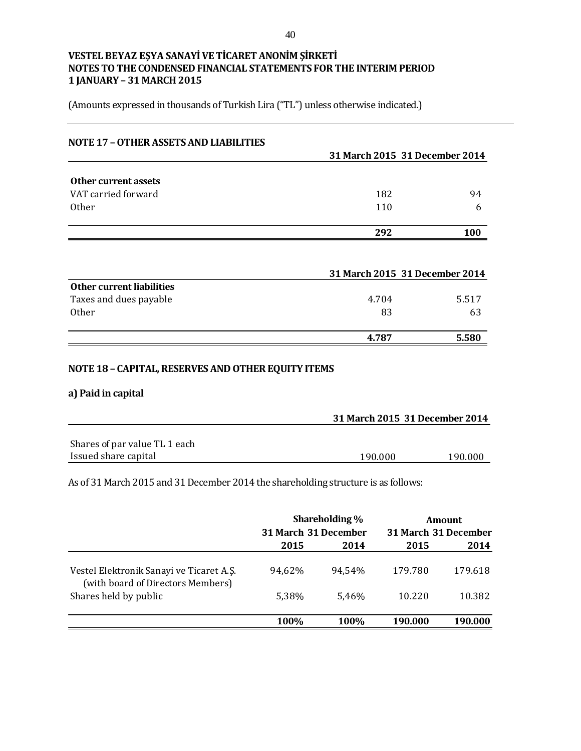**VESTEL BEYAZ EŞYA SANAYİ VE TİCARET ANONİM ŞİRKETİ**
**NOTES TO THE CONDENSED FINANCIAL STATEMENTS FOR THE INTERIM PERIOD**
**1 JANUARY – 31 MARCH 2015**

(Amounts expressed in thousands of Turkish Lira ("TL") unless otherwise indicated.)

## NOTE 17 – OTHER ASSETS AND LIABILITIES

| | 31 March 2015 | 31 December 2014 |
|---|---|---|
| **Other current assets** | | |
| VAT carried forward | 182 | 94 |
| Other | 110 | 6 |
| | **292** | **100** |

| | 31 March 2015 | 31 December 2014 |
|---|---|---|
| **Other current liabilities** | | |
| Taxes and dues payable | 4.704 | 5.517 |
| Other | 83 | 63 |
| | **4.787** | **5.580** |

## NOTE 18 – CAPITAL, RESERVES AND OTHER EQUITY ITEMS

### a) Paid in capital

| | 31 March 2015 | 31 December 2014 |
|---|---|---|
| Shares of par value TL 1 each | | |
| Issued share capital | 190.000 | 190.000 |

As of 31 March 2015 and 31 December 2014 the shareholding structure is as follows:

| | Shareholding % | | Amount | |
|---|---|---|---|---|
| | 31 March 2015 | 31 December 2014 | 31 March 2015 | 31 December 2014 |
| Vestel Elektronik Sanayi ve Ticaret A.Ş. (with board of Directors Members) | 94,62% | 94,54% | 179.780 | 179.618 |
| Shares held by public | 5,38% | 5,46% | 10.220 | 10.382 |
| | **100%** | **100%** | **190.000** | **190.000** |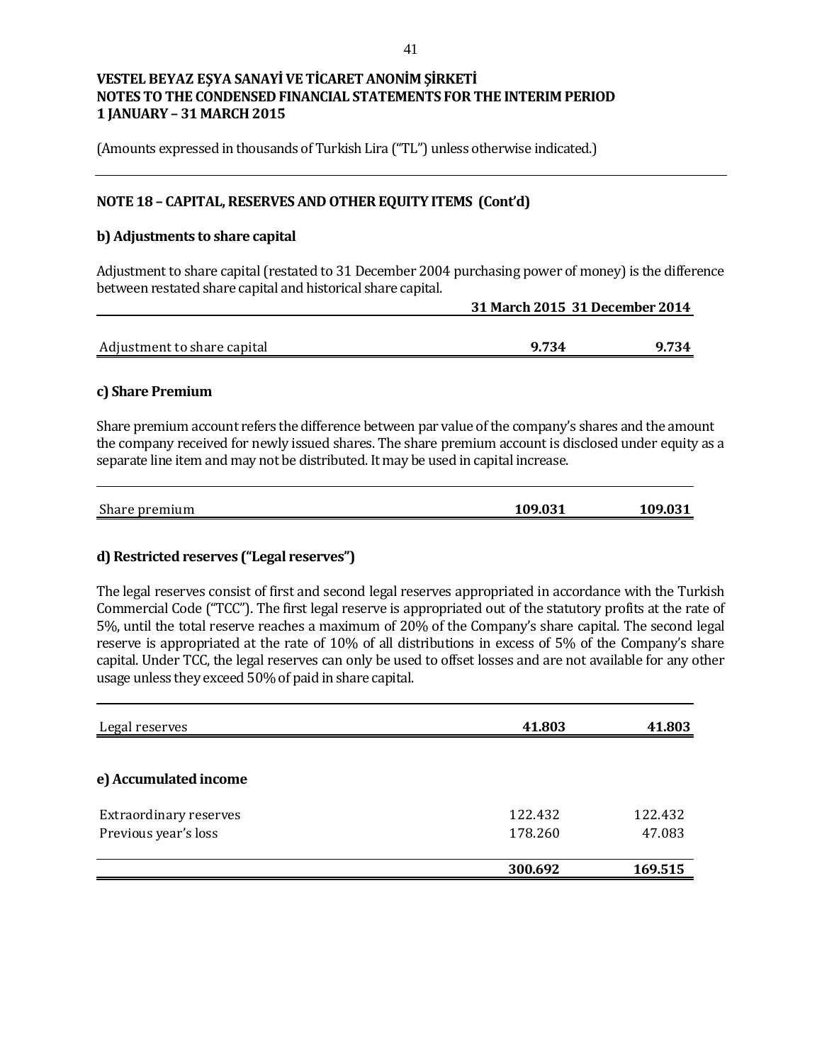**VESTEL BEYAZ EŞYA SANAYİ VE TİCARET ANONİM ŞİRKETİ**
**NOTES TO THE CONDENSED FINANCIAL STATEMENTS FOR THE INTERIM PERIOD**
**1 JANUARY – 31 MARCH 2015**

(Amounts expressed in thousands of Turkish Lira ("TL") unless otherwise indicated.)

## NOTE 18 – CAPITAL, RESERVES AND OTHER EQUITY ITEMS (Cont'd)

### b) Adjustments to share capital

Adjustment to share capital (restated to 31 December 2004 purchasing power of money) is the difference between restated share capital and historical share capital.

| | 31 March 2015 | 31 December 2014 |
|---|---|---|
| Adjustment to share capital | **9.734** | **9.734** |

### c) Share Premium

Share premium account refers the difference between par value of the company's shares and the amount the company received for newly issued shares. The share premium account is disclosed under equity as a separate line item and may not be distributed. It may be used in capital increase.

| | | |
|---|---|---|
| Share premium | **109.031** | **109.031** |

### d) Restricted reserves ("Legal reserves")

The legal reserves consist of first and second legal reserves appropriated in accordance with the Turkish Commercial Code ("TCC"). The first legal reserve is appropriated out of the statutory profits at the rate of 5%, until the total reserve reaches a maximum of 20% of the Company's share capital. The second legal reserve is appropriated at the rate of 10% of all distributions in excess of 5% of the Company's share capital. Under TCC, the legal reserves can only be used to offset losses and are not available for any other usage unless they exceed 50% of paid in share capital.

| | | |
|---|---|---|
| Legal reserves | **41.803** | **41.803** |

### e) Accumulated income

| | | |
|---|---|---|
| Extraordinary reserves | 122.432 | 122.432 |
| Previous year's loss | 178.260 | 47.083 |
| | **300.692** | **169.515** |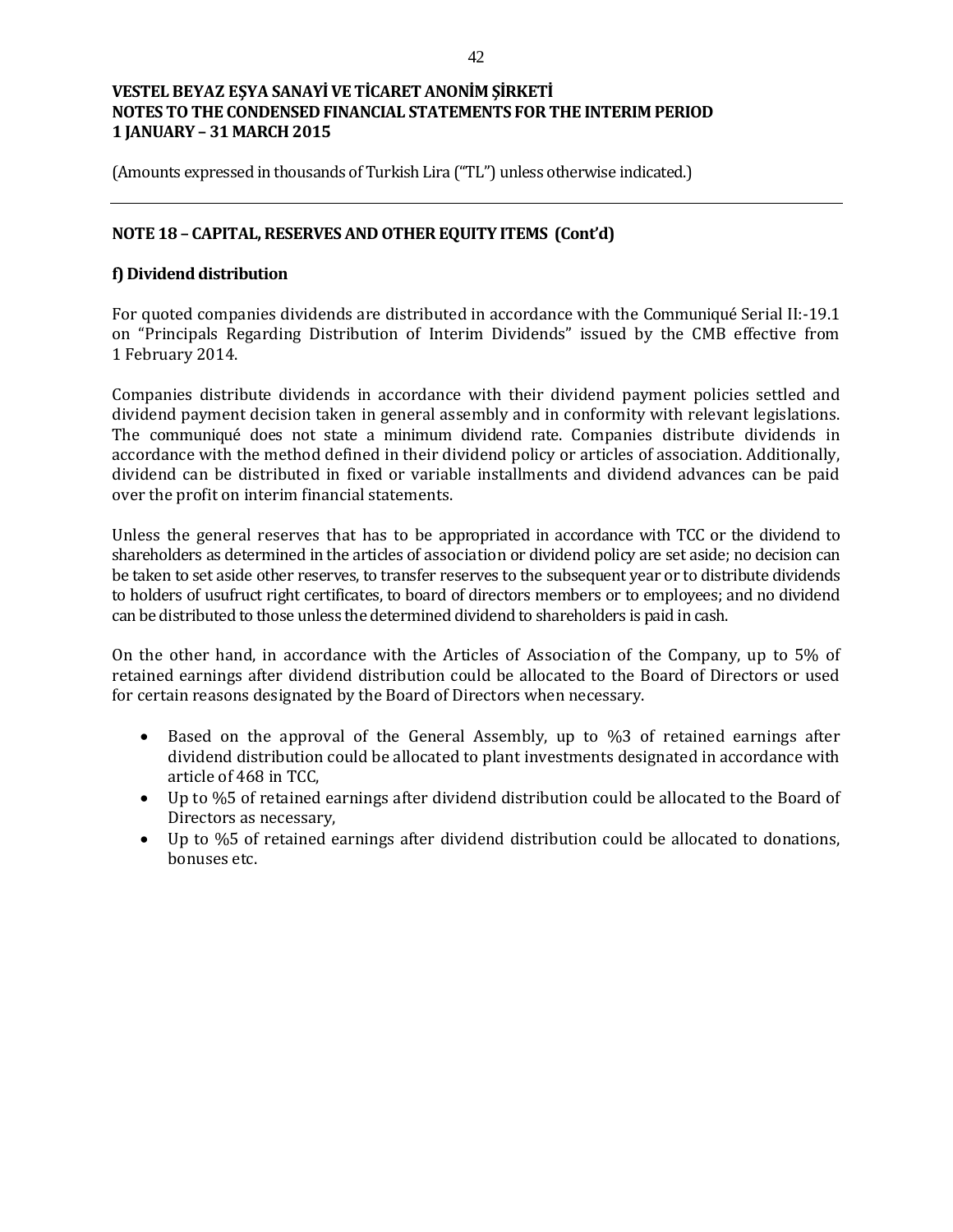(Amounts expressed in thousands of Turkish Lira ("TL") unless otherwise indicated.)

## NOTE 18 – CAPITAL, RESERVES AND OTHER EQUITY ITEMS (Cont'd)

### f) Dividend distribution

For quoted companies dividends are distributed in accordance with the Communiqué Serial II:-19.1 on "Principals Regarding Distribution of Interim Dividends" issued by the CMB effective from 1 February 2014.

Companies distribute dividends in accordance with their dividend payment policies settled and dividend payment decision taken in general assembly and in conformity with relevant legislations. The communiqué does not state a minimum dividend rate. Companies distribute dividends in accordance with the method defined in their dividend policy or articles of association. Additionally, dividend can be distributed in fixed or variable installments and dividend advances can be paid over the profit on interim financial statements.

Unless the general reserves that has to be appropriated in accordance with TCC or the dividend to shareholders as determined in the articles of association or dividend policy are set aside; no decision can be taken to set aside other reserves, to transfer reserves to the subsequent year or to distribute dividends to holders of usufruct right certificates, to board of directors members or to employees; and no dividend can be distributed to those unless the determined dividend to shareholders is paid in cash.

On the other hand, in accordance with the Articles of Association of the Company, up to 5% of retained earnings after dividend distribution could be allocated to the Board of Directors or used for certain reasons designated by the Board of Directors when necessary.

- Based on the approval of the General Assembly, up to %3 of retained earnings after dividend distribution could be allocated to plant investments designated in accordance with article of 468 in TCC,
- Up to %5 of retained earnings after dividend distribution could be allocated to the Board of Directors as necessary,
- Up to %5 of retained earnings after dividend distribution could be allocated to donations, bonuses etc.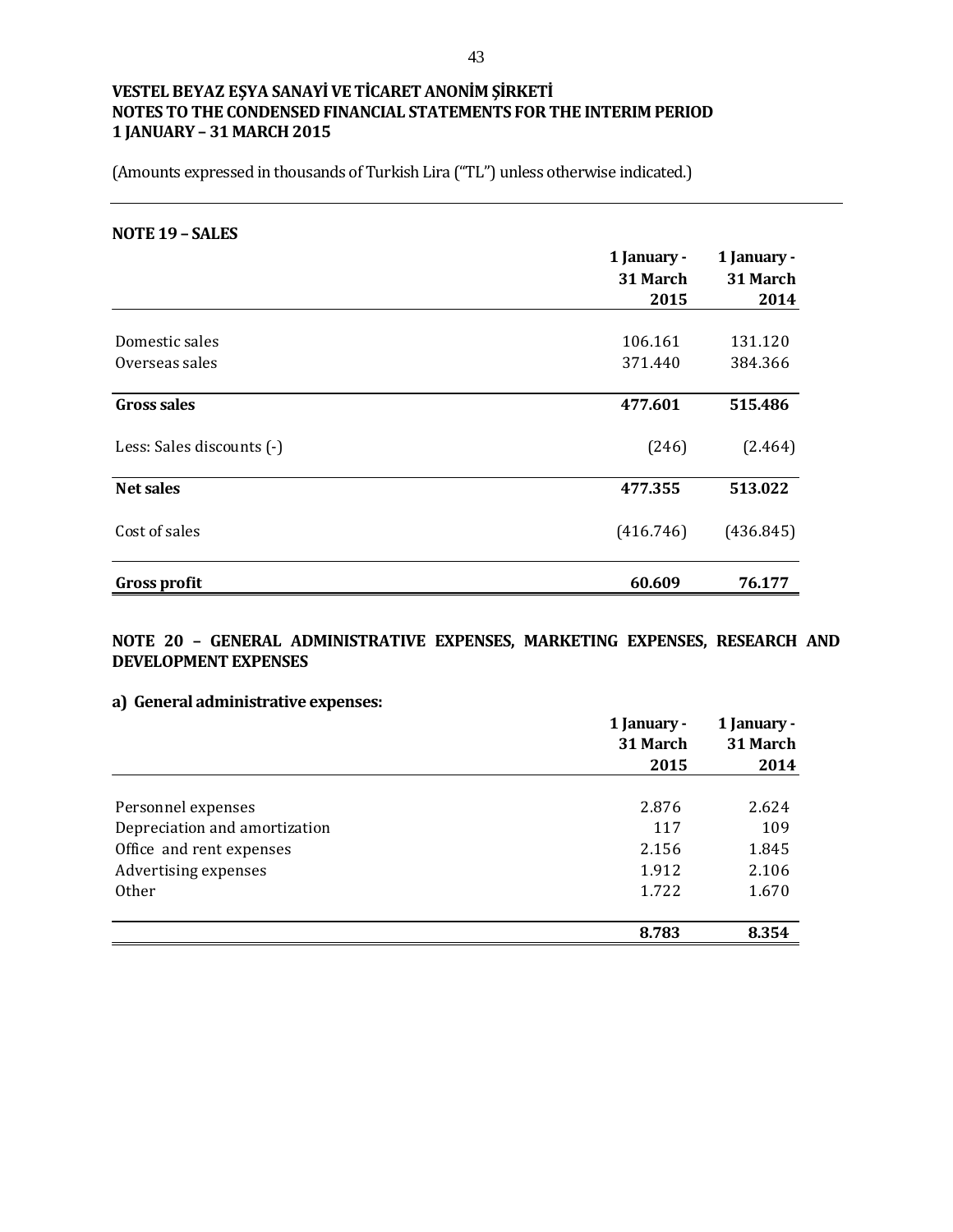# VESTEL BEYAZ EŞYA SANAYİ VE TİCARET ANONİM ŞİRKETİ
# NOTES TO THE CONDENSED FINANCIAL STATEMENTS FOR THE INTERIM PERIOD
# 1 JANUARY – 31 MARCH 2015

(Amounts expressed in thousands of Turkish Lira ("TL") unless otherwise indicated.)

## NOTE 19 – SALES

| | 1 January - 31 March 2015 | 1 January - 31 March 2014 |
|---|---|---|
| Domestic sales | 106.161 | 131.120 |
| Overseas sales | 371.440 | 384.366 |
| **Gross sales** | **477.601** | **515.486** |
| Less: Sales discounts (-) | (246) | (2.464) |
| **Net sales** | **477.355** | **513.022** |
| Cost of sales | (416.746) | (436.845) |
| **Gross profit** | **60.609** | **76.177** |

## NOTE 20 – GENERAL ADMINISTRATIVE EXPENSES, MARKETING EXPENSES, RESEARCH AND DEVELOPMENT EXPENSES

### a) General administrative expenses:

| | 1 January - 31 March 2015 | 1 January - 31 March 2014 |
|---|---|---|
| Personnel expenses | 2.876 | 2.624 |
| Depreciation and amortization | 117 | 109 |
| Office and rent expenses | 2.156 | 1.845 |
| Advertising expenses | 1.912 | 2.106 |
| Other | 1.722 | 1.670 |
| | **8.783** | **8.354** |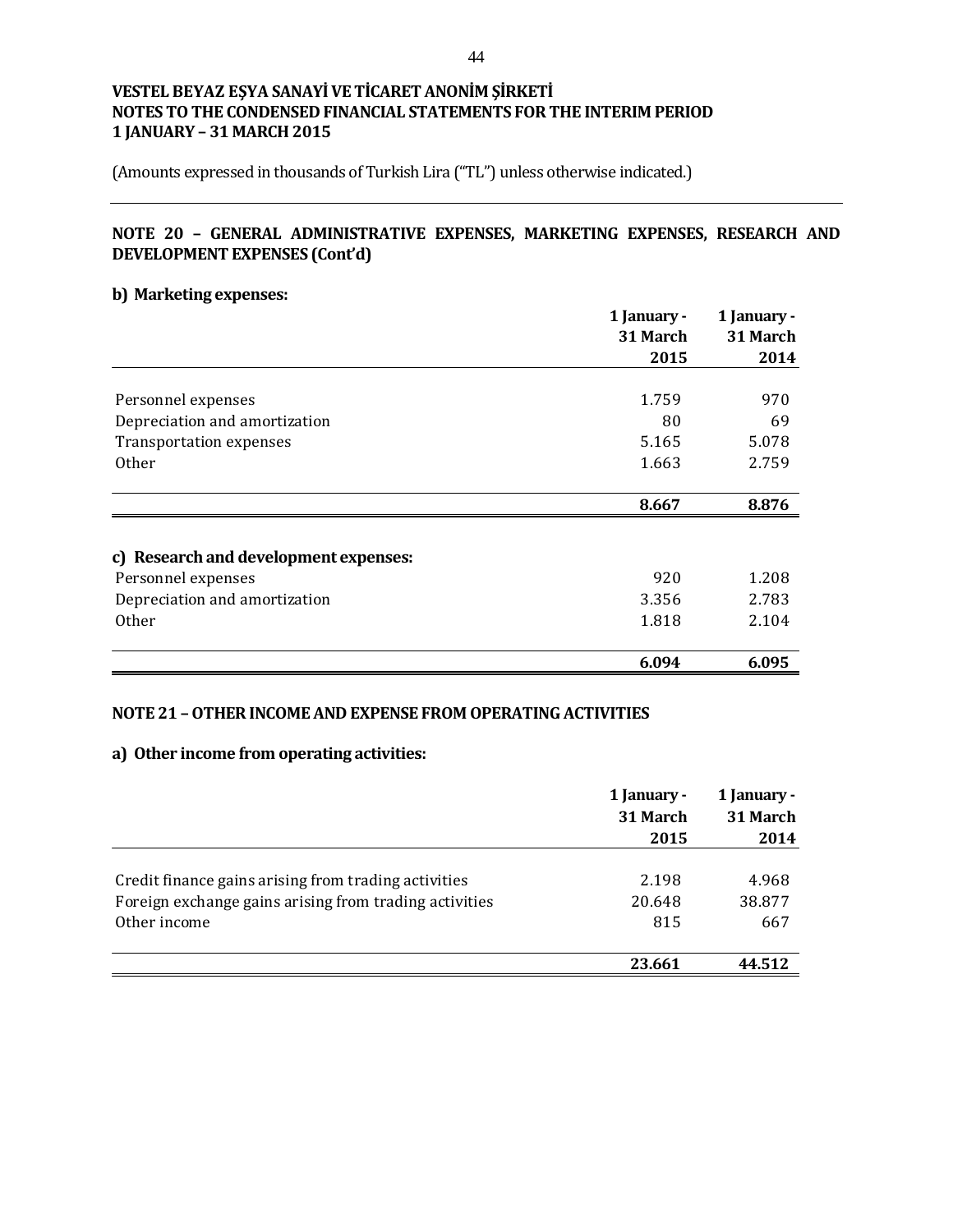**VESTEL BEYAZ EŞYA SANAYİ VE TİCARET ANONİM ŞİRKETİ**
**NOTES TO THE CONDENSED FINANCIAL STATEMENTS FOR THE INTERIM PERIOD**
**1 JANUARY – 31 MARCH 2015**

(Amounts expressed in thousands of Turkish Lira ("TL") unless otherwise indicated.)

## NOTE 20 – GENERAL ADMINISTRATIVE EXPENSES, MARKETING EXPENSES, RESEARCH AND DEVELOPMENT EXPENSES (Cont'd)

### b) Marketing expenses:

| | 1 January - 31 March 2015 | 1 January - 31 March 2014 |
|---|---|---|
| Personnel expenses | 1.759 | 970 |
| Depreciation and amortization | 80 | 69 |
| Transportation expenses | 5.165 | 5.078 |
| Other | 1.663 | 2.759 |
| | **8.667** | **8.876** |

### c) Research and development expenses:

| | 1 January - 31 March 2015 | 1 January - 31 March 2014 |
|---|---|---|
| Personnel expenses | 920 | 1.208 |
| Depreciation and amortization | 3.356 | 2.783 |
| Other | 1.818 | 2.104 |
| | **6.094** | **6.095** |

## NOTE 21 – OTHER INCOME AND EXPENSE FROM OPERATING ACTIVITIES

### a) Other income from operating activities:

| | 1 January - 31 March 2015 | 1 January - 31 March 2014 |
|---|---|---|
| Credit finance gains arising from trading activities | 2.198 | 4.968 |
| Foreign exchange gains arising from trading activities | 20.648 | 38.877 |
| Other income | 815 | 667 |
| | **23.661** | **44.512** |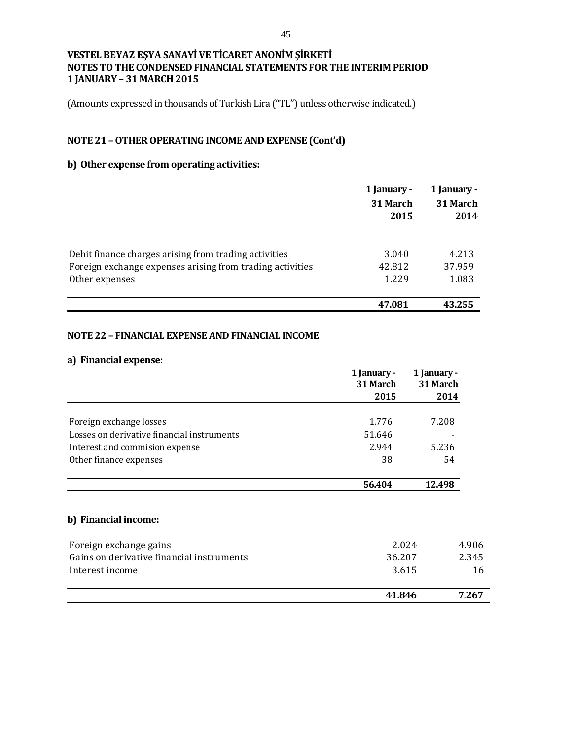**VESTEL BEYAZ EŞYA SANAYİ VE TİCARET ANONİM ŞİRKETİ**
**NOTES TO THE CONDENSED FINANCIAL STATEMENTS FOR THE INTERIM PERIOD**
**1 JANUARY – 31 MARCH 2015**

(Amounts expressed in thousands of Turkish Lira ("TL") unless otherwise indicated.)

## NOTE 21 – OTHER OPERATING INCOME AND EXPENSE (Cont'd)

### b) Other expense from operating activities:

| | 1 January - 31 March 2015 | 1 January - 31 March 2014 |
|---|---|---|
| Debit finance charges arising from trading activities | 3.040 | 4.213 |
| Foreign exchange expenses arising from trading activities | 42.812 | 37.959 |
| Other expenses | 1.229 | 1.083 |
| | **47.081** | **43.255** |

## NOTE 22 – FINANCIAL EXPENSE AND FINANCIAL INCOME

### a) Financial expense:

| | 1 January - 31 March 2015 | 1 January - 31 March 2014 |
|---|---|---|
| Foreign exchange losses | 1.776 | 7.208 |
| Losses on derivative financial instruments | 51.646 | - |
| Interest and commision expense | 2.944 | 5.236 |
| Other finance expenses | 38 | 54 |
| | **56.404** | **12.498** |

### b) Financial income:

| | | |
|---|---|---|
| Foreign exchange gains | 2.024 | 4.906 |
| Gains on derivative financial instruments | 36.207 | 2.345 |
| Interest income | 3.615 | 16 |
| | **41.846** | **7.267** |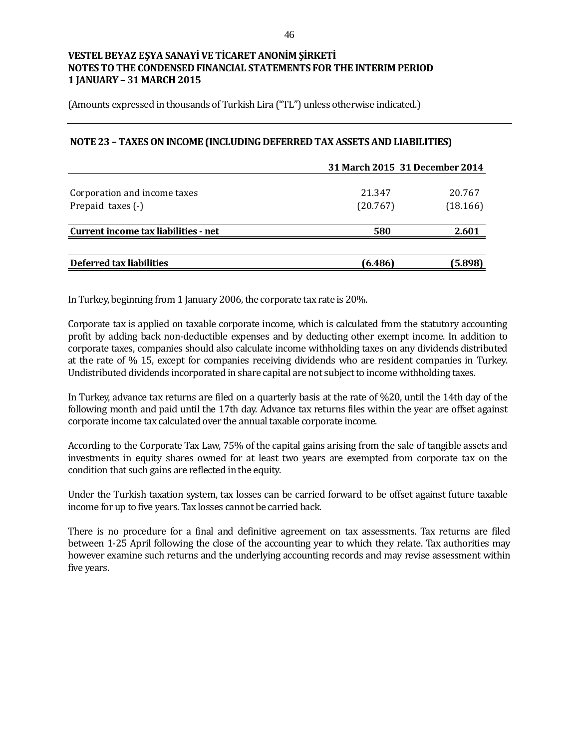**VESTEL BEYAZ EŞYA SANAYİ VE TİCARET ANONİM ŞİRKETİ**
**NOTES TO THE CONDENSED FINANCIAL STATEMENTS FOR THE INTERIM PERIOD**
**1 JANUARY – 31 MARCH 2015**

(Amounts expressed in thousands of Turkish Lira ("TL") unless otherwise indicated.)

## NOTE 23 – TAXES ON INCOME (INCLUDING DEFERRED TAX ASSETS AND LIABILITIES)

| | 31 March 2015 | 31 December 2014 |
|---|---|---|
| Corporation and income taxes | 21.347 | 20.767 |
| Prepaid taxes (-) | (20.767) | (18.166) |
| **Current income tax liabilities - net** | **580** | **2.601** |
| **Deferred tax liabilities** | **(6.486)** | **(5.898)** |

In Turkey, beginning from 1 January 2006, the corporate tax rate is 20%.

Corporate tax is applied on taxable corporate income, which is calculated from the statutory accounting profit by adding back non-deductible expenses and by deducting other exempt income. In addition to corporate taxes, companies should also calculate income withholding taxes on any dividends distributed at the rate of % 15, except for companies receiving dividends who are resident companies in Turkey. Undistributed dividends incorporated in share capital are not subject to income withholding taxes.

In Turkey, advance tax returns are filed on a quarterly basis at the rate of %20, until the 14th day of the following month and paid until the 17th day. Advance tax returns files within the year are offset against corporate income tax calculated over the annual taxable corporate income.

According to the Corporate Tax Law, 75% of the capital gains arising from the sale of tangible assets and investments in equity shares owned for at least two years are exempted from corporate tax on the condition that such gains are reflected in the equity.

Under the Turkish taxation system, tax losses can be carried forward to be offset against future taxable income for up to five years. Tax losses cannot be carried back.

There is no procedure for a final and definitive agreement on tax assessments. Tax returns are filed between 1-25 April following the close of the accounting year to which they relate. Tax authorities may however examine such returns and the underlying accounting records and may revise assessment within five years.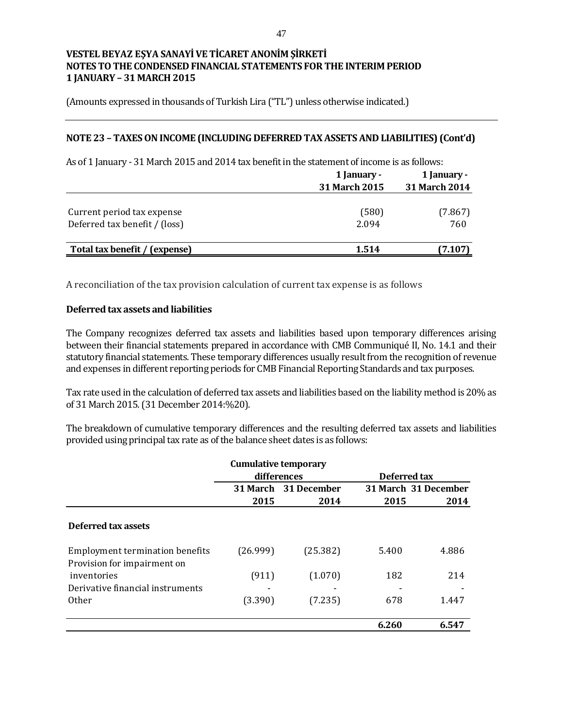**VESTEL BEYAZ EŞYA SANAYİ VE TİCARET ANONİM ŞİRKETİ**
**NOTES TO THE CONDENSED FINANCIAL STATEMENTS FOR THE INTERIM PERIOD**
**1 JANUARY – 31 MARCH 2015**

(Amounts expressed in thousands of Turkish Lira ("TL") unless otherwise indicated.)

## NOTE 23 – TAXES ON INCOME (INCLUDING DEFERRED TAX ASSETS AND LIABILITIES) (Cont'd)

As of 1 January - 31 March 2015 and 2014 tax benefit in the statement of income is as follows:

| | 1 January - 31 March 2015 | 1 January - 31 March 2014 |
|---|---|---|
| Current period tax expense | (580) | (7.867) |
| Deferred tax benefit / (loss) | 2.094 | 760 |
| **Total tax benefit / (expense)** | **1.514** | **(7.107)** |

A reconciliation of the tax provision calculation of current tax expense is as follows

### Deferred tax assets and liabilities

The Company recognizes deferred tax assets and liabilities based upon temporary differences arising between their financial statements prepared in accordance with CMB Communiqué II, No. 14.1 and their statutory financial statements. These temporary differences usually result from the recognition of revenue and expenses in different reporting periods for CMB Financial Reporting Standards and tax purposes.

Tax rate used in the calculation of deferred tax assets and liabilities based on the liability method is 20% as of 31 March 2015. (31 December 2014:%20).

The breakdown of cumulative temporary differences and the resulting deferred tax assets and liabilities provided using principal tax rate as of the balance sheet dates is as follows:

| | Cumulative temporary differences | | Deferred tax | |
|---|---|---|---|---|
| | 31 March 2015 | 31 December 2014 | 31 March 2015 | 31 December 2014 |
| **Deferred tax assets** | | | | |
| Employment termination benefits | (26.999) | (25.382) | 5.400 | 4.886 |
| Provision for impairment on inventories | (911) | (1.070) | 182 | 214 |
| Derivative financial instruments | - | - | - | - |
| Other | (3.390) | (7.235) | 678 | 1.447 |
| | | | **6.260** | **6.547** |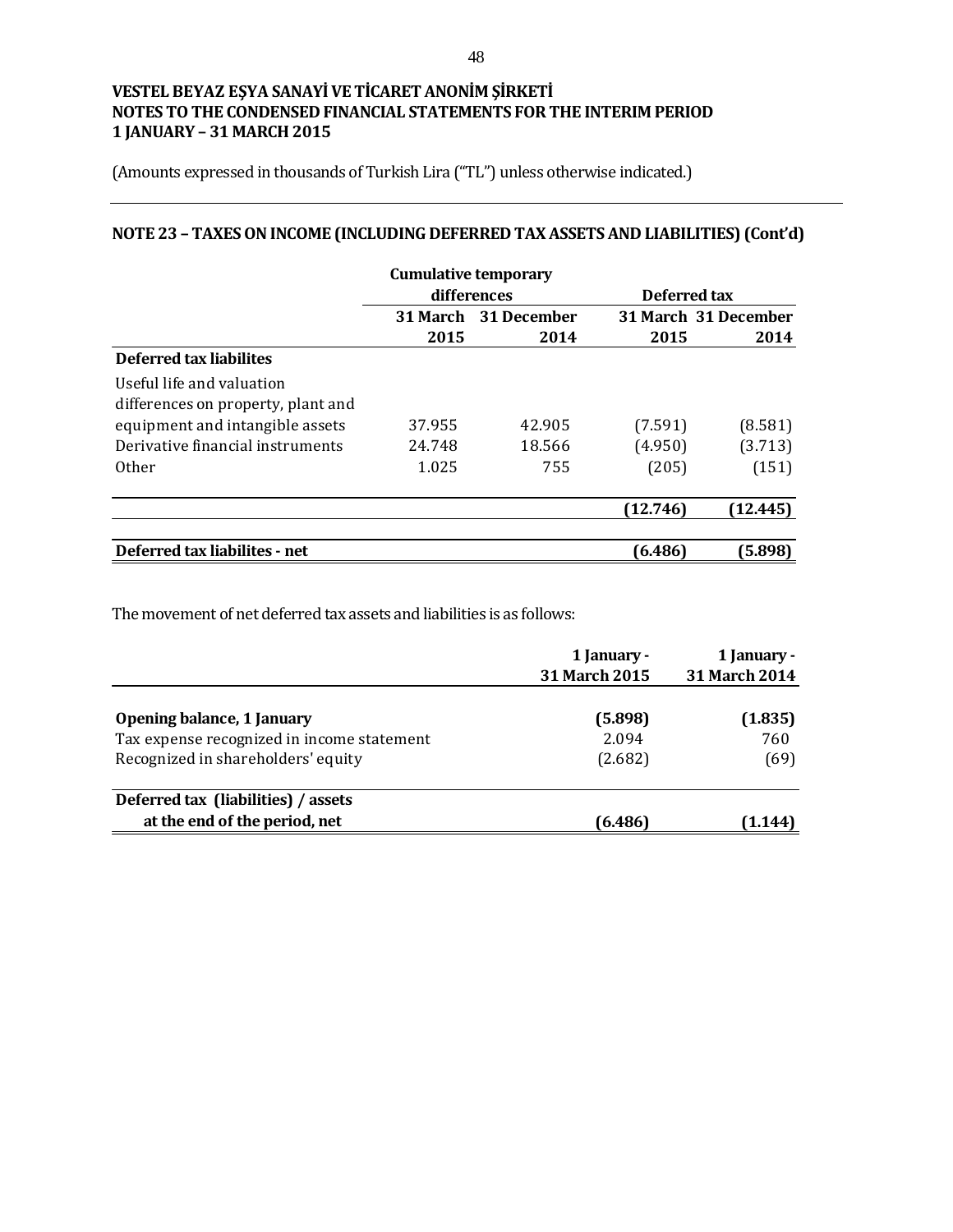# VESTEL BEYAZ EŞYA SANAYİ VE TİCARET ANONİM ŞİRKETİ
# NOTES TO THE CONDENSED FINANCIAL STATEMENTS FOR THE INTERIM PERIOD
# 1 JANUARY – 31 MARCH 2015

(Amounts expressed in thousands of Turkish Lira ("TL") unless otherwise indicated.)

## NOTE 23 – TAXES ON INCOME (INCLUDING DEFERRED TAX ASSETS AND LIABILITIES) (Cont'd)

| | Cumulative temporary differences | | Deferred tax | |
|---|---|---|---|---|
| | 31 March 2015 | 31 December 2014 | 31 March 2015 | 31 December 2014 |
| **Deferred tax liabilites** | | | | |
| Useful life and valuation differences on property, plant and equipment and intangible assets | 37.955 | 42.905 | (7.591) | (8.581) |
| Derivative financial instruments | 24.748 | 18.566 | (4.950) | (3.713) |
| Other | 1.025 | 755 | (205) | (151) |
| | | | **(12.746)** | **(12.445)** |
| **Deferred tax liabilites - net** | | | **(6.486)** | **(5.898)** |

The movement of net deferred tax assets and liabilities is as follows:

| | 1 January - 31 March 2015 | 1 January - 31 March 2014 |
|---|---|---|
| **Opening balance, 1 January** | **(5.898)** | **(1.835)** |
| Tax expense recognized in income statement | 2.094 | 760 |
| Recognized in shareholders' equity | (2.682) | (69) |
| **Deferred tax (liabilities) / assets at the end of the period, net** | **(6.486)** | **(1.144)** |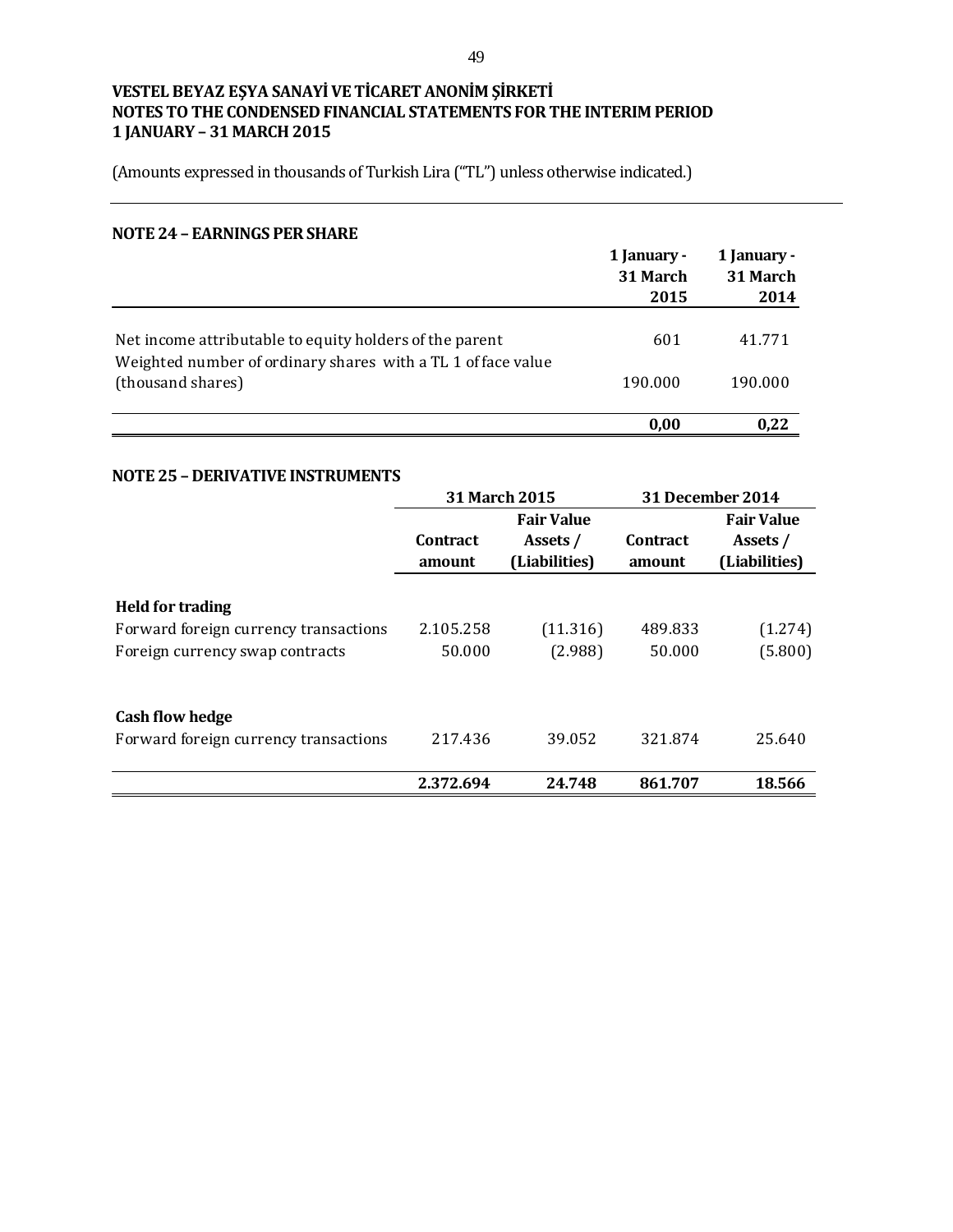**VESTEL BEYAZ EŞYA SANAYİ VE TİCARET ANONİM ŞİRKETİ**
**NOTES TO THE CONDENSED FINANCIAL STATEMENTS FOR THE INTERIM PERIOD**
**1 JANUARY – 31 MARCH 2015**

(Amounts expressed in thousands of Turkish Lira ("TL") unless otherwise indicated.)

## NOTE 24 – EARNINGS PER SHARE

| | 1 January - 31 March 2015 | 1 January - 31 March 2014 |
|---|---|---|
| Net income attributable to equity holders of the parent | 601 | 41.771 |
| Weighted number of ordinary shares with a TL 1 of face value (thousand shares) | 190.000 | 190.000 |
| | **0,00** | **0,22** |

## NOTE 25 – DERIVATIVE INSTRUMENTS

| | 31 March 2015 | | 31 December 2014 | |
|---|---|---|---|---|
| | Contract amount | Fair Value Assets / (Liabilities) | Contract amount | Fair Value Assets / (Liabilities) |
| **Held for trading** | | | | |
| Forward foreign currency transactions | 2.105.258 | (11.316) | 489.833 | (1.274) |
| Foreign currency swap contracts | 50.000 | (2.988) | 50.000 | (5.800) |
| **Cash flow hedge** | | | | |
| Forward foreign currency transactions | 217.436 | 39.052 | 321.874 | 25.640 |
| | **2.372.694** | **24.748** | **861.707** | **18.566** |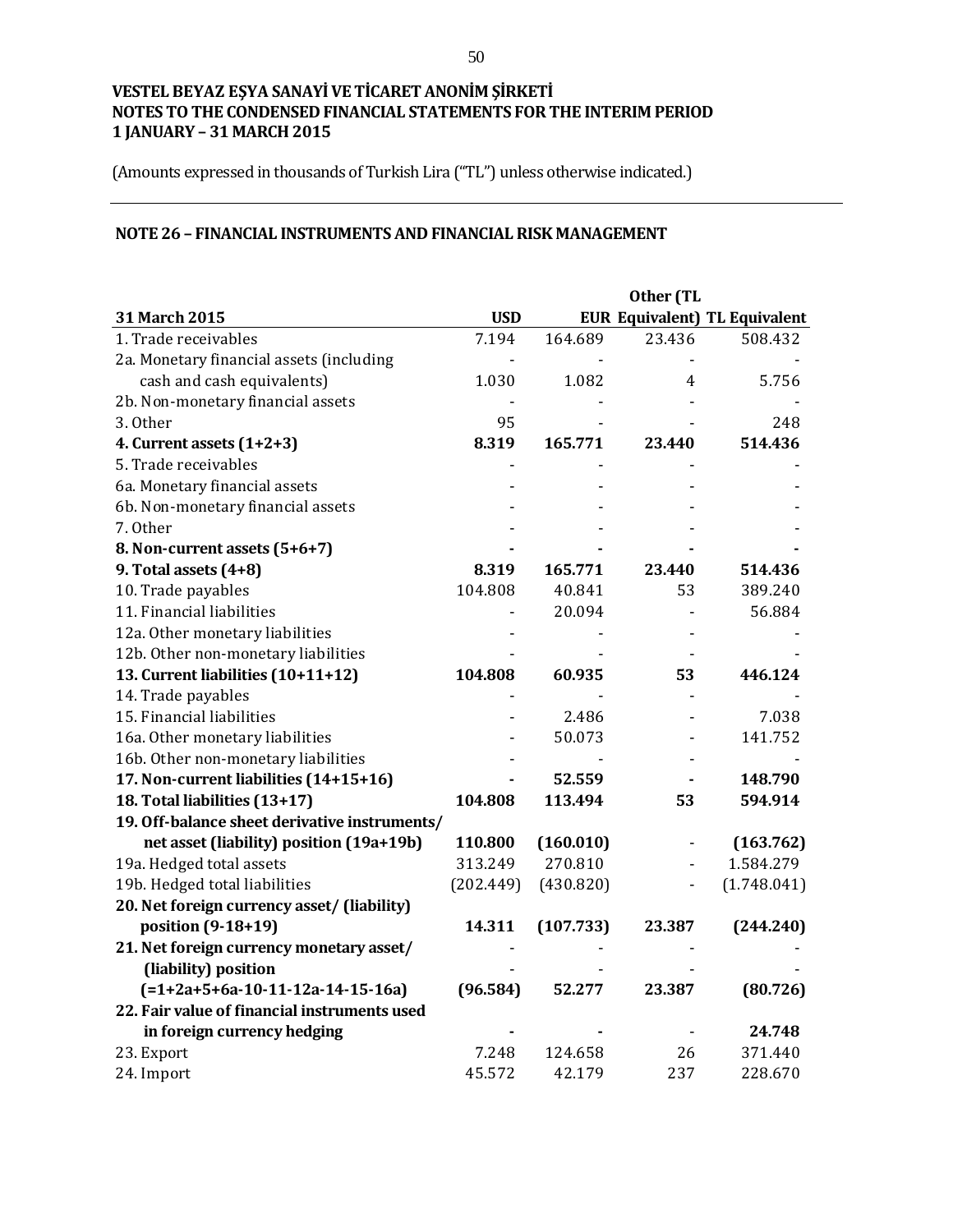**VESTEL BEYAZ EŞYA SANAYİ VE TİCARET ANONİM ŞİRKETİ**
**NOTES TO THE CONDENSED FINANCIAL STATEMENTS FOR THE INTERIM PERIOD**
**1 JANUARY – 31 MARCH 2015**

(Amounts expressed in thousands of Turkish Lira ("TL") unless otherwise indicated.)

## NOTE 26 – FINANCIAL INSTRUMENTS AND FINANCIAL RISK MANAGEMENT

| 31 March 2015 | USD | EUR | Other (TL Equivalent) | TL Equivalent |
|---|---|---|---|---|
| 1. Trade receivables | 7.194 | 164.689 | 23.436 | 508.432 |
| 2a. Monetary financial assets (including | - | - | - | - |
| cash and cash equivalents) | 1.030 | 1.082 | 4 | 5.756 |
| 2b. Non-monetary financial assets | - | - | - | - |
| 3. Other | 95 | - | - | 248 |
| **4. Current assets (1+2+3)** | **8.319** | **165.771** | **23.440** | **514.436** |
| 5. Trade receivables | - | - | - | - |
| 6a. Monetary financial assets | - | - | - | - |
| 6b. Non-monetary financial assets | - | - | - | - |
| 7. Other | - | - | - | - |
| **8. Non-current assets (5+6+7)** | **-** | **-** | **-** | **-** |
| **9. Total assets (4+8)** | **8.319** | **165.771** | **23.440** | **514.436** |
| 10. Trade payables | 104.808 | 40.841 | 53 | 389.240 |
| 11. Financial liabilities | - | 20.094 | - | 56.884 |
| 12a. Other monetary liabilities | - | - | - | - |
| 12b. Other non-monetary liabilities | - | - | - | - |
| **13. Current liabilities (10+11+12)** | **104.808** | **60.935** | **53** | **446.124** |
| 14. Trade payables | - | - | - | - |
| 15. Financial liabilities | - | 2.486 | - | 7.038 |
| 16a. Other monetary liabilities | - | 50.073 | - | 141.752 |
| 16b. Other non-monetary liabilities | - | - | - | - |
| **17. Non-current liabilities (14+15+16)** | **-** | **52.559** | **-** | **148.790** |
| **18. Total liabilities (13+17)** | **104.808** | **113.494** | **53** | **594.914** |
| **19. Off-balance sheet derivative instruments/ net asset (liability) position (19a+19b)** | **110.800** | **(160.010)** | - | **(163.762)** |
| 19a. Hedged total assets | 313.249 | 270.810 | - | 1.584.279 |
| 19b. Hedged total liabilities | (202.449) | (430.820) | - | (1.748.041) |
| **20. Net foreign currency asset/ (liability) position (9-18+19)** | **14.311** | **(107.733)** | **23.387** | **(244.240)** |
| **21. Net foreign currency monetary asset/ (liability) position** | - | - | - | - |
| **(=1+2a+5+6a-10-11-12a-14-15-16a)** | **(96.584)** | **52.277** | **23.387** | **(80.726)** |
| **22. Fair value of financial instruments used in foreign currency hedging** | **-** | **-** | - | **24.748** |
| 23. Export | 7.248 | 124.658 | 26 | 371.440 |
| 24. Import | 45.572 | 42.179 | 237 | 228.670 |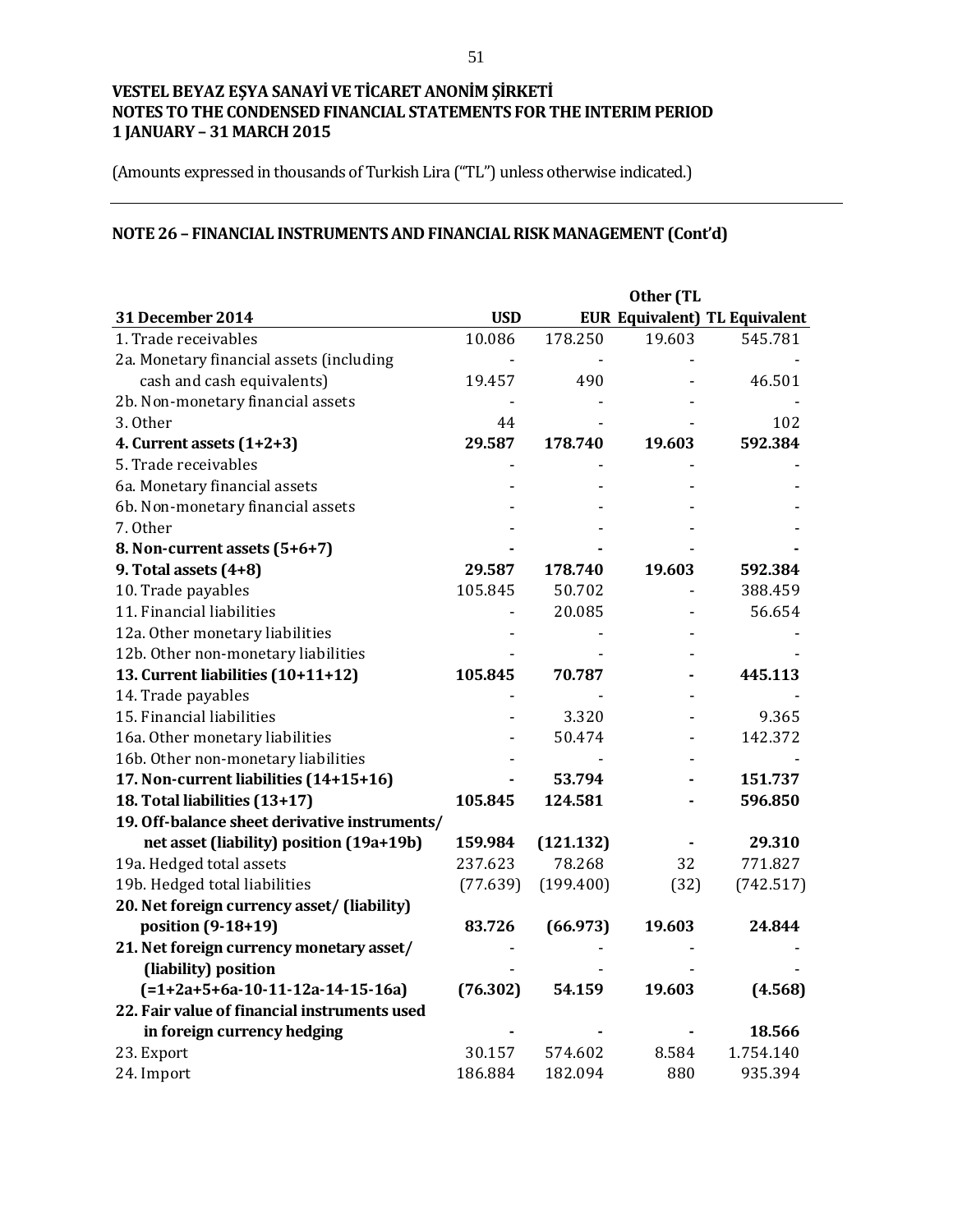VESTEL BEYAZ EŞYA SANAYİ VE TİCARET ANONİM ŞİRKETİ
NOTES TO THE CONDENSED FINANCIAL STATEMENTS FOR THE INTERIM PERIOD
1 JANUARY – 31 MARCH 2015

(Amounts expressed in thousands of Turkish Lira ("TL") unless otherwise indicated.)

## NOTE 26 – FINANCIAL INSTRUMENTS AND FINANCIAL RISK MANAGEMENT (Cont'd)

| 31 December 2014 | USD | EUR | Other (TL Equivalent) | TL Equivalent |
|---|---|---|---|---|
| 1. Trade receivables | 10.086 | 178.250 | 19.603 | 545.781 |
| 2a. Monetary financial assets (including cash and cash equivalents) | 19.457 | 490 | - | 46.501 |
| 2b. Non-monetary financial assets | - | - | - | - |
| 3. Other | 44 | - | - | 102 |
| **4. Current assets (1+2+3)** | **29.587** | **178.740** | **19.603** | **592.384** |
| 5. Trade receivables | - | - | - | - |
| 6a. Monetary financial assets | - | - | - | - |
| 6b. Non-monetary financial assets | - | - | - | - |
| 7. Other | - | - | - | - |
| **8. Non-current assets (5+6+7)** | **-** | **-** | - | **-** |
| **9. Total assets (4+8)** | **29.587** | **178.740** | **19.603** | **592.384** |
| 10. Trade payables | 105.845 | 50.702 | - | 388.459 |
| 11. Financial liabilities | - | 20.085 | - | 56.654 |
| 12a. Other monetary liabilities | - | - | - | - |
| 12b. Other non-monetary liabilities | - | - | - | - |
| **13. Current liabilities (10+11+12)** | **105.845** | **70.787** | **-** | **445.113** |
| 14. Trade payables | - | - | - | - |
| 15. Financial liabilities | - | 3.320 | - | 9.365 |
| 16a. Other monetary liabilities | - | 50.474 | - | 142.372 |
| 16b. Other non-monetary liabilities | - | - | - | - |
| **17. Non-current liabilities (14+15+16)** | **-** | **53.794** | **-** | **151.737** |
| **18. Total liabilities (13+17)** | **105.845** | **124.581** | **-** | **596.850** |
| **19. Off-balance sheet derivative instruments/ net asset (liability) position (19a+19b)** | **159.984** | **(121.132)** | **-** | **29.310** |
| 19a. Hedged total assets | 237.623 | 78.268 | 32 | 771.827 |
| 19b. Hedged total liabilities | (77.639) | (199.400) | (32) | (742.517) |
| **20. Net foreign currency asset/ (liability) position (9-18+19)** | **83.726** | **(66.973)** | **19.603** | **24.844** |
| **21. Net foreign currency monetary asset/ (liability) position (=1+2a+5+6a-10-11-12a-14-15-16a)** | **(76.302)** | **54.159** | **19.603** | **(4.568)** |
| **22. Fair value of financial instruments used in foreign currency hedging** | **-** | **-** | **-** | **18.566** |
| 23. Export | 30.157 | 574.602 | 8.584 | 1.754.140 |
| 24. Import | 186.884 | 182.094 | 880 | 935.394 |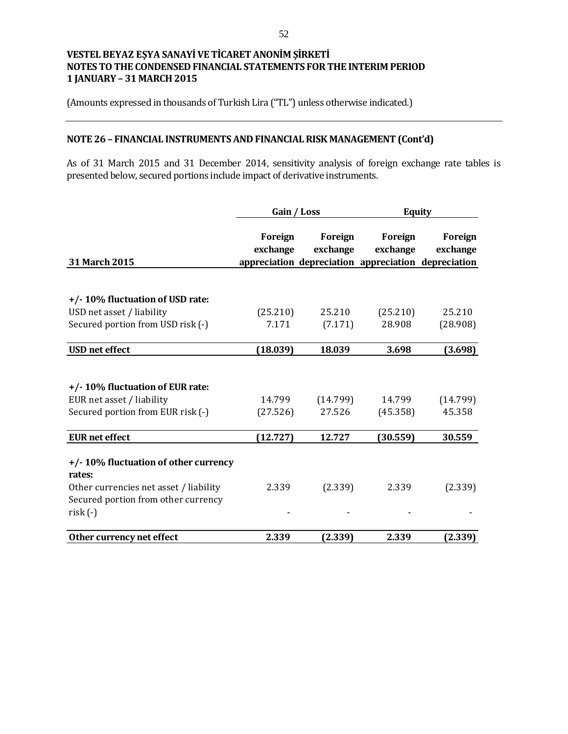**VESTEL BEYAZ EŞYA SANAYİ VE TİCARET ANONİM ŞİRKETİ**
**NOTES TO THE CONDENSED FINANCIAL STATEMENTS FOR THE INTERIM PERIOD**
**1 JANUARY – 31 MARCH 2015**

(Amounts expressed in thousands of Turkish Lira ("TL") unless otherwise indicated.)

## NOTE 26 – FINANCIAL INSTRUMENTS AND FINANCIAL RISK MANAGEMENT (Cont'd)

As of 31 March 2015 and 31 December 2014, sensitivity analysis of foreign exchange rate tables is presented below, secured portions include impact of derivative instruments.

| | Gain / Loss | | Equity | |
|---|---|---|---|---|
| **31 March 2015** | **Foreign exchange appreciation** | **Foreign exchange depreciation** | **Foreign exchange appreciation** | **Foreign exchange depreciation** |
| **+/- 10% fluctuation of USD rate:** | | | | |
| USD net asset / liability | (25.210) | 25.210 | (25.210) | 25.210 |
| Secured portion from USD risk (-) | 7.171 | (7.171) | 28.908 | (28.908) |
| **USD net effect** | **(18.039)** | **18.039** | **3.698** | **(3.698)** |
| **+/- 10% fluctuation of EUR rate:** | | | | |
| EUR net asset / liability | 14.799 | (14.799) | 14.799 | (14.799) |
| Secured portion from EUR risk (-) | (27.526) | 27.526 | (45.358) | 45.358 |
| **EUR net effect** | **(12.727)** | **12.727** | **(30.559)** | **30.559** |
| **+/- 10% fluctuation of other currency rates:** | | | | |
| Other currencies net asset / liability | 2.339 | (2.339) | 2.339 | (2.339) |
| Secured portion from other currency risk (-) | - | - | - | - |
| **Other currency net effect** | **2.339** | **(2.339)** | **2.339** | **(2.339)** |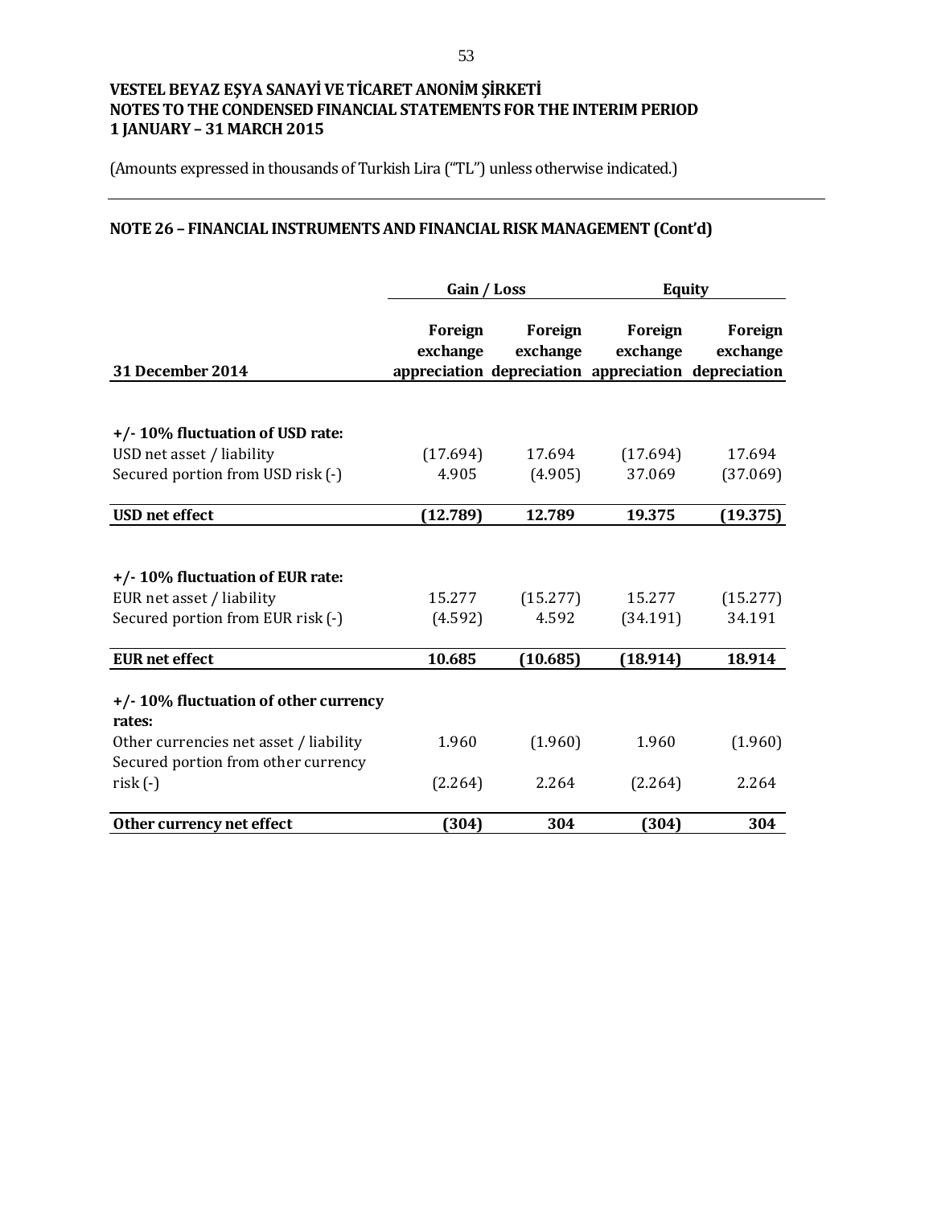# VESTEL BEYAZ EŞYA SANAYİ VE TİCARET ANONİM ŞİRKETİ
# NOTES TO THE CONDENSED FINANCIAL STATEMENTS FOR THE INTERIM PERIOD
# 1 JANUARY – 31 MARCH 2015

(Amounts expressed in thousands of Turkish Lira ("TL") unless otherwise indicated.)

## NOTE 26 – FINANCIAL INSTRUMENTS AND FINANCIAL RISK MANAGEMENT (Cont'd)

| | Gain / Loss | | Equity | |
|---|---|---|---|---|
| **31 December 2014** | **Foreign exchange appreciation** | **Foreign exchange depreciation** | **Foreign exchange appreciation** | **Foreign exchange depreciation** |
| **+/- 10% fluctuation of USD rate:** | | | | |
| USD net asset / liability | (17.694) | 17.694 | (17.694) | 17.694 |
| Secured portion from USD risk (-) | 4.905 | (4.905) | 37.069 | (37.069) |
| **USD net effect** | **(12.789)** | **12.789** | **19.375** | **(19.375)** |
| **+/- 10% fluctuation of EUR rate:** | | | | |
| EUR net asset / liability | 15.277 | (15.277) | 15.277 | (15.277) |
| Secured portion from EUR risk (-) | (4.592) | 4.592 | (34.191) | 34.191 |
| **EUR net effect** | **10.685** | **(10.685)** | **(18.914)** | **18.914** |
| **+/- 10% fluctuation of other currency rates:** | | | | |
| Other currencies net asset / liability | 1.960 | (1.960) | 1.960 | (1.960) |
| Secured portion from other currency risk (-) | (2.264) | 2.264 | (2.264) | 2.264 |
| **Other currency net effect** | **(304)** | **304** | **(304)** | **304** |